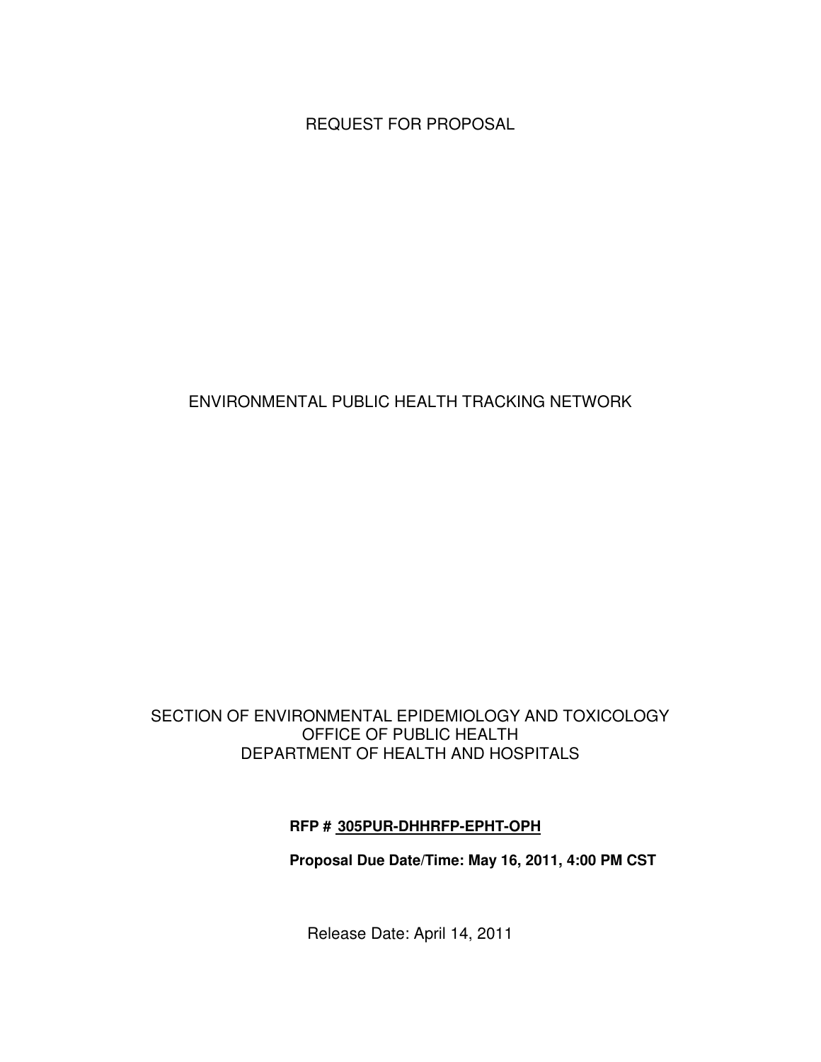# REQUEST FOR PROPOSAL

# ENVIRONMENTAL PUBLIC HEALTH TRACKING NETWORK

SECTION OF ENVIRONMENTAL EPIDEMIOLOGY AND TOXICOLOGY
OFFICE OF PUBLIC HEALTH
DEPARTMENT OF HEALTH AND HOSPITALS

**RFP # 305PUR-DHHRFP-EPHT-OPH**

**Proposal Due Date/Time: May 16, 2011, 4:00 PM CST**

Release Date: April 14, 2011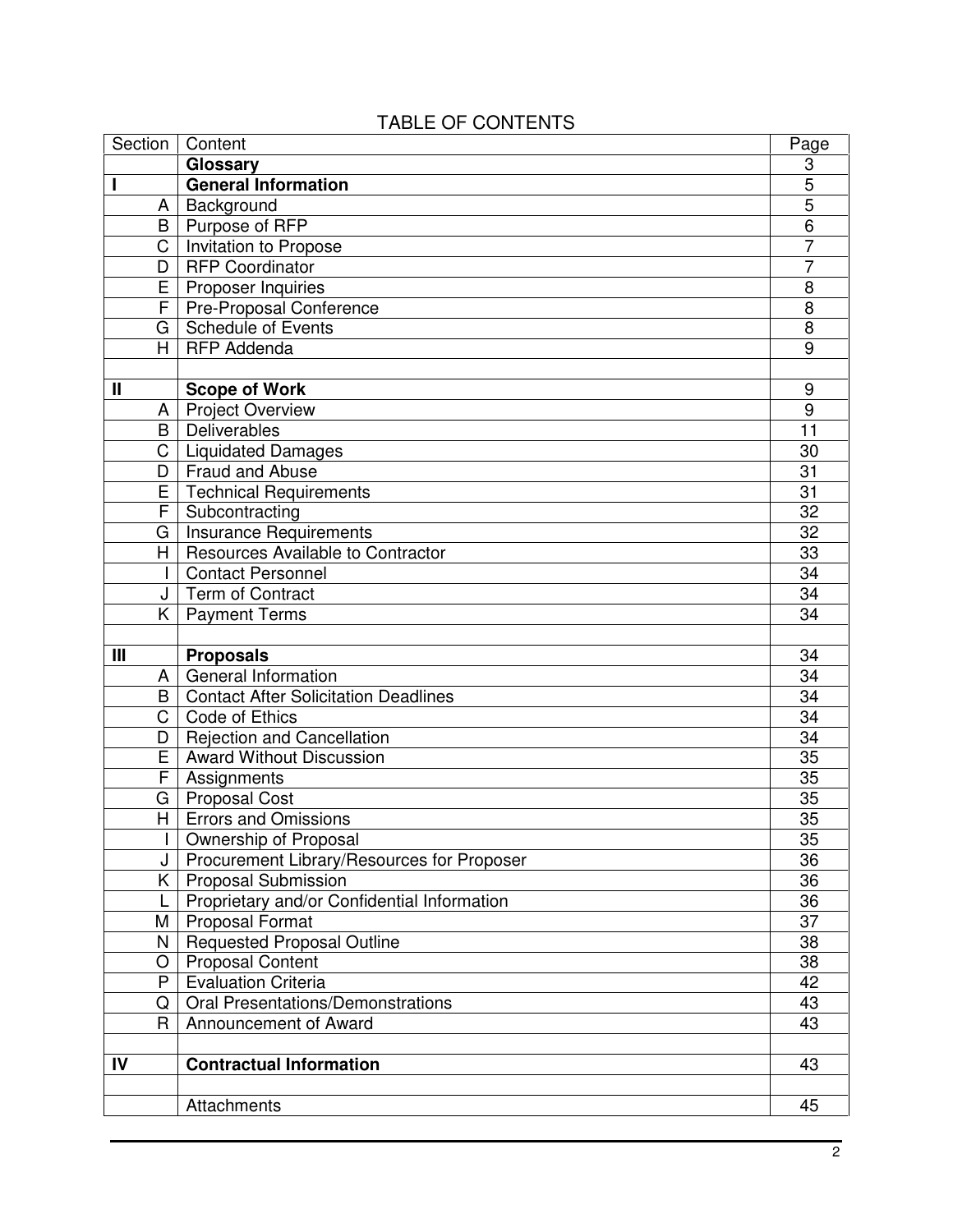# TABLE OF CONTENTS

| Section | Content | Page |
|---|---|---|
| | **Glossary** | 3 |
| **I** | **General Information** | 5 |
| A | Background | 5 |
| B | Purpose of RFP | 6 |
| C | Invitation to Propose | 7 |
| D | RFP Coordinator | 7 |
| E | Proposer Inquiries | 8 |
| F | Pre-Proposal Conference | 8 |
| G | Schedule of Events | 8 |
| H | RFP Addenda | 9 |
| | | |
| **II** | **Scope of Work** | 9 |
| A | Project Overview | 9 |
| B | Deliverables | 11 |
| C | Liquidated Damages | 30 |
| D | Fraud and Abuse | 31 |
| E | Technical Requirements | 31 |
| F | Subcontracting | 32 |
| G | Insurance Requirements | 32 |
| H | Resources Available to Contractor | 33 |
| I | Contact Personnel | 34 |
| J | Term of Contract | 34 |
| K | Payment Terms | 34 |
| | | |
| **III** | **Proposals** | 34 |
| A | General Information | 34 |
| B | Contact After Solicitation Deadlines | 34 |
| C | Code of Ethics | 34 |
| D | Rejection and Cancellation | 34 |
| E | Award Without Discussion | 35 |
| F | Assignments | 35 |
| G | Proposal Cost | 35 |
| H | Errors and Omissions | 35 |
| I | Ownership of Proposal | 35 |
| J | Procurement Library/Resources for Proposer | 36 |
| K | Proposal Submission | 36 |
| L | Proprietary and/or Confidential Information | 36 |
| M | Proposal Format | 37 |
| N | Requested Proposal Outline | 38 |
| O | Proposal Content | 38 |
| P | Evaluation Criteria | 42 |
| Q | Oral Presentations/Demonstrations | 43 |
| R | Announcement of Award | 43 |
| | | |
| **IV** | **Contractual Information** | 43 |
| | | |
| | Attachments | 45 |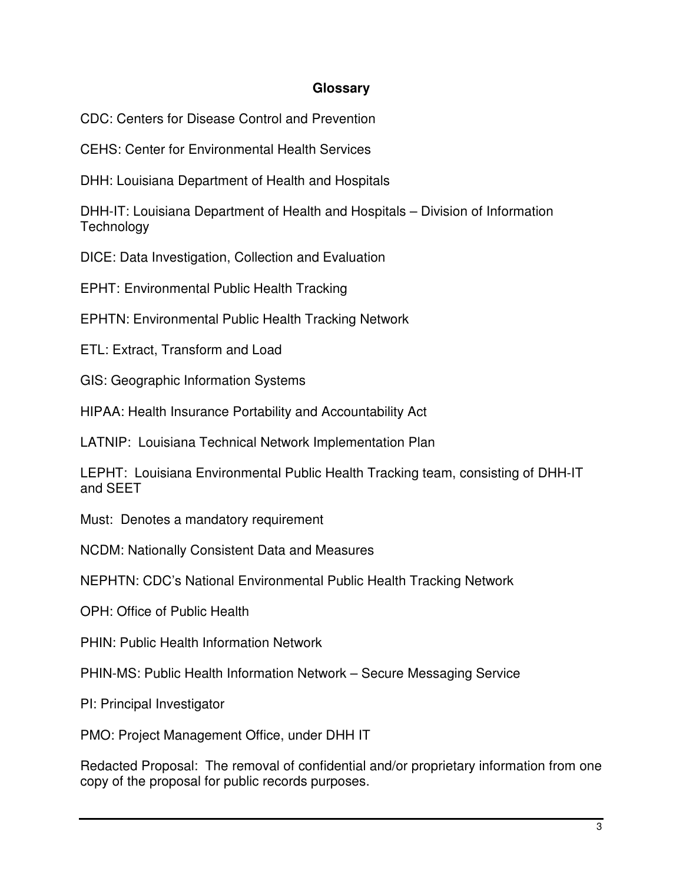## Glossary

CDC: Centers for Disease Control and Prevention

CEHS: Center for Environmental Health Services

DHH: Louisiana Department of Health and Hospitals

DHH-IT: Louisiana Department of Health and Hospitals – Division of Information Technology

DICE: Data Investigation, Collection and Evaluation

EPHT: Environmental Public Health Tracking

EPHTN: Environmental Public Health Tracking Network

ETL: Extract, Transform and Load

GIS: Geographic Information Systems

HIPAA: Health Insurance Portability and Accountability Act

LATNIP: Louisiana Technical Network Implementation Plan

LEPHT: Louisiana Environmental Public Health Tracking team, consisting of DHH-IT and SEET

Must: Denotes a mandatory requirement

NCDM: Nationally Consistent Data and Measures

NEPHTN: CDC's National Environmental Public Health Tracking Network

OPH: Office of Public Health

PHIN: Public Health Information Network

PHIN-MS: Public Health Information Network – Secure Messaging Service

PI: Principal Investigator

PMO: Project Management Office, under DHH IT

Redacted Proposal: The removal of confidential and/or proprietary information from one copy of the proposal for public records purposes.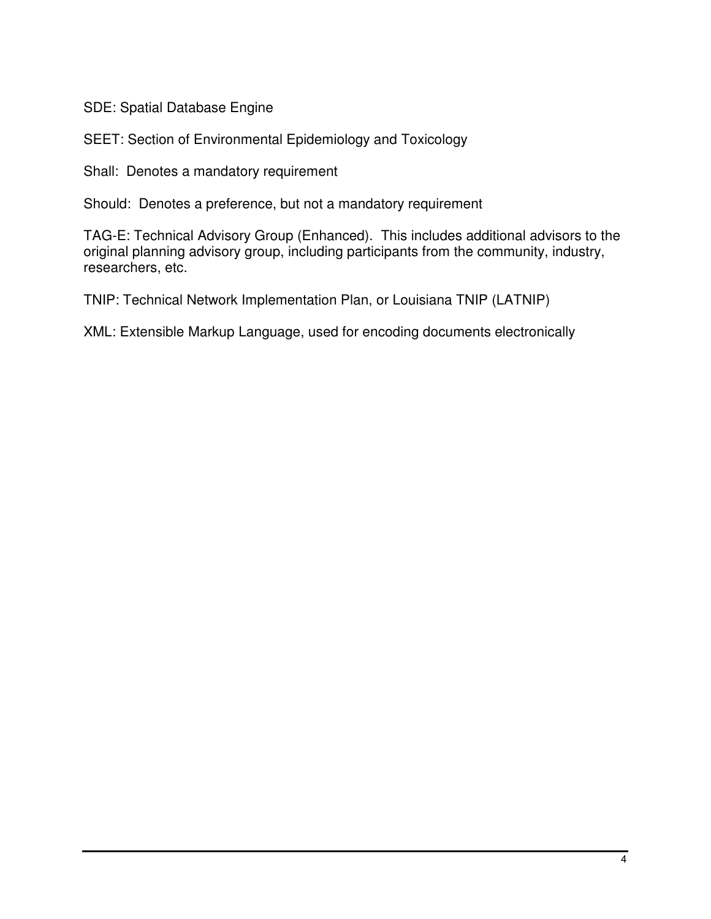SDE: Spatial Database Engine

SEET: Section of Environmental Epidemiology and Toxicology

Shall:  Denotes a mandatory requirement

Should:  Denotes a preference, but not a mandatory requirement

TAG-E: Technical Advisory Group (Enhanced).  This includes additional advisors to the original planning advisory group, including participants from the community, industry, researchers, etc.

TNIP: Technical Network Implementation Plan, or Louisiana TNIP (LATNIP)

XML: Extensible Markup Language, used for encoding documents electronically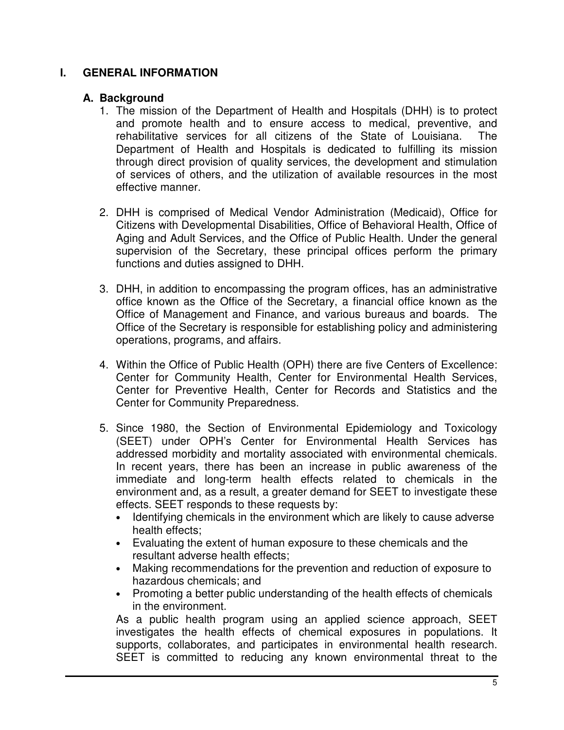# I. GENERAL INFORMATION

## A. Background

1. The mission of the Department of Health and Hospitals (DHH) is to protect and promote health and to ensure access to medical, preventive, and rehabilitative services for all citizens of the State of Louisiana. The Department of Health and Hospitals is dedicated to fulfilling its mission through direct provision of quality services, the development and stimulation of services of others, and the utilization of available resources in the most effective manner.

2. DHH is comprised of Medical Vendor Administration (Medicaid), Office for Citizens with Developmental Disabilities, Office of Behavioral Health, Office of Aging and Adult Services, and the Office of Public Health. Under the general supervision of the Secretary, these principal offices perform the primary functions and duties assigned to DHH.

3. DHH, in addition to encompassing the program offices, has an administrative office known as the Office of the Secretary, a financial office known as the Office of Management and Finance, and various bureaus and boards. The Office of the Secretary is responsible for establishing policy and administering operations, programs, and affairs.

4. Within the Office of Public Health (OPH) there are five Centers of Excellence: Center for Community Health, Center for Environmental Health Services, Center for Preventive Health, Center for Records and Statistics and the Center for Community Preparedness.

5. Since 1980, the Section of Environmental Epidemiology and Toxicology (SEET) under OPH's Center for Environmental Health Services has addressed morbidity and mortality associated with environmental chemicals. In recent years, there has been an increase in public awareness of the immediate and long-term health effects related to chemicals in the environment and, as a result, a greater demand for SEET to investigate these effects. SEET responds to these requests by:
   - Identifying chemicals in the environment which are likely to cause adverse health effects;
   - Evaluating the extent of human exposure to these chemicals and the resultant adverse health effects;
   - Making recommendations for the prevention and reduction of exposure to hazardous chemicals; and
   - Promoting a better public understanding of the health effects of chemicals in the environment.

   As a public health program using an applied science approach, SEET investigates the health effects of chemical exposures in populations. It supports, collaborates, and participates in environmental health research. SEET is committed to reducing any known environmental threat to the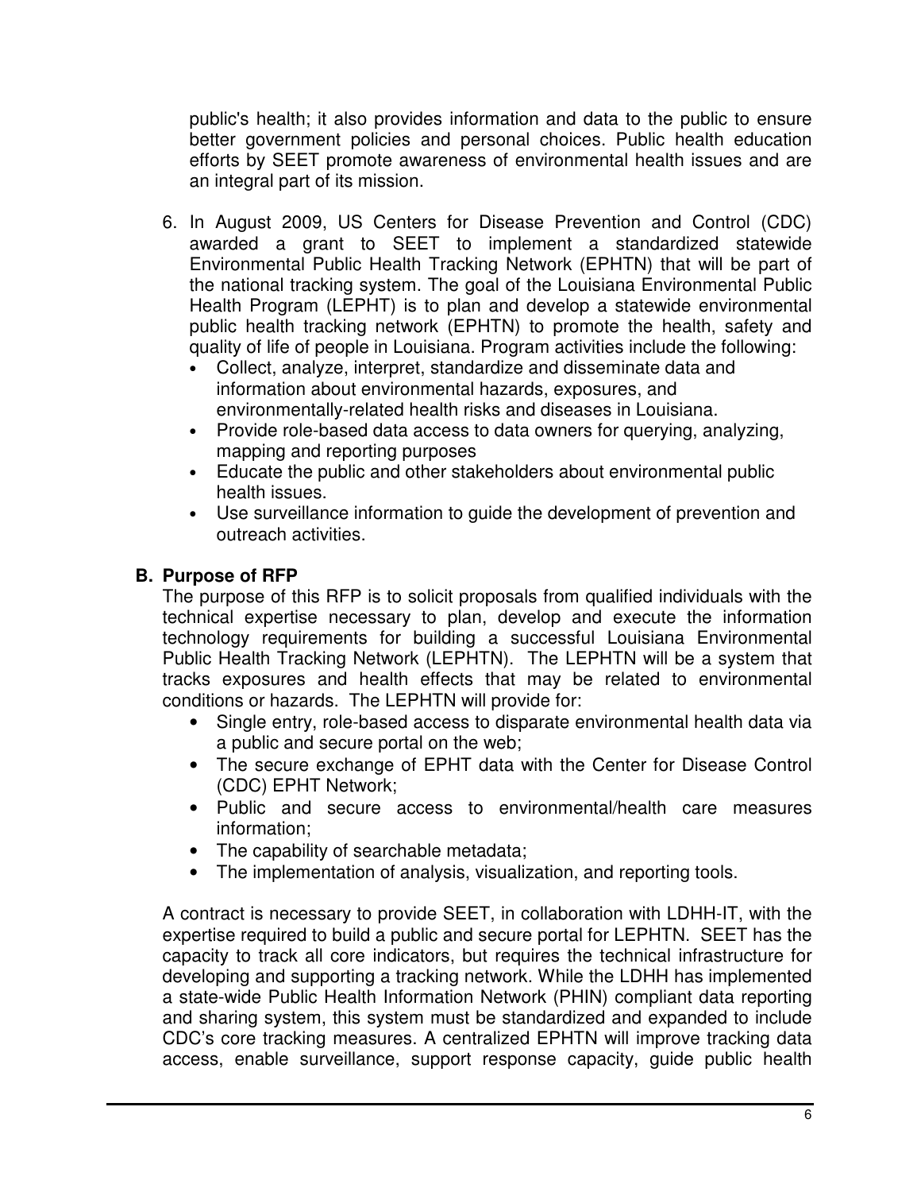public's health; it also provides information and data to the public to ensure better government policies and personal choices. Public health education efforts by SEET promote awareness of environmental health issues and are an integral part of its mission.

6. In August 2009, US Centers for Disease Prevention and Control (CDC) awarded a grant to SEET to implement a standardized statewide Environmental Public Health Tracking Network (EPHTN) that will be part of the national tracking system. The goal of the Louisiana Environmental Public Health Program (LEPHT) is to plan and develop a statewide environmental public health tracking network (EPHTN) to promote the health, safety and quality of life of people in Louisiana. Program activities include the following:
   - Collect, analyze, interpret, standardize and disseminate data and information about environmental hazards, exposures, and environmentally-related health risks and diseases in Louisiana.
   - Provide role-based data access to data owners for querying, analyzing, mapping and reporting purposes
   - Educate the public and other stakeholders about environmental public health issues.
   - Use surveillance information to guide the development of prevention and outreach activities.

## B. Purpose of RFP

The purpose of this RFP is to solicit proposals from qualified individuals with the technical expertise necessary to plan, develop and execute the information technology requirements for building a successful Louisiana Environmental Public Health Tracking Network (LEPHTN). The LEPHTN will be a system that tracks exposures and health effects that may be related to environmental conditions or hazards. The LEPHTN will provide for:

- Single entry, role-based access to disparate environmental health data via a public and secure portal on the web;
- The secure exchange of EPHT data with the Center for Disease Control (CDC) EPHT Network;
- Public and secure access to environmental/health care measures information;
- The capability of searchable metadata;
- The implementation of analysis, visualization, and reporting tools.

A contract is necessary to provide SEET, in collaboration with LDHH-IT, with the expertise required to build a public and secure portal for LEPHTN. SEET has the capacity to track all core indicators, but requires the technical infrastructure for developing and supporting a tracking network. While the LDHH has implemented a state-wide Public Health Information Network (PHIN) compliant data reporting and sharing system, this system must be standardized and expanded to include CDC's core tracking measures. A centralized EPHTN will improve tracking data access, enable surveillance, support response capacity, guide public health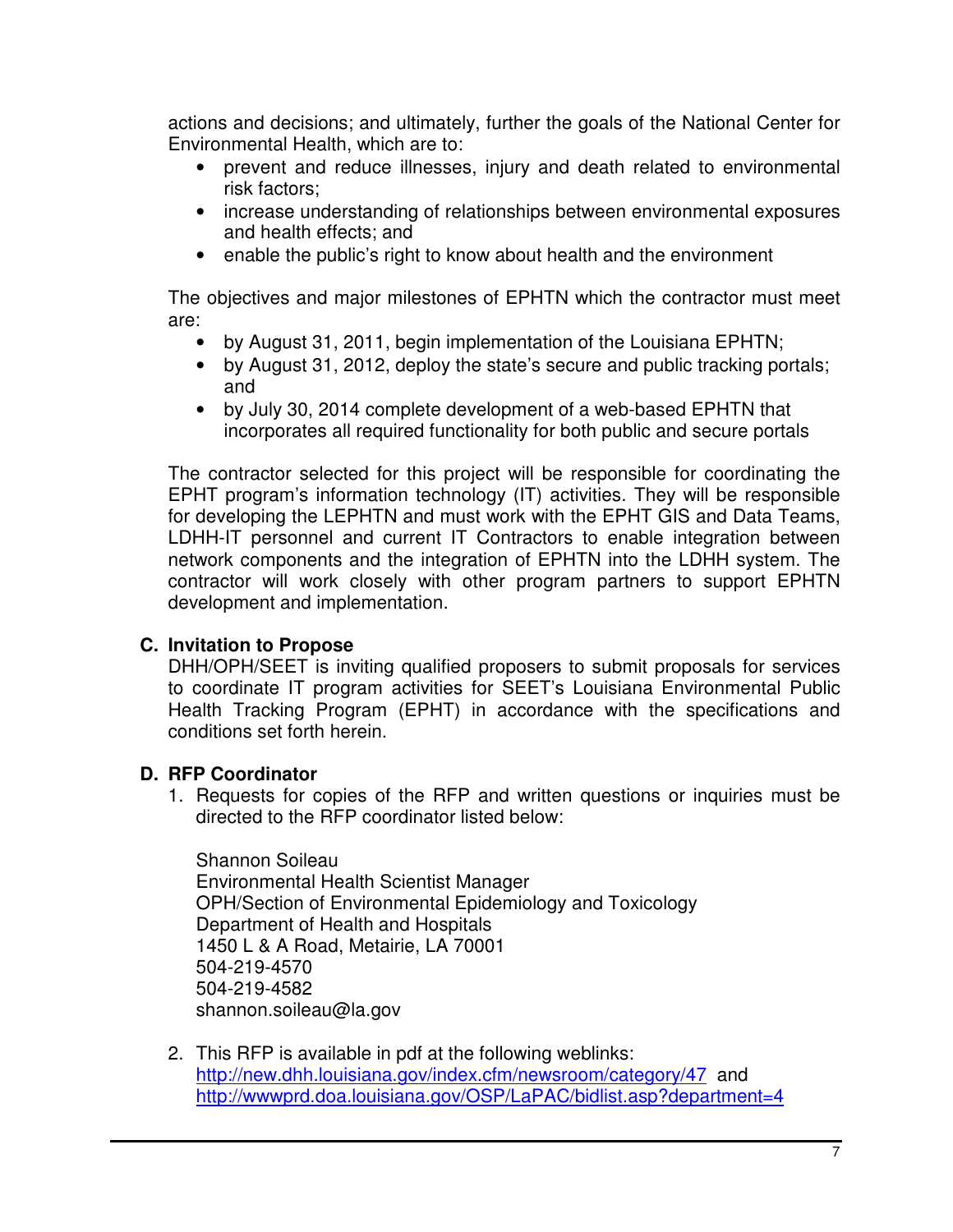actions and decisions; and ultimately, further the goals of the National Center for Environmental Health, which are to:

- prevent and reduce illnesses, injury and death related to environmental risk factors;
- increase understanding of relationships between environmental exposures and health effects; and
- enable the public's right to know about health and the environment

The objectives and major milestones of EPHTN which the contractor must meet are:

- by August 31, 2011, begin implementation of the Louisiana EPHTN;
- by August 31, 2012, deploy the state's secure and public tracking portals; and
- by July 30, 2014 complete development of a web-based EPHTN that incorporates all required functionality for both public and secure portals

The contractor selected for this project will be responsible for coordinating the EPHT program's information technology (IT) activities. They will be responsible for developing the LEPHTN and must work with the EPHT GIS and Data Teams, LDHH-IT personnel and current IT Contractors to enable integration between network components and the integration of EPHTN into the LDHH system. The contractor will work closely with other program partners to support EPHTN development and implementation.

### C. Invitation to Propose

DHH/OPH/SEET is inviting qualified proposers to submit proposals for services to coordinate IT program activities for SEET's Louisiana Environmental Public Health Tracking Program (EPHT) in accordance with the specifications and conditions set forth herein.

### D. RFP Coordinator

1. Requests for copies of the RFP and written questions or inquiries must be directed to the RFP coordinator listed below:

   Shannon Soileau
   Environmental Health Scientist Manager
   OPH/Section of Environmental Epidemiology and Toxicology
   Department of Health and Hospitals
   1450 L & A Road, Metairie, LA 70001
   504-219-4570
   504-219-4582
   shannon.soileau@la.gov

2. This RFP is available in pdf at the following weblinks:
   http://new.dhh.louisiana.gov/index.cfm/newsroom/category/47 and
   http://wwwprd.doa.louisiana.gov/OSP/LaPAC/bidlist.asp?department=4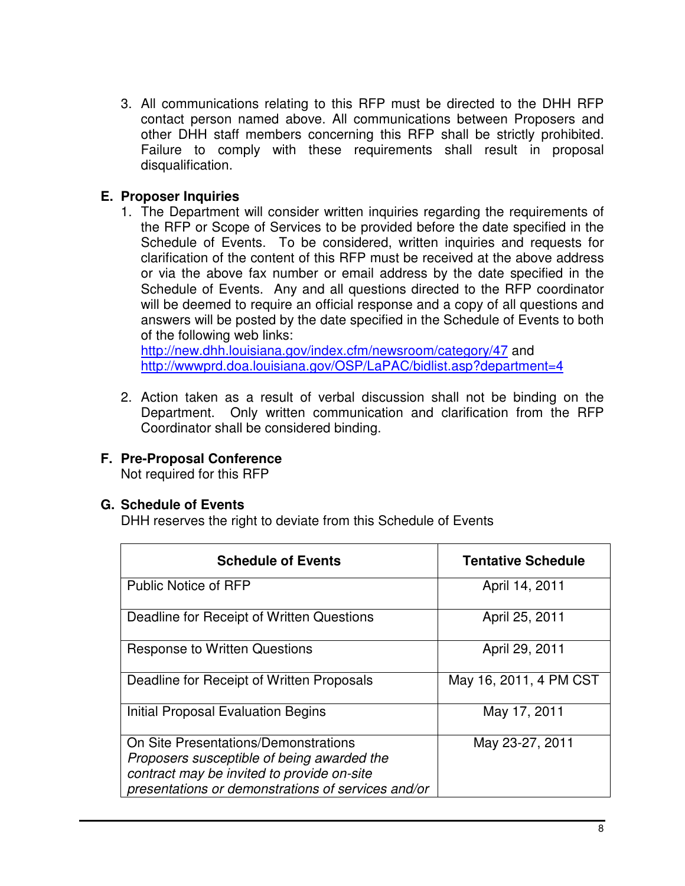3. All communications relating to this RFP must be directed to the DHH RFP contact person named above. All communications between Proposers and other DHH staff members concerning this RFP shall be strictly prohibited. Failure to comply with these requirements shall result in proposal disqualification.

## E. Proposer Inquiries

1. The Department will consider written inquiries regarding the requirements of the RFP or Scope of Services to be provided before the date specified in the Schedule of Events. To be considered, written inquiries and requests for clarification of the content of this RFP must be received at the above address or via the above fax number or email address by the date specified in the Schedule of Events. Any and all questions directed to the RFP coordinator will be deemed to require an official response and a copy of all questions and answers will be posted by the date specified in the Schedule of Events to both of the following web links:
   http://new.dhh.louisiana.gov/index.cfm/newsroom/category/47 and
   http://wwwprd.doa.louisiana.gov/OSP/LaPAC/bidlist.asp?department=4

2. Action taken as a result of verbal discussion shall not be binding on the Department. Only written communication and clarification from the RFP Coordinator shall be considered binding.

## F. Pre-Proposal Conference

Not required for this RFP

## G. Schedule of Events

DHH reserves the right to deviate from this Schedule of Events

| Schedule of Events | Tentative Schedule |
|---|---|
| Public Notice of RFP | April 14, 2011 |
| Deadline for Receipt of Written Questions | April 25, 2011 |
| Response to Written Questions | April 29, 2011 |
| Deadline for Receipt of Written Proposals | May 16, 2011, 4 PM CST |
| Initial Proposal Evaluation Begins | May 17, 2011 |
| On Site Presentations/Demonstrations *Proposers susceptible of being awarded the contract may be invited to provide on-site presentations or demonstrations of services and/or* | May 23-27, 2011 |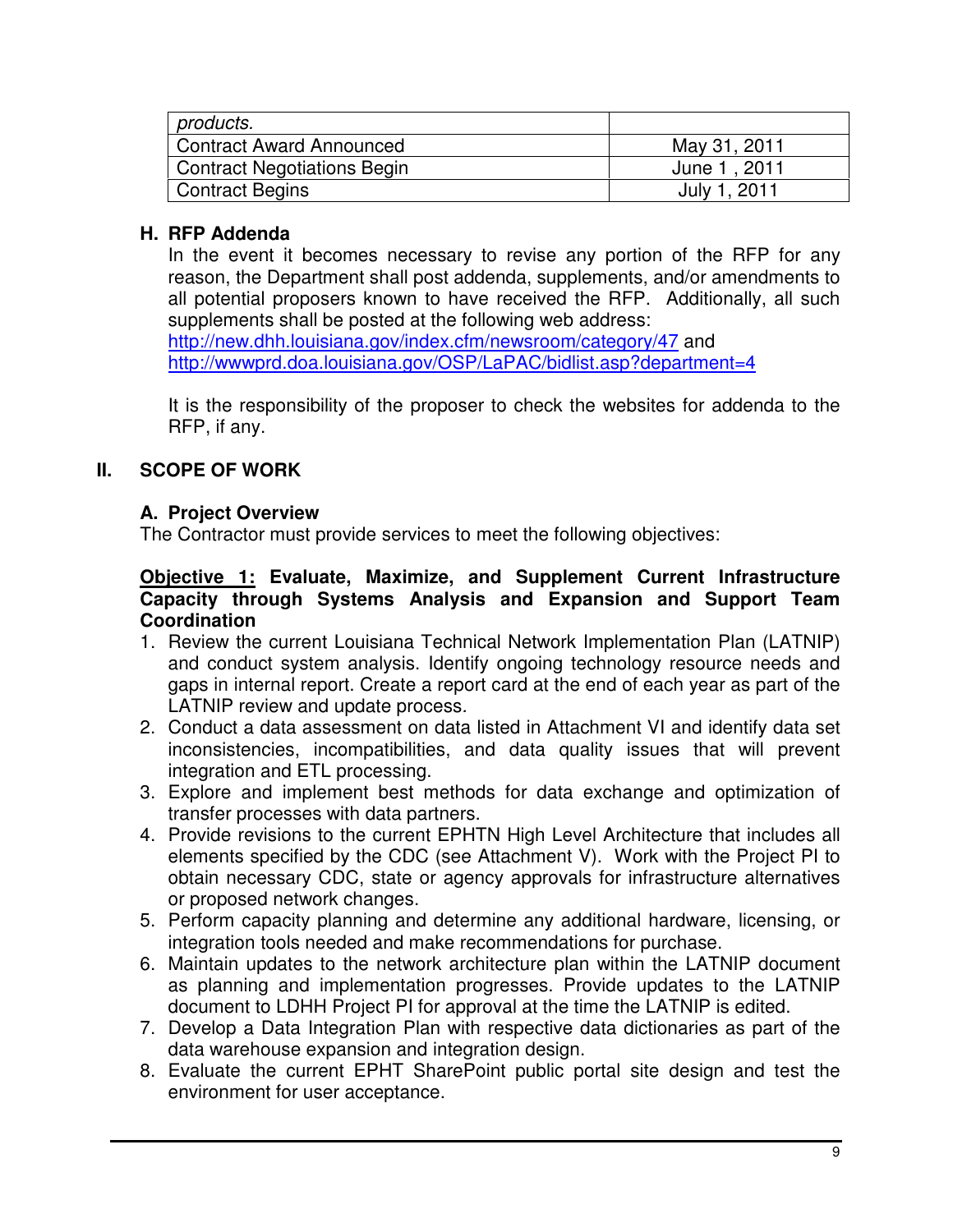| products. | |
|---|---|
| Contract Award Announced | May 31, 2011 |
| Contract Negotiations Begin | June 1 , 2011 |
| Contract Begins | July 1, 2011 |

### H. RFP Addenda

In the event it becomes necessary to revise any portion of the RFP for any reason, the Department shall post addenda, supplements, and/or amendments to all potential proposers known to have received the RFP. Additionally, all such supplements shall be posted at the following web address:
http://new.dhh.louisiana.gov/index.cfm/newsroom/category/47 and
http://wwwprd.doa.louisiana.gov/OSP/LaPAC/bidlist.asp?department=4

It is the responsibility of the proposer to check the websites for addenda to the RFP, if any.

## II. SCOPE OF WORK

### A. Project Overview

The Contractor must provide services to meet the following objectives:

**<u>Objective 1:</u> Evaluate, Maximize, and Supplement Current Infrastructure Capacity through Systems Analysis and Expansion and Support Team Coordination**

1. Review the current Louisiana Technical Network Implementation Plan (LATNIP) and conduct system analysis. Identify ongoing technology resource needs and gaps in internal report. Create a report card at the end of each year as part of the LATNIP review and update process.
2. Conduct a data assessment on data listed in Attachment VI and identify data set inconsistencies, incompatibilities, and data quality issues that will prevent integration and ETL processing.
3. Explore and implement best methods for data exchange and optimization of transfer processes with data partners.
4. Provide revisions to the current EPHTN High Level Architecture that includes all elements specified by the CDC (see Attachment V). Work with the Project PI to obtain necessary CDC, state or agency approvals for infrastructure alternatives or proposed network changes.
5. Perform capacity planning and determine any additional hardware, licensing, or integration tools needed and make recommendations for purchase.
6. Maintain updates to the network architecture plan within the LATNIP document as planning and implementation progresses. Provide updates to the LATNIP document to LDHH Project PI for approval at the time the LATNIP is edited.
7. Develop a Data Integration Plan with respective data dictionaries as part of the data warehouse expansion and integration design.
8. Evaluate the current EPHT SharePoint public portal site design and test the environment for user acceptance.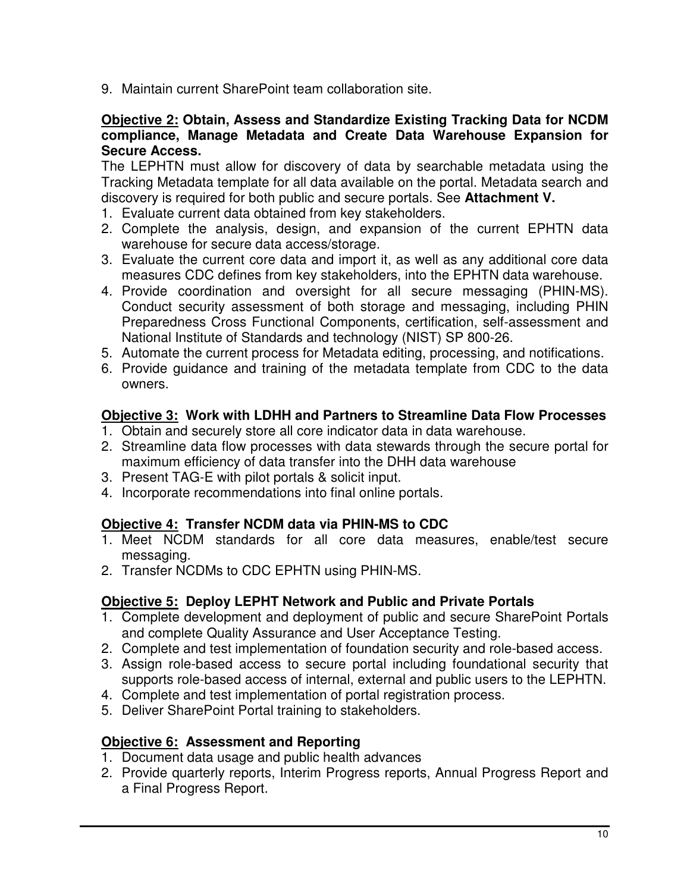9. Maintain current SharePoint team collaboration site.

**<u>Objective 2:</u> Obtain, Assess and Standardize Existing Tracking Data for NCDM compliance, Manage Metadata and Create Data Warehouse Expansion for Secure Access.**

The LEPHTN must allow for discovery of data by searchable metadata using the Tracking Metadata template for all data available on the portal. Metadata search and discovery is required for both public and secure portals. See **Attachment V.**

1. Evaluate current data obtained from key stakeholders.
2. Complete the analysis, design, and expansion of the current EPHTN data warehouse for secure data access/storage.
3. Evaluate the current core data and import it, as well as any additional core data measures CDC defines from key stakeholders, into the EPHTN data warehouse.
4. Provide coordination and oversight for all secure messaging (PHIN-MS). Conduct security assessment of both storage and messaging, including PHIN Preparedness Cross Functional Components, certification, self-assessment and National Institute of Standards and technology (NIST) SP 800-26.
5. Automate the current process for Metadata editing, processing, and notifications.
6. Provide guidance and training of the metadata template from CDC to the data owners.

**<u>Objective 3:</u> Work with LDHH and Partners to Streamline Data Flow Processes**

1. Obtain and securely store all core indicator data in data warehouse.
2. Streamline data flow processes with data stewards through the secure portal for maximum efficiency of data transfer into the DHH data warehouse
3. Present TAG-E with pilot portals & solicit input.
4. Incorporate recommendations into final online portals.

**<u>Objective 4:</u> Transfer NCDM data via PHIN-MS to CDC**

1. Meet NCDM standards for all core data measures, enable/test secure messaging.
2. Transfer NCDMs to CDC EPHTN using PHIN-MS.

**<u>Objective 5:</u> Deploy LEPHT Network and Public and Private Portals**

1. Complete development and deployment of public and secure SharePoint Portals and complete Quality Assurance and User Acceptance Testing.
2. Complete and test implementation of foundation security and role-based access.
3. Assign role-based access to secure portal including foundational security that supports role-based access of internal, external and public users to the LEPHTN.
4. Complete and test implementation of portal registration process.
5. Deliver SharePoint Portal training to stakeholders.

**<u>Objective 6:</u> Assessment and Reporting**

1. Document data usage and public health advances
2. Provide quarterly reports, Interim Progress reports, Annual Progress Report and a Final Progress Report.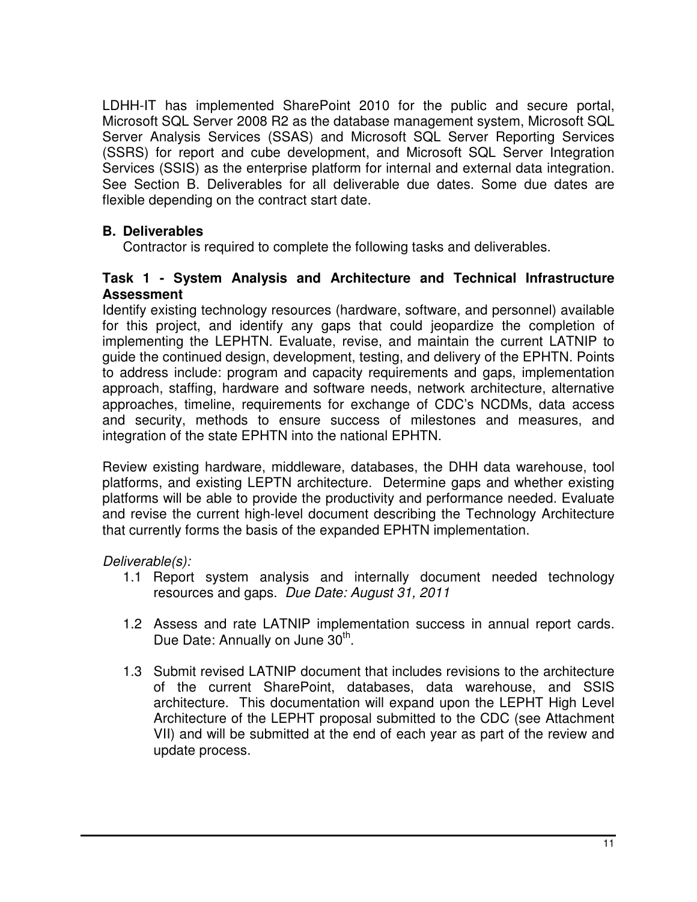LDHH-IT has implemented SharePoint 2010 for the public and secure portal, Microsoft SQL Server 2008 R2 as the database management system, Microsoft SQL Server Analysis Services (SSAS) and Microsoft SQL Server Reporting Services (SSRS) for report and cube development, and Microsoft SQL Server Integration Services (SSIS) as the enterprise platform for internal and external data integration. See Section B. Deliverables for all deliverable due dates. Some due dates are flexible depending on the contract start date.

## B. Deliverables

Contractor is required to complete the following tasks and deliverables.

### Task 1 - System Analysis and Architecture and Technical Infrastructure Assessment

Identify existing technology resources (hardware, software, and personnel) available for this project, and identify any gaps that could jeopardize the completion of implementing the LEPHTN. Evaluate, revise, and maintain the current LATNIP to guide the continued design, development, testing, and delivery of the EPHTN. Points to address include: program and capacity requirements and gaps, implementation approach, staffing, hardware and software needs, network architecture, alternative approaches, timeline, requirements for exchange of CDC's NCDMs, data access and security, methods to ensure success of milestones and measures, and integration of the state EPHTN into the national EPHTN.

Review existing hardware, middleware, databases, the DHH data warehouse, tool platforms, and existing LEPTN architecture. Determine gaps and whether existing platforms will be able to provide the productivity and performance needed. Evaluate and revise the current high-level document describing the Technology Architecture that currently forms the basis of the expanded EPHTN implementation.

*Deliverable(s):*

1.1 Report system analysis and internally document needed technology resources and gaps. *Due Date: August 31, 2011*

1.2 Assess and rate LATNIP implementation success in annual report cards. Due Date: Annually on June 30th.

1.3 Submit revised LATNIP document that includes revisions to the architecture of the current SharePoint, databases, data warehouse, and SSIS architecture. This documentation will expand upon the LEPHT High Level Architecture of the LEPHT proposal submitted to the CDC (see Attachment VII) and will be submitted at the end of each year as part of the review and update process.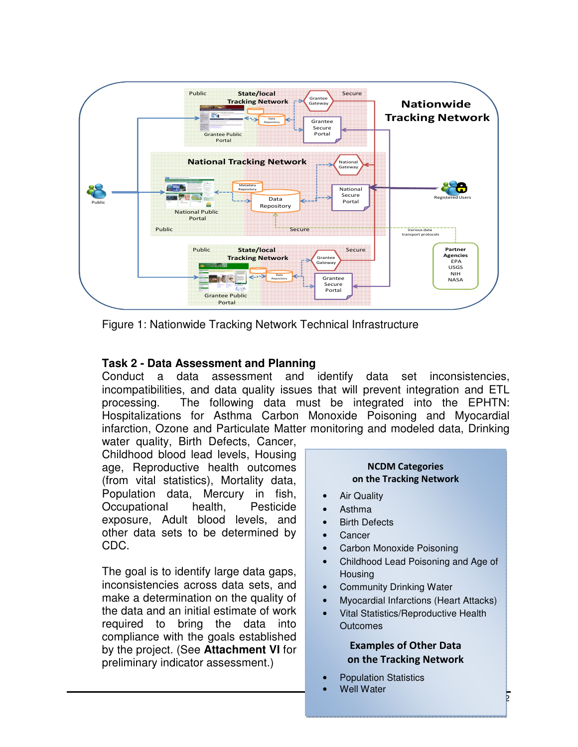Figure 1: Nationwide Tracking Network Technical Infrastructure

### Task 2 - Data Assessment and Planning

Conduct a data assessment and identify data set inconsistencies, incompatibilities, and data quality issues that will prevent integration and ETL processing. The following data must be integrated into the EPHTN: Hospitalizations for Asthma Carbon Monoxide Poisoning and Myocardial infarction, Ozone and Particulate Matter monitoring and modeled data, Drinking water quality, Birth Defects, Cancer, Childhood blood lead levels, Housing age, Reproductive health outcomes (from vital statistics), Mortality data, Population data, Mercury in fish, Occupational health, Pesticide exposure, Adult blood levels, and other data sets to be determined by CDC.

The goal is to identify large data gaps, inconsistencies across data sets, and make a determination on the quality of the data and an initial estimate of work required to bring the data into compliance with the goals established by the project. (See **Attachment VI** for preliminary indicator assessment.)

**NCDM Categories on the Tracking Network**

- Air Quality
- Asthma
- Birth Defects
- Cancer
- Carbon Monoxide Poisoning
- Childhood Lead Poisoning and Age of Housing
- Community Drinking Water
- Myocardial Infarctions (Heart Attacks)
- Vital Statistics/Reproductive Health Outcomes

**Examples of Other Data on the Tracking Network**

- Population Statistics
- Well Water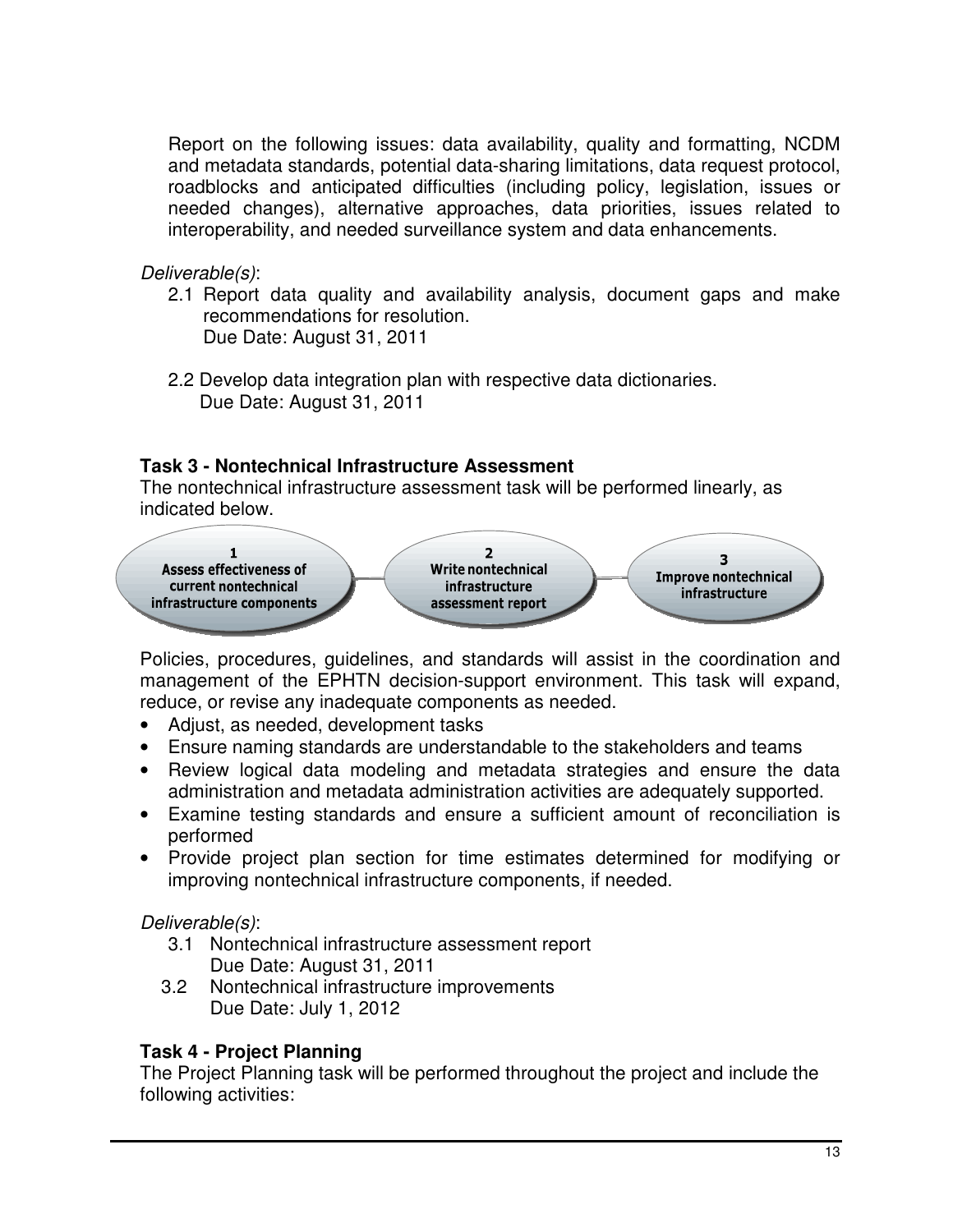Report on the following issues: data availability, quality and formatting, NCDM and metadata standards, potential data-sharing limitations, data request protocol, roadblocks and anticipated difficulties (including policy, legislation, issues or needed changes), alternative approaches, data priorities, issues related to interoperability, and needed surveillance system and data enhancements.

*Deliverable(s)*:

2.1 Report data quality and availability analysis, document gaps and make recommendations for resolution.
Due Date: August 31, 2011

2.2 Develop data integration plan with respective data dictionaries.
Due Date: August 31, 2011

**Task 3 - Nontechnical Infrastructure Assessment**

The nontechnical infrastructure assessment task will be performed linearly, as indicated below.

1 Assess effectiveness of current nontechnical infrastructure components → 2 Write nontechnical infrastructure assessment report → 3 Improve nontechnical infrastructure

Policies, procedures, guidelines, and standards will assist in the coordination and management of the EPHTN decision-support environment. This task will expand, reduce, or revise any inadequate components as needed.

- Adjust, as needed, development tasks
- Ensure naming standards are understandable to the stakeholders and teams
- Review logical data modeling and metadata strategies and ensure the data administration and metadata administration activities are adequately supported.
- Examine testing standards and ensure a sufficient amount of reconciliation is performed
- Provide project plan section for time estimates determined for modifying or improving nontechnical infrastructure components, if needed.

*Deliverable(s)*:

3.1 Nontechnical infrastructure assessment report
Due Date: August 31, 2011

3.2 Nontechnical infrastructure improvements
Due Date: July 1, 2012

**Task 4 - Project Planning**

The Project Planning task will be performed throughout the project and include the following activities: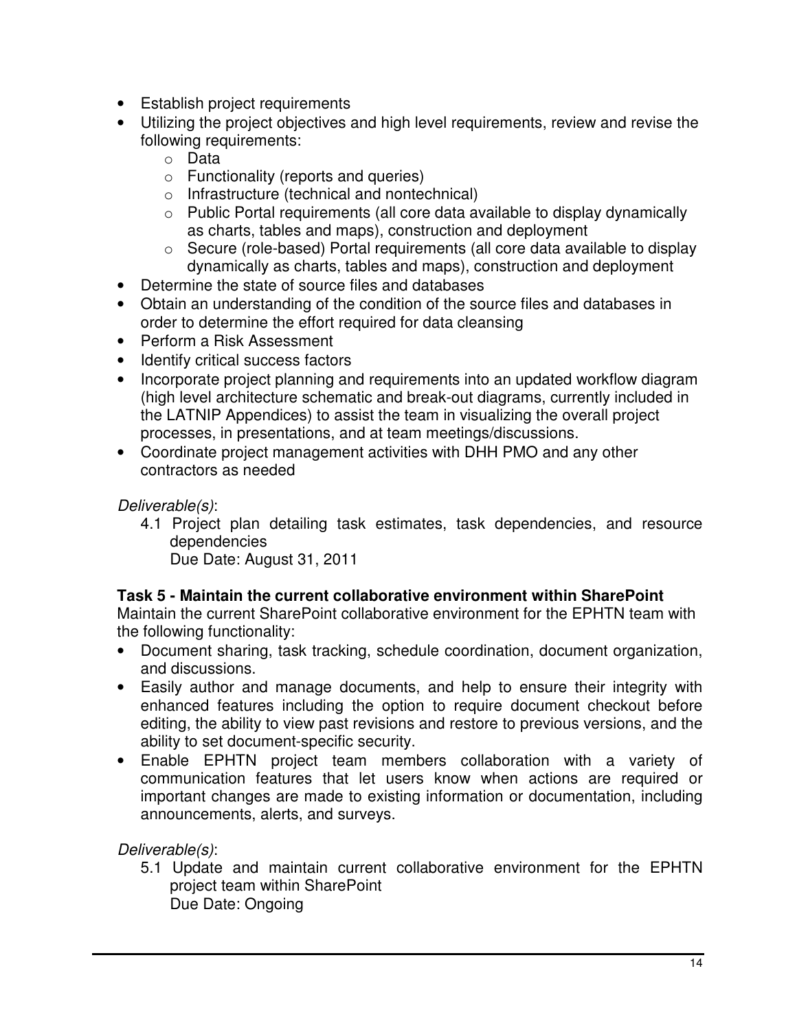- Establish project requirements
- Utilizing the project objectives and high level requirements, review and revise the following requirements:
  - Data
  - Functionality (reports and queries)
  - Infrastructure (technical and nontechnical)
  - Public Portal requirements (all core data available to display dynamically as charts, tables and maps), construction and deployment
  - Secure (role-based) Portal requirements (all core data available to display dynamically as charts, tables and maps), construction and deployment
- Determine the state of source files and databases
- Obtain an understanding of the condition of the source files and databases in order to determine the effort required for data cleansing
- Perform a Risk Assessment
- Identify critical success factors
- Incorporate project planning and requirements into an updated workflow diagram (high level architecture schematic and break-out diagrams, currently included in the LATNIP Appendices) to assist the team in visualizing the overall project processes, in presentations, and at team meetings/discussions.
- Coordinate project management activities with DHH PMO and any other contractors as needed

*Deliverable(s)*:

4.1 Project plan detailing task estimates, task dependencies, and resource dependencies
Due Date: August 31, 2011

**Task 5 - Maintain the current collaborative environment within SharePoint**

Maintain the current SharePoint collaborative environment for the EPHTN team with the following functionality:

- Document sharing, task tracking, schedule coordination, document organization, and discussions.
- Easily author and manage documents, and help to ensure their integrity with enhanced features including the option to require document checkout before editing, the ability to view past revisions and restore to previous versions, and the ability to set document-specific security.
- Enable EPHTN project team members collaboration with a variety of communication features that let users know when actions are required or important changes are made to existing information or documentation, including announcements, alerts, and surveys.

*Deliverable(s)*:

5.1 Update and maintain current collaborative environment for the EPHTN project team within SharePoint
Due Date: Ongoing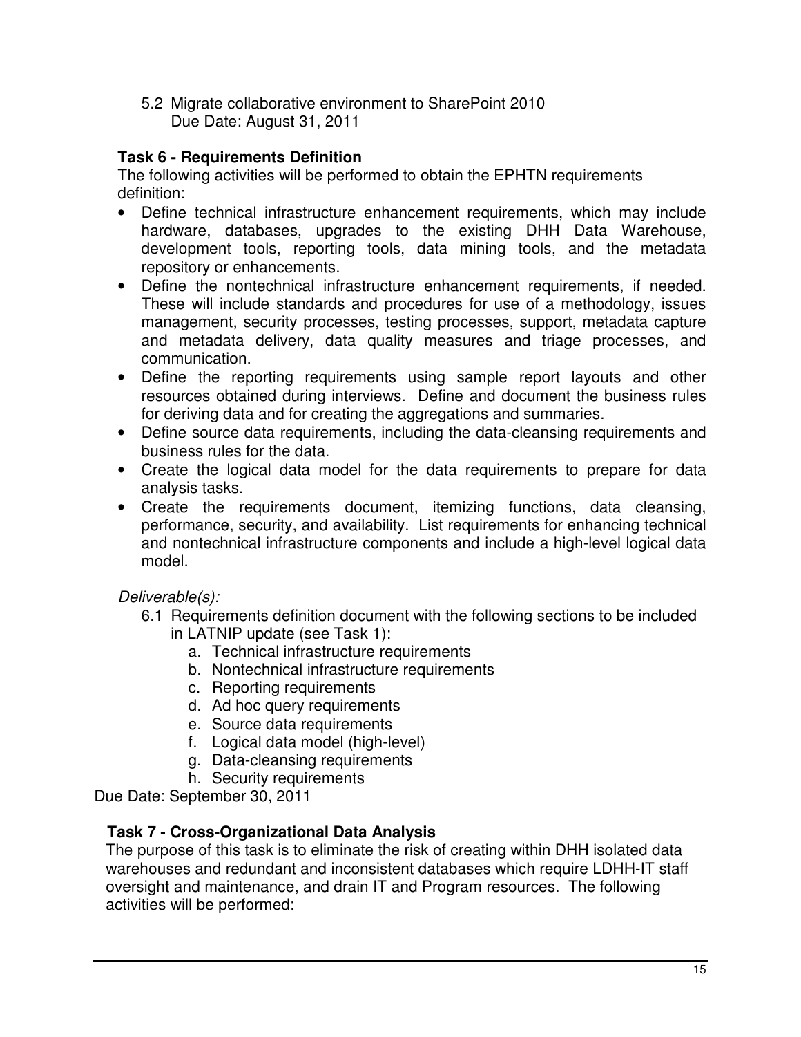5.2 Migrate collaborative environment to SharePoint 2010
   Due Date: August 31, 2011

**Task 6 - Requirements Definition**

The following activities will be performed to obtain the EPHTN requirements definition:

- Define technical infrastructure enhancement requirements, which may include hardware, databases, upgrades to the existing DHH Data Warehouse, development tools, reporting tools, data mining tools, and the metadata repository or enhancements.
- Define the nontechnical infrastructure enhancement requirements, if needed. These will include standards and procedures for use of a methodology, issues management, security processes, testing processes, support, metadata capture and metadata delivery, data quality measures and triage processes, and communication.
- Define the reporting requirements using sample report layouts and other resources obtained during interviews. Define and document the business rules for deriving data and for creating the aggregations and summaries.
- Define source data requirements, including the data-cleansing requirements and business rules for the data.
- Create the logical data model for the data requirements to prepare for data analysis tasks.
- Create the requirements document, itemizing functions, data cleansing, performance, security, and availability. List requirements for enhancing technical and nontechnical infrastructure components and include a high-level logical data model.

*Deliverable(s):*

6.1 Requirements definition document with the following sections to be included in LATNIP update (see Task 1):
   a. Technical infrastructure requirements
   b. Nontechnical infrastructure requirements
   c. Reporting requirements
   d. Ad hoc query requirements
   e. Source data requirements
   f. Logical data model (high-level)
   g. Data-cleansing requirements
   h. Security requirements

Due Date: September 30, 2011

**Task 7 - Cross-Organizational Data Analysis**

The purpose of this task is to eliminate the risk of creating within DHH isolated data warehouses and redundant and inconsistent databases which require LDHH-IT staff oversight and maintenance, and drain IT and Program resources. The following activities will be performed: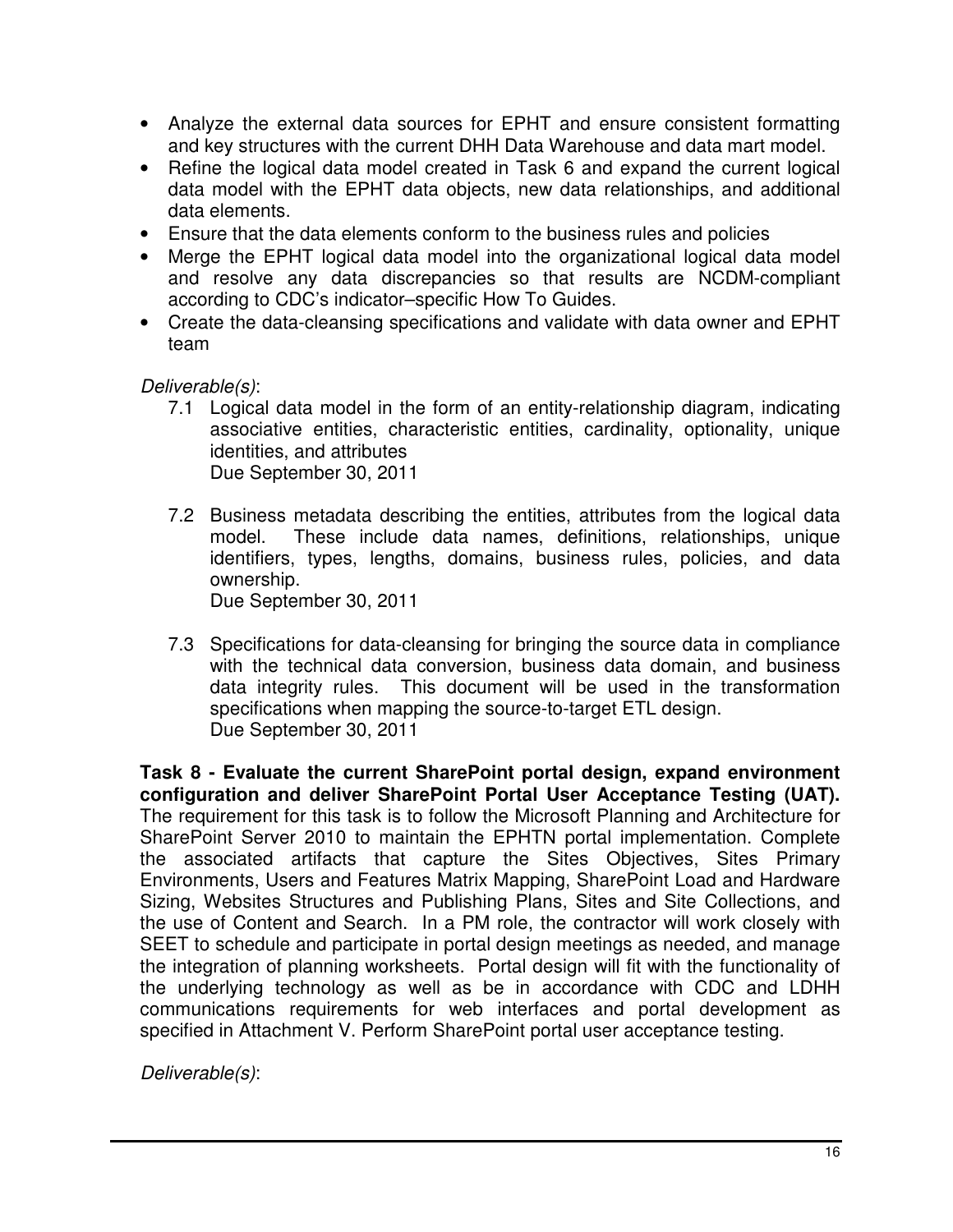- Analyze the external data sources for EPHT and ensure consistent formatting and key structures with the current DHH Data Warehouse and data mart model.
- Refine the logical data model created in Task 6 and expand the current logical data model with the EPHT data objects, new data relationships, and additional data elements.
- Ensure that the data elements conform to the business rules and policies
- Merge the EPHT logical data model into the organizational logical data model and resolve any data discrepancies so that results are NCDM-compliant according to CDC's indicator–specific How To Guides.
- Create the data-cleansing specifications and validate with data owner and EPHT team

*Deliverable(s)*:

7.1 Logical data model in the form of an entity-relationship diagram, indicating associative entities, characteristic entities, cardinality, optionality, unique identities, and attributes
Due September 30, 2011

7.2 Business metadata describing the entities, attributes from the logical data model. These include data names, definitions, relationships, unique identifiers, types, lengths, domains, business rules, policies, and data ownership.
Due September 30, 2011

7.3 Specifications for data-cleansing for bringing the source data in compliance with the technical data conversion, business data domain, and business data integrity rules. This document will be used in the transformation specifications when mapping the source-to-target ETL design.
Due September 30, 2011

**Task 8 - Evaluate the current SharePoint portal design, expand environment configuration and deliver SharePoint Portal User Acceptance Testing (UAT).** The requirement for this task is to follow the Microsoft Planning and Architecture for SharePoint Server 2010 to maintain the EPHTN portal implementation. Complete the associated artifacts that capture the Sites Objectives, Sites Primary Environments, Users and Features Matrix Mapping, SharePoint Load and Hardware Sizing, Websites Structures and Publishing Plans, Sites and Site Collections, and the use of Content and Search. In a PM role, the contractor will work closely with SEET to schedule and participate in portal design meetings as needed, and manage the integration of planning worksheets. Portal design will fit with the functionality of the underlying technology as well as be in accordance with CDC and LDHH communications requirements for web interfaces and portal development as specified in Attachment V. Perform SharePoint portal user acceptance testing.

*Deliverable(s)*: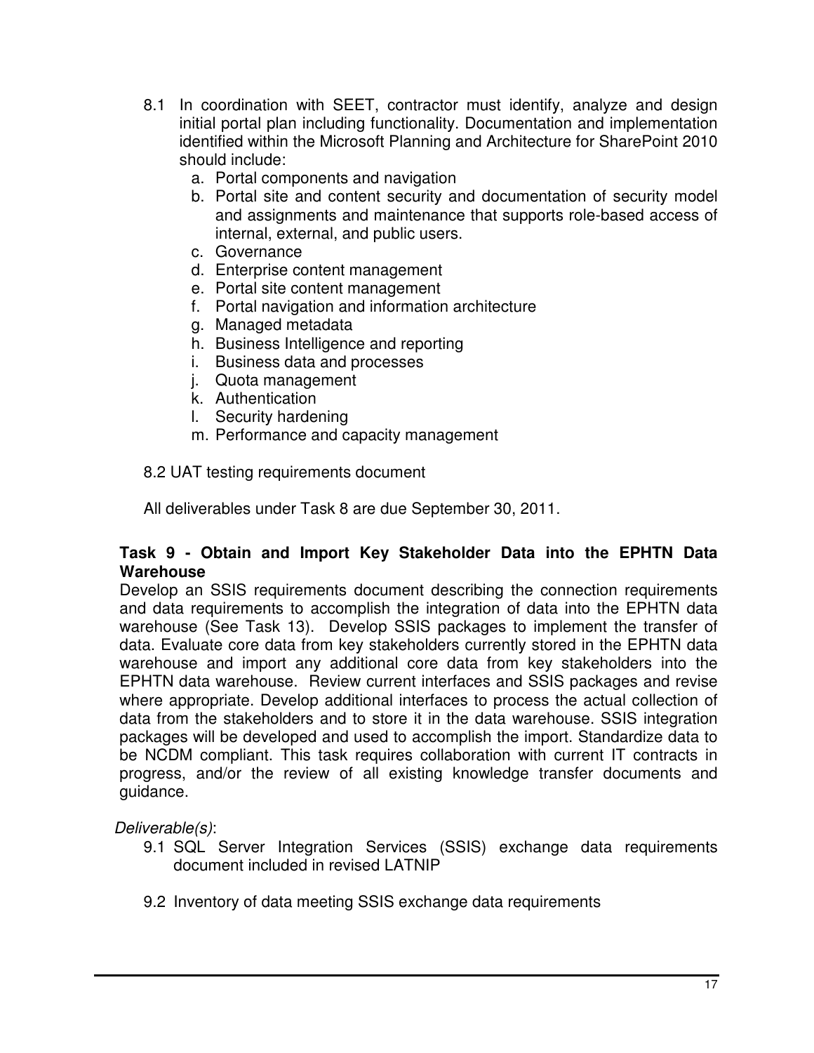8.1 In coordination with SEET, contractor must identify, analyze and design initial portal plan including functionality. Documentation and implementation identified within the Microsoft Planning and Architecture for SharePoint 2010 should include:

   a. Portal components and navigation
   b. Portal site and content security and documentation of security model and assignments and maintenance that supports role-based access of internal, external, and public users.
   c. Governance
   d. Enterprise content management
   e. Portal site content management
   f. Portal navigation and information architecture
   g. Managed metadata
   h. Business Intelligence and reporting
   i. Business data and processes
   j. Quota management
   k. Authentication
   l. Security hardening
   m. Performance and capacity management

8.2 UAT testing requirements document

All deliverables under Task 8 are due September 30, 2011.

**Task 9 - Obtain and Import Key Stakeholder Data into the EPHTN Data Warehouse**

Develop an SSIS requirements document describing the connection requirements and data requirements to accomplish the integration of data into the EPHTN data warehouse (See Task 13). Develop SSIS packages to implement the transfer of data. Evaluate core data from key stakeholders currently stored in the EPHTN data warehouse and import any additional core data from key stakeholders into the EPHTN data warehouse. Review current interfaces and SSIS packages and revise where appropriate. Develop additional interfaces to process the actual collection of data from the stakeholders and to store it in the data warehouse. SSIS integration packages will be developed and used to accomplish the import. Standardize data to be NCDM compliant. This task requires collaboration with current IT contracts in progress, and/or the review of all existing knowledge transfer documents and guidance.

*Deliverable(s)*:

9.1 SQL Server Integration Services (SSIS) exchange data requirements document included in revised LATNIP

9.2 Inventory of data meeting SSIS exchange data requirements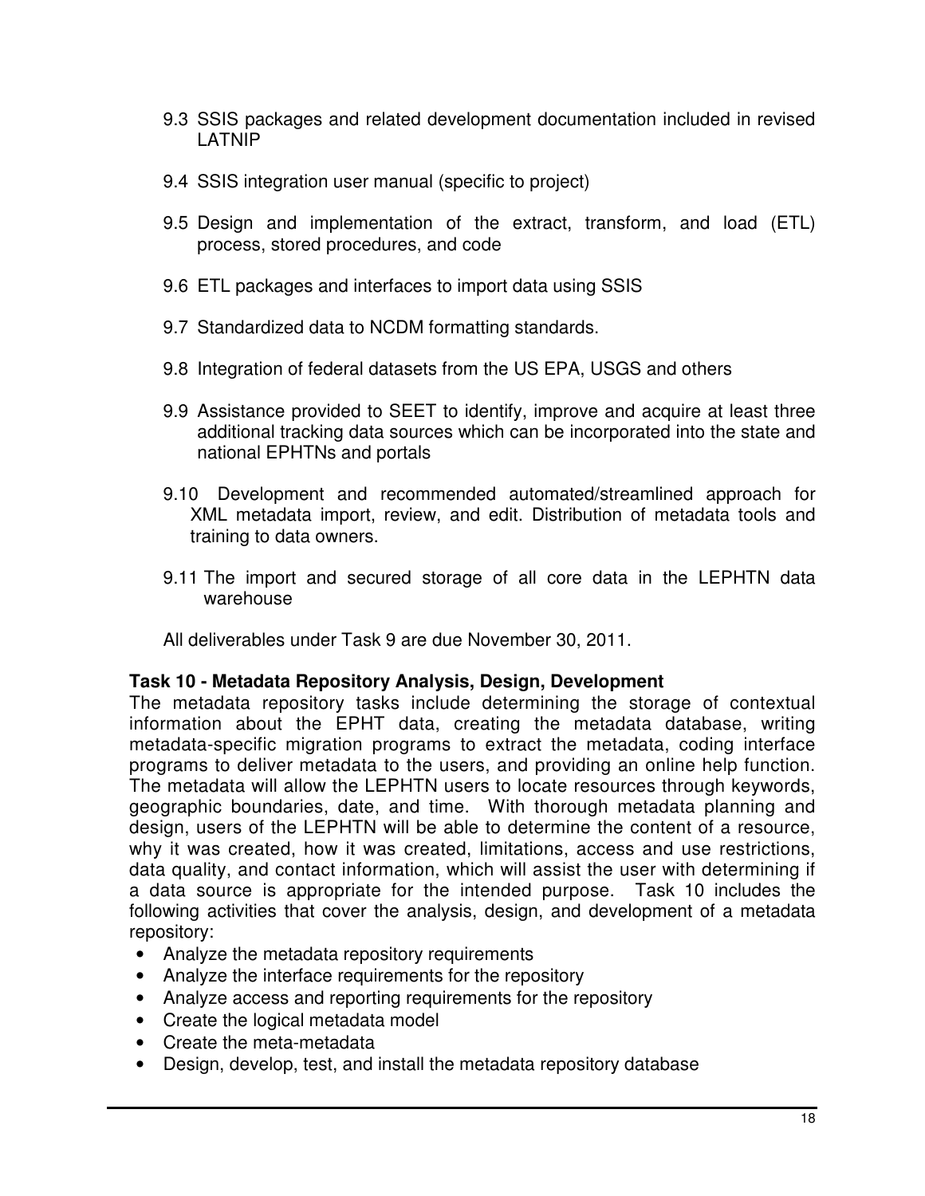9.3 SSIS packages and related development documentation included in revised LATNIP

9.4 SSIS integration user manual (specific to project)

9.5 Design and implementation of the extract, transform, and load (ETL) process, stored procedures, and code

9.6 ETL packages and interfaces to import data using SSIS

9.7 Standardized data to NCDM formatting standards.

9.8 Integration of federal datasets from the US EPA, USGS and others

9.9 Assistance provided to SEET to identify, improve and acquire at least three additional tracking data sources which can be incorporated into the state and national EPHTNs and portals

9.10 Development and recommended automated/streamlined approach for XML metadata import, review, and edit. Distribution of metadata tools and training to data owners.

9.11 The import and secured storage of all core data in the LEPHTN data warehouse

All deliverables under Task 9 are due November 30, 2011.

**Task 10 - Metadata Repository Analysis, Design, Development**

The metadata repository tasks include determining the storage of contextual information about the EPHT data, creating the metadata database, writing metadata-specific migration programs to extract the metadata, coding interface programs to deliver metadata to the users, and providing an online help function. The metadata will allow the LEPHTN users to locate resources through keywords, geographic boundaries, date, and time. With thorough metadata planning and design, users of the LEPHTN will be able to determine the content of a resource, why it was created, how it was created, limitations, access and use restrictions, data quality, and contact information, which will assist the user with determining if a data source is appropriate for the intended purpose. Task 10 includes the following activities that cover the analysis, design, and development of a metadata repository:

- Analyze the metadata repository requirements
- Analyze the interface requirements for the repository
- Analyze access and reporting requirements for the repository
- Create the logical metadata model
- Create the meta-metadata
- Design, develop, test, and install the metadata repository database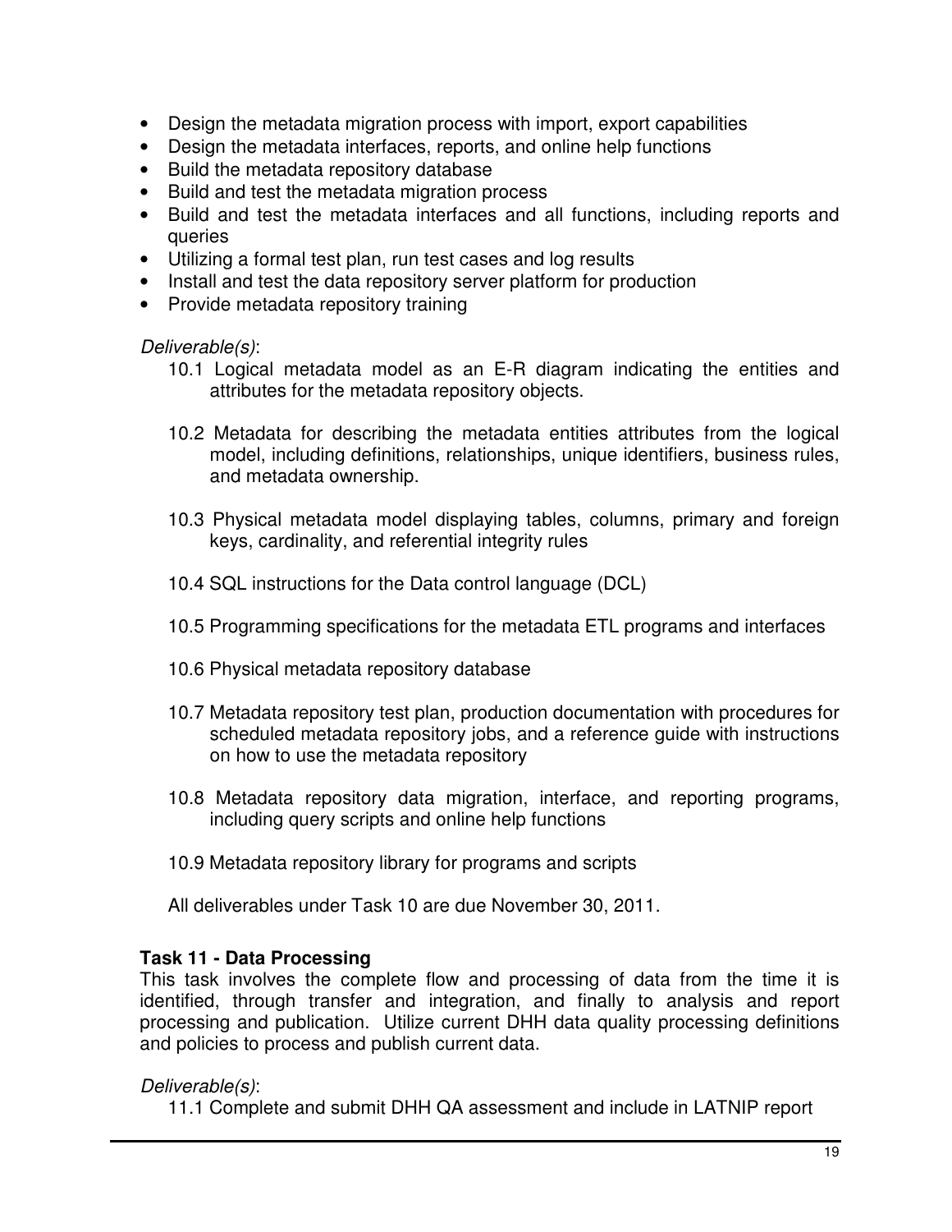- Design the metadata migration process with import, export capabilities
- Design the metadata interfaces, reports, and online help functions
- Build the metadata repository database
- Build and test the metadata migration process
- Build and test the metadata interfaces and all functions, including reports and queries
- Utilizing a formal test plan, run test cases and log results
- Install and test the data repository server platform for production
- Provide metadata repository training

*Deliverable(s)*:

10.1 Logical metadata model as an E-R diagram indicating the entities and attributes for the metadata repository objects.

10.2 Metadata for describing the metadata entities attributes from the logical model, including definitions, relationships, unique identifiers, business rules, and metadata ownership.

10.3 Physical metadata model displaying tables, columns, primary and foreign keys, cardinality, and referential integrity rules

10.4 SQL instructions for the Data control language (DCL)

10.5 Programming specifications for the metadata ETL programs and interfaces

10.6 Physical metadata repository database

10.7 Metadata repository test plan, production documentation with procedures for scheduled metadata repository jobs, and a reference guide with instructions on how to use the metadata repository

10.8 Metadata repository data migration, interface, and reporting programs, including query scripts and online help functions

10.9 Metadata repository library for programs and scripts

All deliverables under Task 10 are due November 30, 2011.

**Task 11 - Data Processing**

This task involves the complete flow and processing of data from the time it is identified, through transfer and integration, and finally to analysis and report processing and publication. Utilize current DHH data quality processing definitions and policies to process and publish current data.

*Deliverable(s)*:

11.1 Complete and submit DHH QA assessment and include in LATNIP report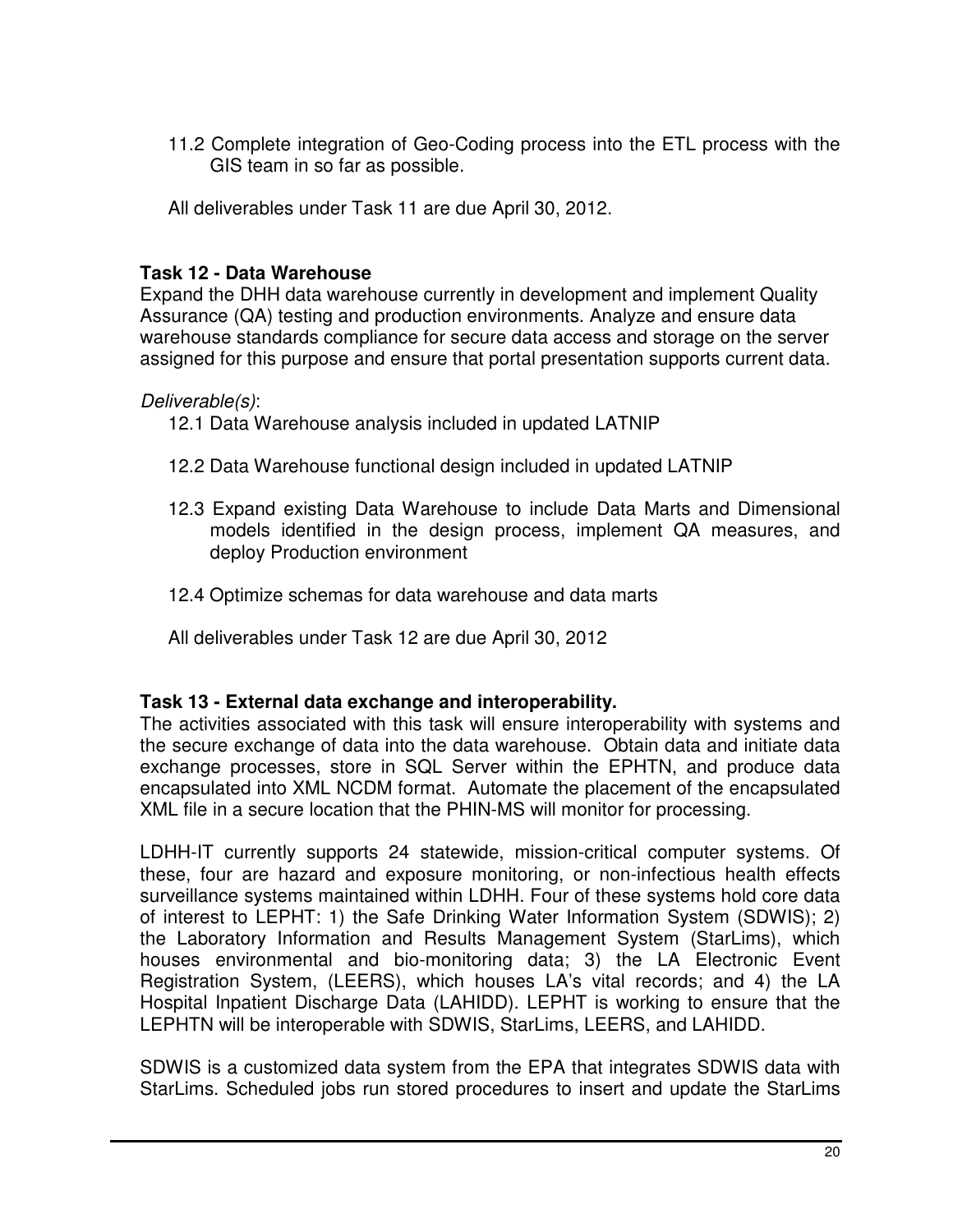11.2 Complete integration of Geo-Coding process into the ETL process with the GIS team in so far as possible.

All deliverables under Task 11 are due April 30, 2012.

**Task 12 - Data Warehouse**

Expand the DHH data warehouse currently in development and implement Quality Assurance (QA) testing and production environments. Analyze and ensure data warehouse standards compliance for secure data access and storage on the server assigned for this purpose and ensure that portal presentation supports current data.

*Deliverable(s)*:

12.1 Data Warehouse analysis included in updated LATNIP

12.2 Data Warehouse functional design included in updated LATNIP

12.3 Expand existing Data Warehouse to include Data Marts and Dimensional models identified in the design process, implement QA measures, and deploy Production environment

12.4 Optimize schemas for data warehouse and data marts

All deliverables under Task 12 are due April 30, 2012

**Task 13 - External data exchange and interoperability.**

The activities associated with this task will ensure interoperability with systems and the secure exchange of data into the data warehouse. Obtain data and initiate data exchange processes, store in SQL Server within the EPHTN, and produce data encapsulated into XML NCDM format. Automate the placement of the encapsulated XML file in a secure location that the PHIN-MS will monitor for processing.

LDHH-IT currently supports 24 statewide, mission-critical computer systems. Of these, four are hazard and exposure monitoring, or non-infectious health effects surveillance systems maintained within LDHH. Four of these systems hold core data of interest to LEPHT: 1) the Safe Drinking Water Information System (SDWIS); 2) the Laboratory Information and Results Management System (StarLims), which houses environmental and bio-monitoring data; 3) the LA Electronic Event Registration System, (LEERS), which houses LA's vital records; and 4) the LA Hospital Inpatient Discharge Data (LAHIDD). LEPHT is working to ensure that the LEPHTN will be interoperable with SDWIS, StarLims, LEERS, and LAHIDD.

SDWIS is a customized data system from the EPA that integrates SDWIS data with StarLims. Scheduled jobs run stored procedures to insert and update the StarLims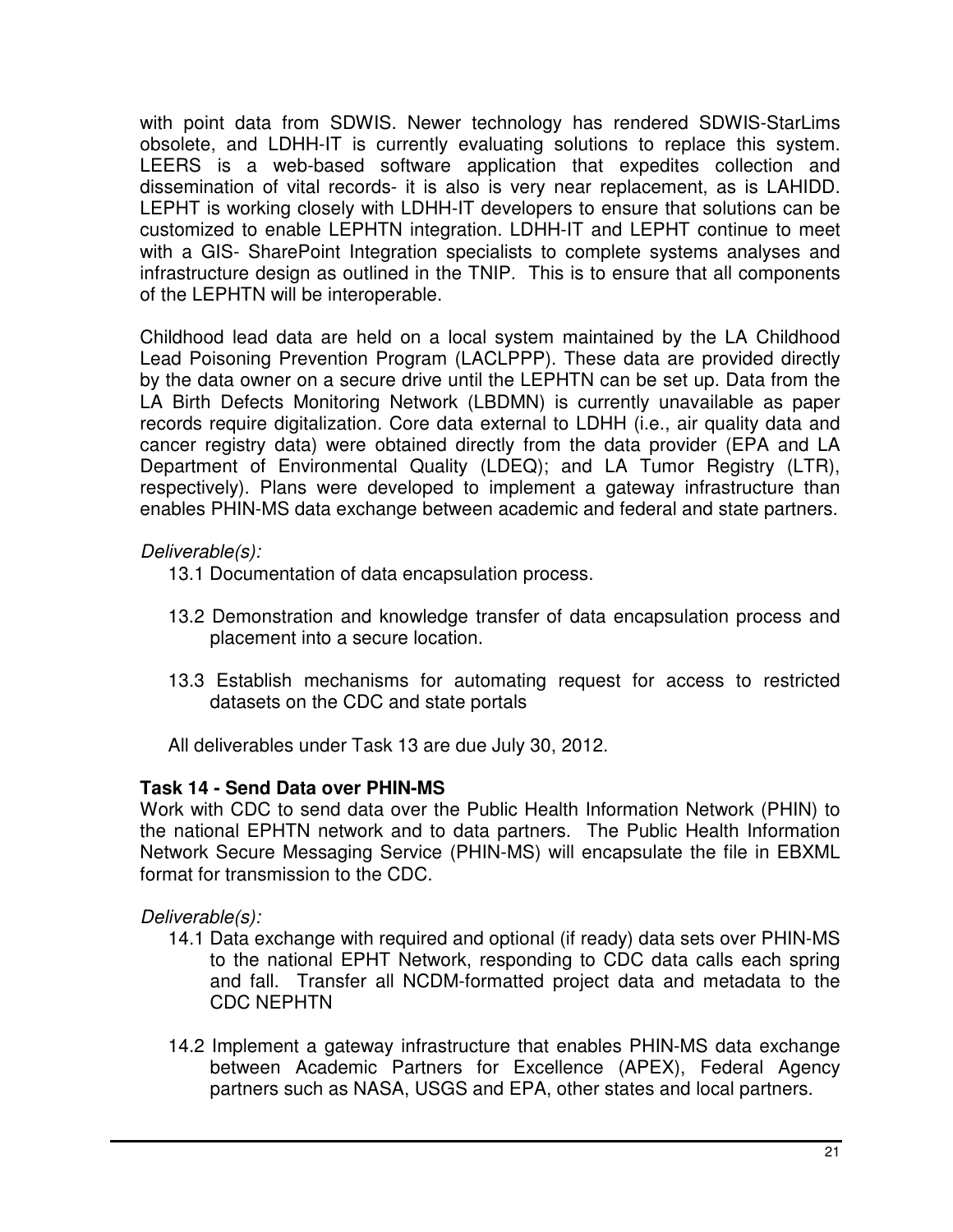with point data from SDWIS. Newer technology has rendered SDWIS-StarLims obsolete, and LDHH-IT is currently evaluating solutions to replace this system. LEERS is a web-based software application that expedites collection and dissemination of vital records- it is also is very near replacement, as is LAHIDD. LEPHT is working closely with LDHH-IT developers to ensure that solutions can be customized to enable LEPHTN integration. LDHH-IT and LEPHT continue to meet with a GIS- SharePoint Integration specialists to complete systems analyses and infrastructure design as outlined in the TNIP. This is to ensure that all components of the LEPHTN will be interoperable.

Childhood lead data are held on a local system maintained by the LA Childhood Lead Poisoning Prevention Program (LACLPPP). These data are provided directly by the data owner on a secure drive until the LEPHTN can be set up. Data from the LA Birth Defects Monitoring Network (LBDMN) is currently unavailable as paper records require digitalization. Core data external to LDHH (i.e., air quality data and cancer registry data) were obtained directly from the data provider (EPA and LA Department of Environmental Quality (LDEQ); and LA Tumor Registry (LTR), respectively). Plans were developed to implement a gateway infrastructure than enables PHIN-MS data exchange between academic and federal and state partners.

*Deliverable(s):*

13.1 Documentation of data encapsulation process.

13.2 Demonstration and knowledge transfer of data encapsulation process and placement into a secure location.

13.3 Establish mechanisms for automating request for access to restricted datasets on the CDC and state portals

All deliverables under Task 13 are due July 30, 2012.

**Task 14 - Send Data over PHIN-MS**

Work with CDC to send data over the Public Health Information Network (PHIN) to the national EPHTN network and to data partners. The Public Health Information Network Secure Messaging Service (PHIN-MS) will encapsulate the file in EBXML format for transmission to the CDC.

*Deliverable(s):*

14.1 Data exchange with required and optional (if ready) data sets over PHIN-MS to the national EPHT Network, responding to CDC data calls each spring and fall. Transfer all NCDM-formatted project data and metadata to the CDC NEPHTN

14.2 Implement a gateway infrastructure that enables PHIN-MS data exchange between Academic Partners for Excellence (APEX), Federal Agency partners such as NASA, USGS and EPA, other states and local partners.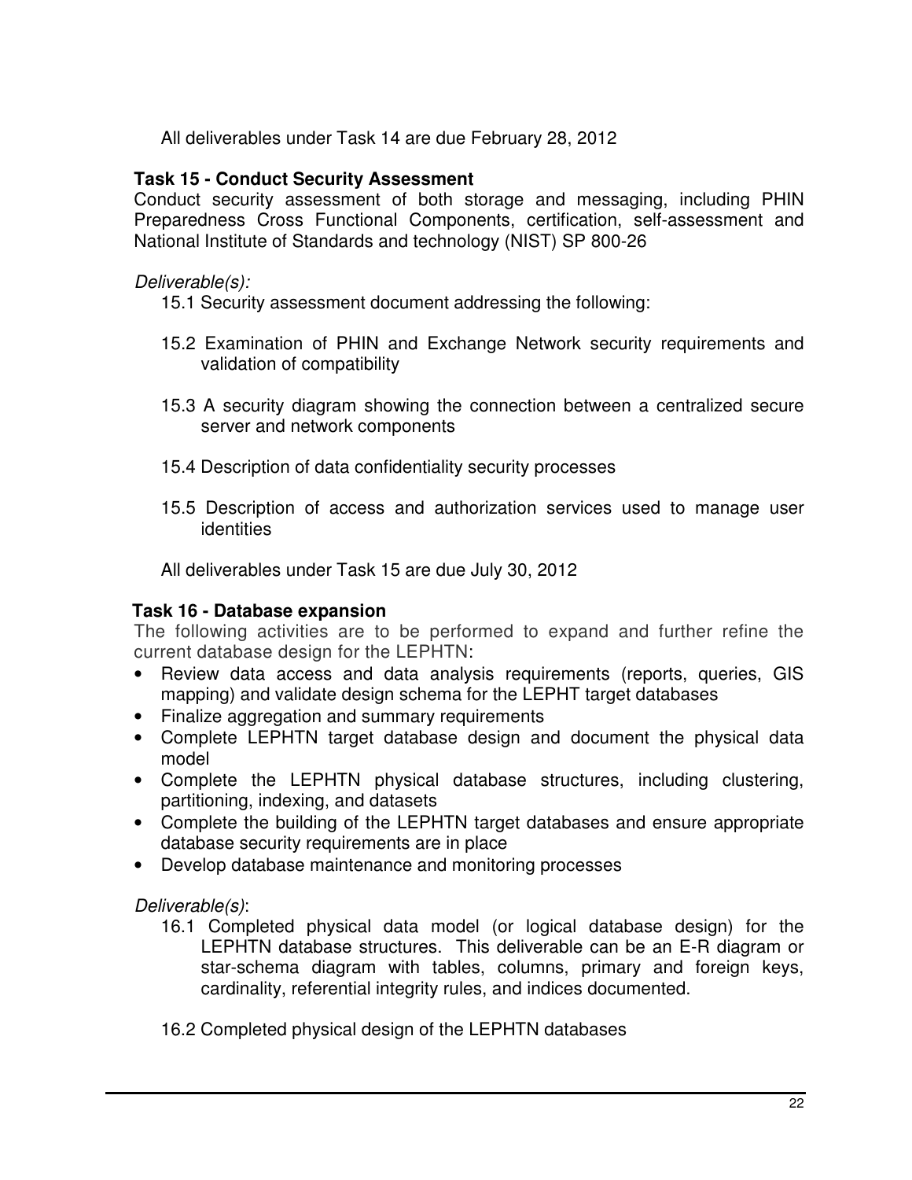All deliverables under Task 14 are due February 28, 2012

**Task 15 - Conduct Security Assessment**

Conduct security assessment of both storage and messaging, including PHIN Preparedness Cross Functional Components, certification, self-assessment and National Institute of Standards and technology (NIST) SP 800-26

*Deliverable(s):*

15.1 Security assessment document addressing the following:

15.2 Examination of PHIN and Exchange Network security requirements and validation of compatibility

15.3 A security diagram showing the connection between a centralized secure server and network components

15.4 Description of data confidentiality security processes

15.5 Description of access and authorization services used to manage user identities

All deliverables under Task 15 are due July 30, 2012

**Task 16 - Database expansion**

The following activities are to be performed to expand and further refine the current database design for the LEPHTN:

- Review data access and data analysis requirements (reports, queries, GIS mapping) and validate design schema for the LEPHT target databases
- Finalize aggregation and summary requirements
- Complete LEPHTN target database design and document the physical data model
- Complete the LEPHTN physical database structures, including clustering, partitioning, indexing, and datasets
- Complete the building of the LEPHTN target databases and ensure appropriate database security requirements are in place
- Develop database maintenance and monitoring processes

*Deliverable(s)*:

16.1 Completed physical data model (or logical database design) for the LEPHTN database structures. This deliverable can be an E-R diagram or star-schema diagram with tables, columns, primary and foreign keys, cardinality, referential integrity rules, and indices documented.

16.2 Completed physical design of the LEPHTN databases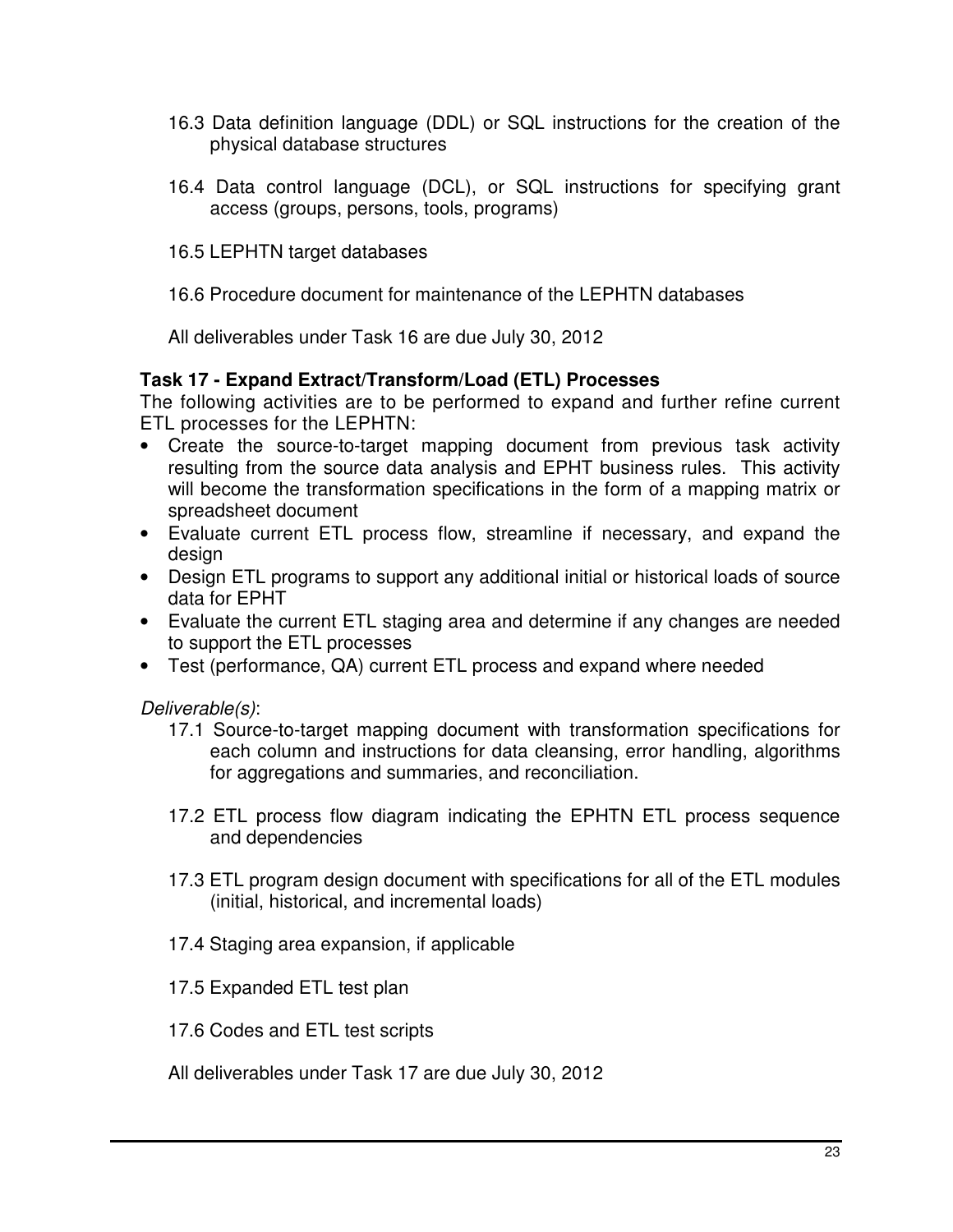16.3 Data definition language (DDL) or SQL instructions for the creation of the physical database structures

16.4 Data control language (DCL), or SQL instructions for specifying grant access (groups, persons, tools, programs)

16.5 LEPHTN target databases

16.6 Procedure document for maintenance of the LEPHTN databases

All deliverables under Task 16 are due July 30, 2012

**Task 17 - Expand Extract/Transform/Load (ETL) Processes**

The following activities are to be performed to expand and further refine current ETL processes for the LEPHTN:

- Create the source-to-target mapping document from previous task activity resulting from the source data analysis and EPHT business rules. This activity will become the transformation specifications in the form of a mapping matrix or spreadsheet document
- Evaluate current ETL process flow, streamline if necessary, and expand the design
- Design ETL programs to support any additional initial or historical loads of source data for EPHT
- Evaluate the current ETL staging area and determine if any changes are needed to support the ETL processes
- Test (performance, QA) current ETL process and expand where needed

*Deliverable(s)*:

17.1 Source-to-target mapping document with transformation specifications for each column and instructions for data cleansing, error handling, algorithms for aggregations and summaries, and reconciliation.

17.2 ETL process flow diagram indicating the EPHTN ETL process sequence and dependencies

17.3 ETL program design document with specifications for all of the ETL modules (initial, historical, and incremental loads)

17.4 Staging area expansion, if applicable

17.5 Expanded ETL test plan

17.6 Codes and ETL test scripts

All deliverables under Task 17 are due July 30, 2012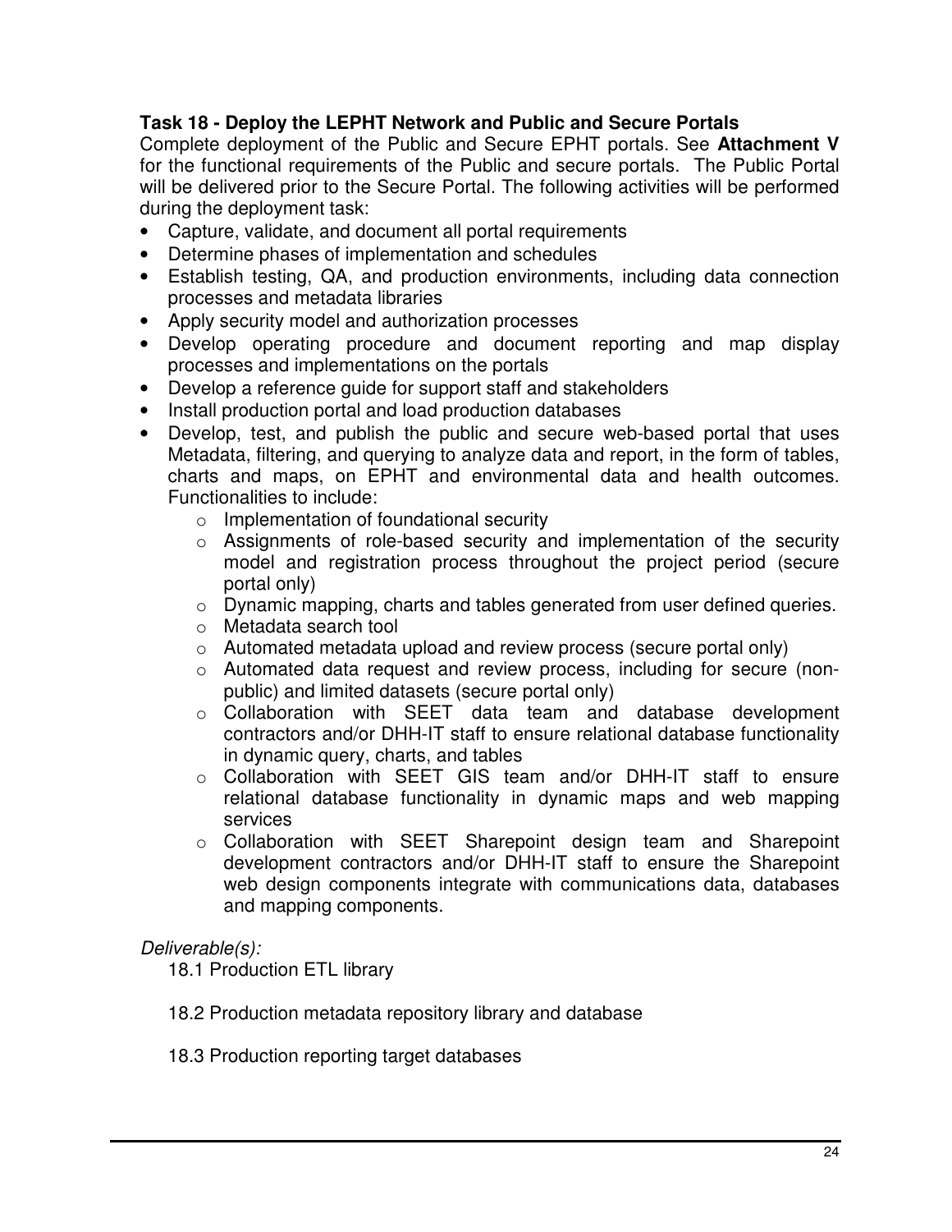**Task 18 - Deploy the LEPHT Network and Public and Secure Portals**

Complete deployment of the Public and Secure EPHT portals. See **Attachment V** for the functional requirements of the Public and secure portals. The Public Portal will be delivered prior to the Secure Portal. The following activities will be performed during the deployment task:

- Capture, validate, and document all portal requirements
- Determine phases of implementation and schedules
- Establish testing, QA, and production environments, including data connection processes and metadata libraries
- Apply security model and authorization processes
- Develop operating procedure and document reporting and map display processes and implementations on the portals
- Develop a reference guide for support staff and stakeholders
- Install production portal and load production databases
- Develop, test, and publish the public and secure web-based portal that uses Metadata, filtering, and querying to analyze data and report, in the form of tables, charts and maps, on EPHT and environmental data and health outcomes. Functionalities to include:
    - Implementation of foundational security
    - Assignments of role-based security and implementation of the security model and registration process throughout the project period (secure portal only)
    - Dynamic mapping, charts and tables generated from user defined queries.
    - Metadata search tool
    - Automated metadata upload and review process (secure portal only)
    - Automated data request and review process, including for secure (non-public) and limited datasets (secure portal only)
    - Collaboration with SEET data team and database development contractors and/or DHH-IT staff to ensure relational database functionality in dynamic query, charts, and tables
    - Collaboration with SEET GIS team and/or DHH-IT staff to ensure relational database functionality in dynamic maps and web mapping services
    - Collaboration with SEET Sharepoint design team and Sharepoint development contractors and/or DHH-IT staff to ensure the Sharepoint web design components integrate with communications data, databases and mapping components.

*Deliverable(s):*

18.1 Production ETL library

18.2 Production metadata repository library and database

18.3 Production reporting target databases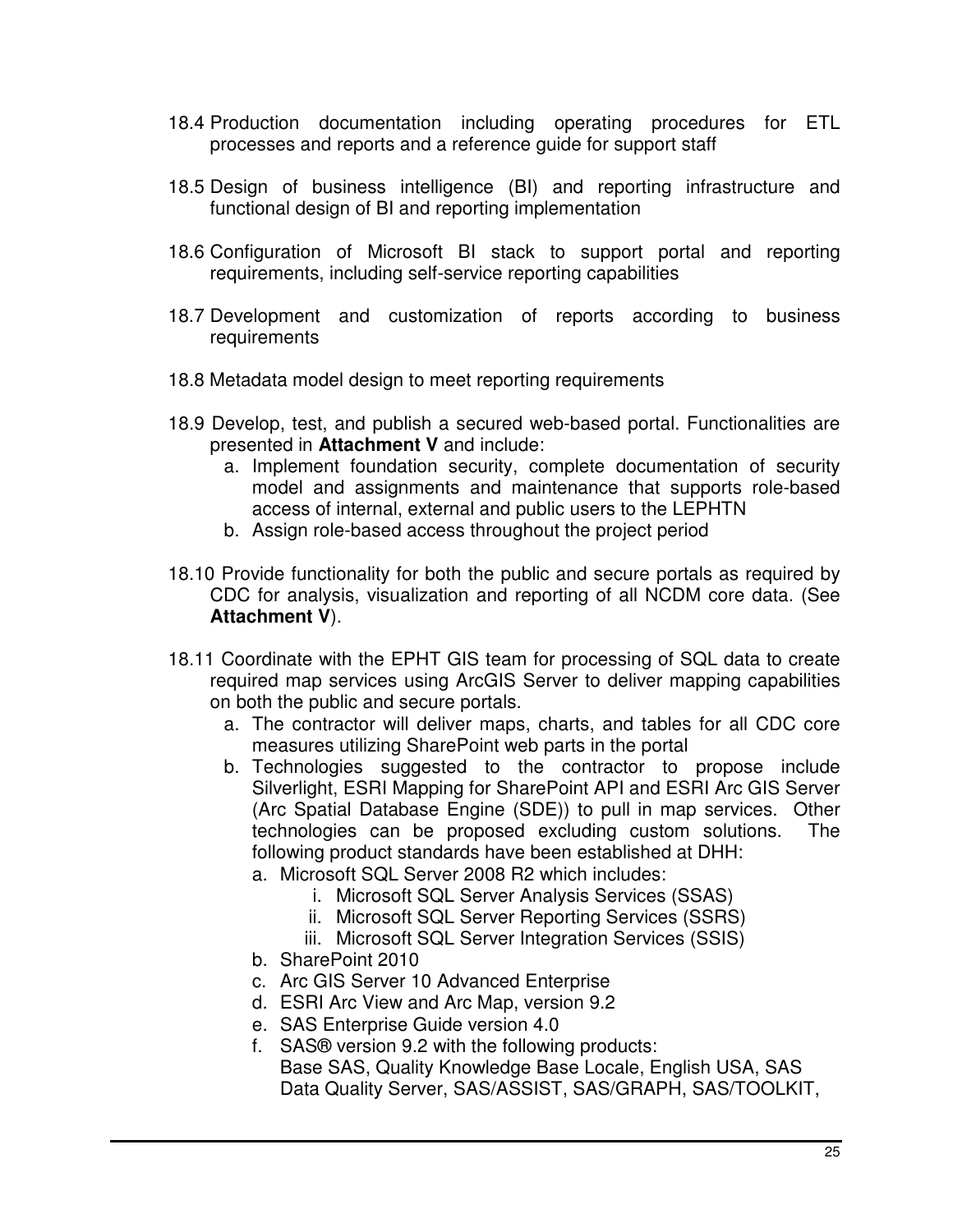18.4 Production documentation including operating procedures for ETL processes and reports and a reference guide for support staff

18.5 Design of business intelligence (BI) and reporting infrastructure and functional design of BI and reporting implementation

18.6 Configuration of Microsoft BI stack to support portal and reporting requirements, including self-service reporting capabilities

18.7 Development and customization of reports according to business requirements

18.8 Metadata model design to meet reporting requirements

18.9 Develop, test, and publish a secured web-based portal. Functionalities are presented in **Attachment V** and include:

   a. Implement foundation security, complete documentation of security model and assignments and maintenance that supports role-based access of internal, external and public users to the LEPHTN
   b. Assign role-based access throughout the project period

18.10 Provide functionality for both the public and secure portals as required by CDC for analysis, visualization and reporting of all NCDM core data. (See **Attachment V**).

18.11 Coordinate with the EPHT GIS team for processing of SQL data to create required map services using ArcGIS Server to deliver mapping capabilities on both the public and secure portals.

   a. The contractor will deliver maps, charts, and tables for all CDC core measures utilizing SharePoint web parts in the portal
   b. Technologies suggested to the contractor to propose include Silverlight, ESRI Mapping for SharePoint API and ESRI Arc GIS Server (Arc Spatial Database Engine (SDE)) to pull in map services. Other technologies can be proposed excluding custom solutions. The following product standards have been established at DHH:
      a. Microsoft SQL Server 2008 R2 which includes:
         i. Microsoft SQL Server Analysis Services (SSAS)
         ii. Microsoft SQL Server Reporting Services (SSRS)
         iii. Microsoft SQL Server Integration Services (SSIS)
      b. SharePoint 2010
      c. Arc GIS Server 10 Advanced Enterprise
      d. ESRI Arc View and Arc Map, version 9.2
      e. SAS Enterprise Guide version 4.0
      f. SAS® version 9.2 with the following products:
         Base SAS, Quality Knowledge Base Locale, English USA, SAS Data Quality Server, SAS/ASSIST, SAS/GRAPH, SAS/TOOLKIT,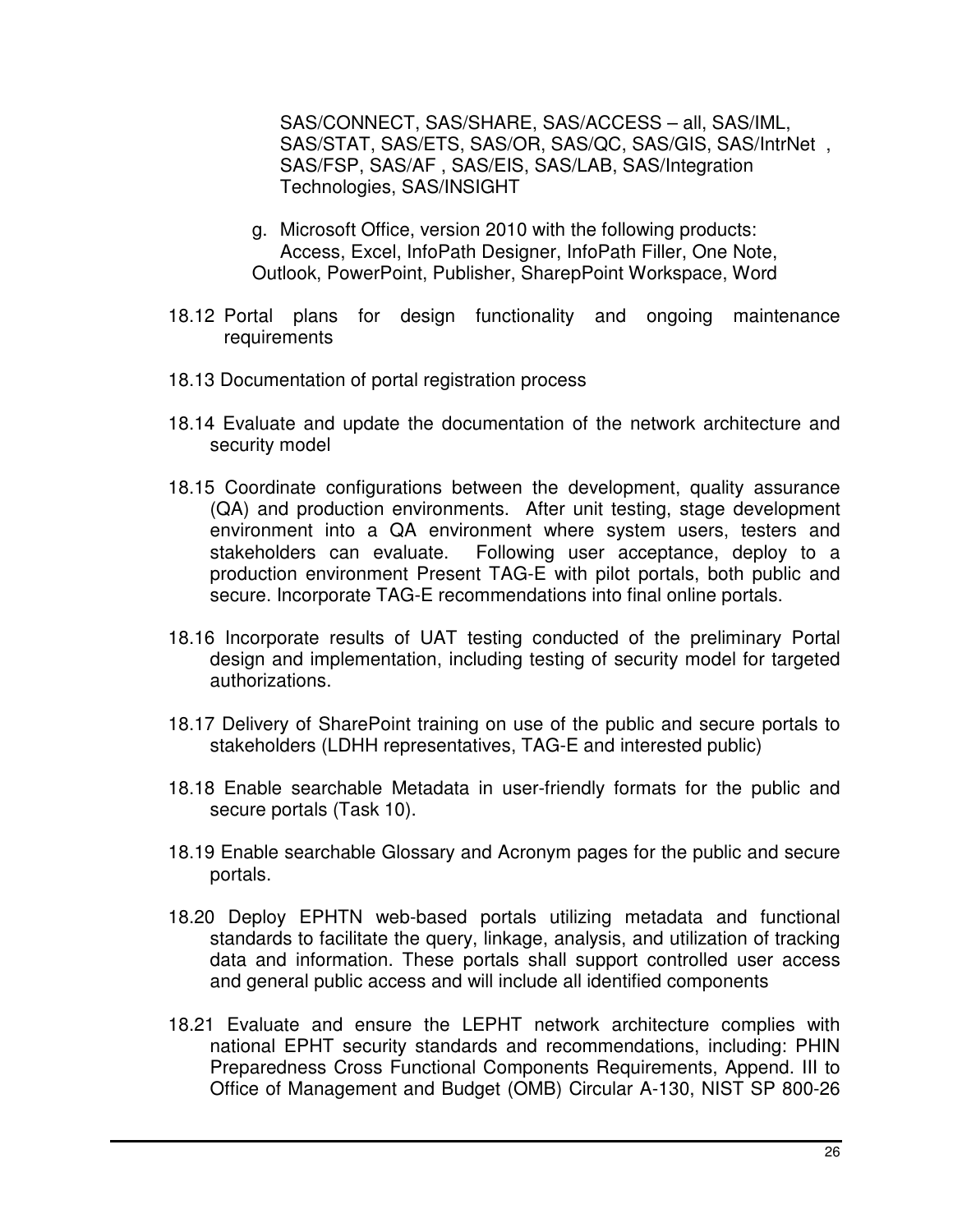SAS/CONNECT, SAS/SHARE, SAS/ACCESS – all, SAS/IML, SAS/STAT, SAS/ETS, SAS/OR, SAS/QC, SAS/GIS, SAS/IntrNet , SAS/FSP, SAS/AF , SAS/EIS, SAS/LAB, SAS/Integration Technologies, SAS/INSIGHT

g. Microsoft Office, version 2010 with the following products: Access, Excel, InfoPath Designer, InfoPath Filler, One Note, Outlook, PowerPoint, Publisher, SharepPoint Workspace, Word

18.12 Portal plans for design functionality and ongoing maintenance requirements

18.13 Documentation of portal registration process

18.14 Evaluate and update the documentation of the network architecture and security model

18.15 Coordinate configurations between the development, quality assurance (QA) and production environments. After unit testing, stage development environment into a QA environment where system users, testers and stakeholders can evaluate. Following user acceptance, deploy to a production environment Present TAG-E with pilot portals, both public and secure. Incorporate TAG-E recommendations into final online portals.

18.16 Incorporate results of UAT testing conducted of the preliminary Portal design and implementation, including testing of security model for targeted authorizations.

18.17 Delivery of SharePoint training on use of the public and secure portals to stakeholders (LDHH representatives, TAG-E and interested public)

18.18 Enable searchable Metadata in user-friendly formats for the public and secure portals (Task 10).

18.19 Enable searchable Glossary and Acronym pages for the public and secure portals.

18.20 Deploy EPHTN web-based portals utilizing metadata and functional standards to facilitate the query, linkage, analysis, and utilization of tracking data and information. These portals shall support controlled user access and general public access and will include all identified components

18.21 Evaluate and ensure the LEPHT network architecture complies with national EPHT security standards and recommendations, including: PHIN Preparedness Cross Functional Components Requirements, Append. III to Office of Management and Budget (OMB) Circular A-130, NIST SP 800-26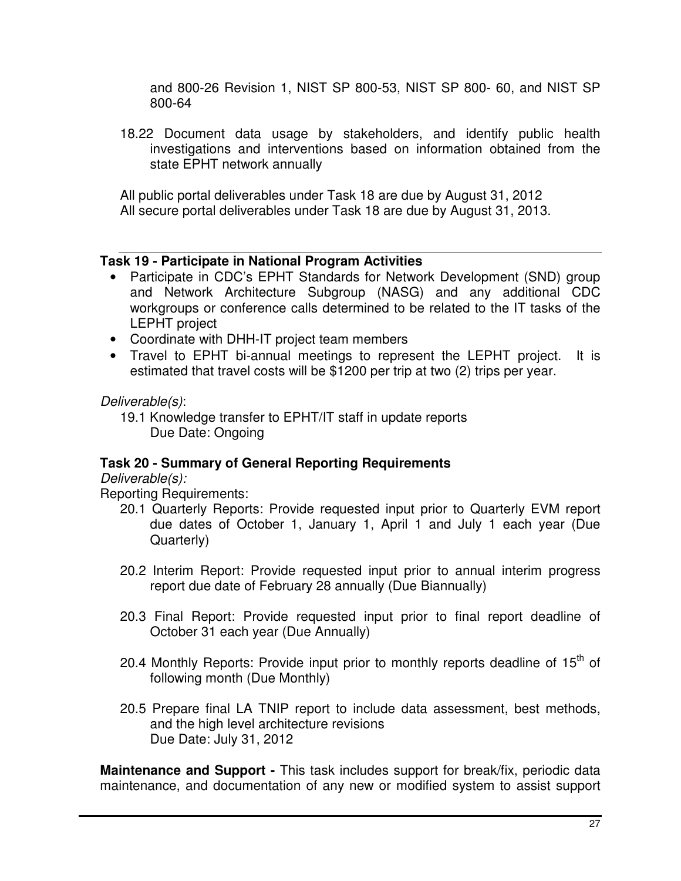and 800-26 Revision 1, NIST SP 800-53, NIST SP 800- 60, and NIST SP 800-64

18.22 Document data usage by stakeholders, and identify public health investigations and interventions based on information obtained from the state EPHT network annually

All public portal deliverables under Task 18 are due by August 31, 2012
All secure portal deliverables under Task 18 are due by August 31, 2013.

---

**Task 19 - Participate in National Program Activities**

- Participate in CDC's EPHT Standards for Network Development (SND) group and Network Architecture Subgroup (NASG) and any additional CDC workgroups or conference calls determined to be related to the IT tasks of the LEPHT project
- Coordinate with DHH-IT project team members
- Travel to EPHT bi-annual meetings to represent the LEPHT project. It is estimated that travel costs will be $1200 per trip at two (2) trips per year.

*Deliverable(s)*:

19.1 Knowledge transfer to EPHT/IT staff in update reports
Due Date: Ongoing

**Task 20 - Summary of General Reporting Requirements**

*Deliverable(s):*

Reporting Requirements:

20.1 Quarterly Reports: Provide requested input prior to Quarterly EVM report due dates of October 1, January 1, April 1 and July 1 each year (Due Quarterly)

20.2 Interim Report: Provide requested input prior to annual interim progress report due date of February 28 annually (Due Biannually)

20.3 Final Report: Provide requested input prior to final report deadline of October 31 each year (Due Annually)

20.4 Monthly Reports: Provide input prior to monthly reports deadline of 15th of following month (Due Monthly)

20.5 Prepare final LA TNIP report to include data assessment, best methods, and the high level architecture revisions
Due Date: July 31, 2012

**Maintenance and Support -** This task includes support for break/fix, periodic data maintenance, and documentation of any new or modified system to assist support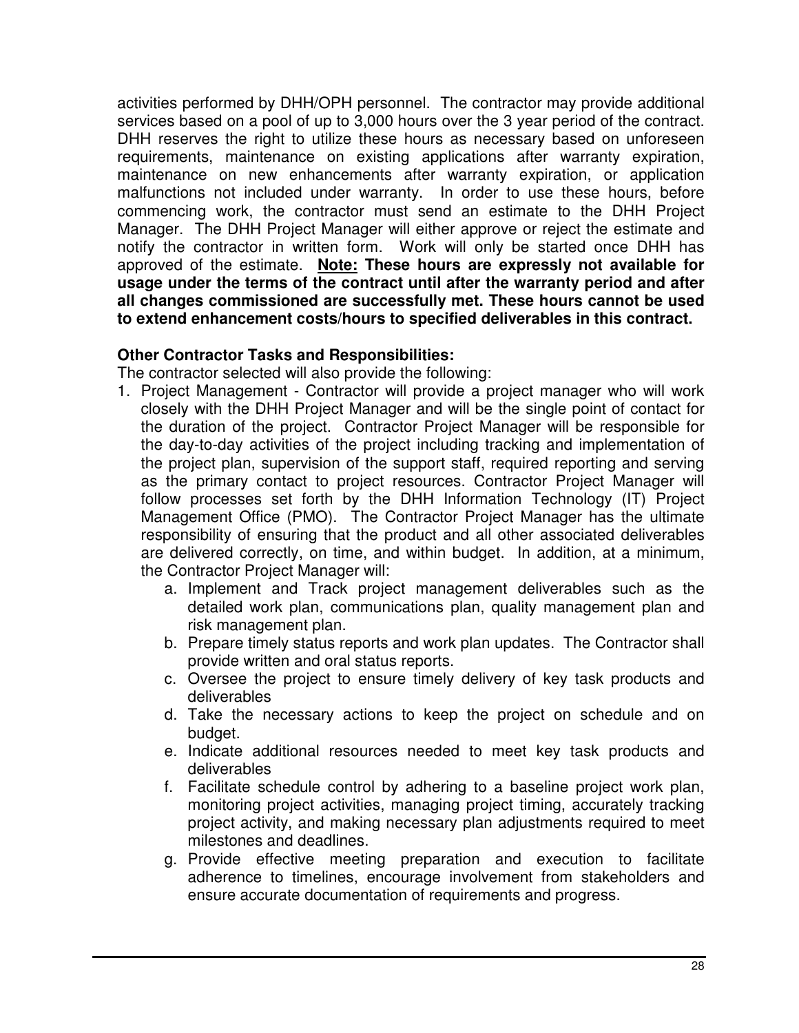activities performed by DHH/OPH personnel. The contractor may provide additional services based on a pool of up to 3,000 hours over the 3 year period of the contract. DHH reserves the right to utilize these hours as necessary based on unforeseen requirements, maintenance on existing applications after warranty expiration, maintenance on new enhancements after warranty expiration, or application malfunctions not included under warranty. In order to use these hours, before commencing work, the contractor must send an estimate to the DHH Project Manager. The DHH Project Manager will either approve or reject the estimate and notify the contractor in written form. Work will only be started once DHH has approved of the estimate. **<u>Note:</u> These hours are expressly not available for usage under the terms of the contract until after the warranty period and after all changes commissioned are successfully met. These hours cannot be used to extend enhancement costs/hours to specified deliverables in this contract.**

**Other Contractor Tasks and Responsibilities:**

The contractor selected will also provide the following:

1. Project Management - Contractor will provide a project manager who will work closely with the DHH Project Manager and will be the single point of contact for the duration of the project. Contractor Project Manager will be responsible for the day-to-day activities of the project including tracking and implementation of the project plan, supervision of the support staff, required reporting and serving as the primary contact to project resources. Contractor Project Manager will follow processes set forth by the DHH Information Technology (IT) Project Management Office (PMO). The Contractor Project Manager has the ultimate responsibility of ensuring that the product and all other associated deliverables are delivered correctly, on time, and within budget. In addition, at a minimum, the Contractor Project Manager will:
    a. Implement and Track project management deliverables such as the detailed work plan, communications plan, quality management plan and risk management plan.
    b. Prepare timely status reports and work plan updates. The Contractor shall provide written and oral status reports.
    c. Oversee the project to ensure timely delivery of key task products and deliverables
    d. Take the necessary actions to keep the project on schedule and on budget.
    e. Indicate additional resources needed to meet key task products and deliverables
    f. Facilitate schedule control by adhering to a baseline project work plan, monitoring project activities, managing project timing, accurately tracking project activity, and making necessary plan adjustments required to meet milestones and deadlines.
    g. Provide effective meeting preparation and execution to facilitate adherence to timelines, encourage involvement from stakeholders and ensure accurate documentation of requirements and progress.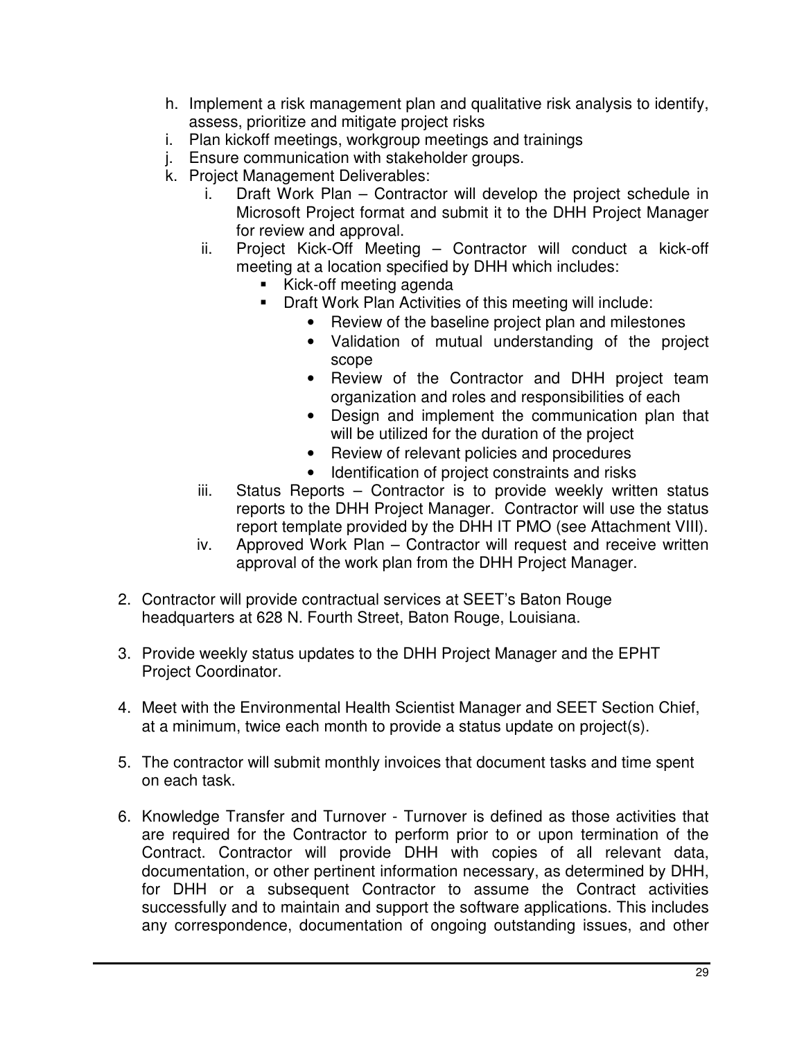h. Implement a risk management plan and qualitative risk analysis to identify, assess, prioritize and mitigate project risks
i. Plan kickoff meetings, workgroup meetings and trainings
j. Ensure communication with stakeholder groups.
k. Project Management Deliverables:
    i. Draft Work Plan – Contractor will develop the project schedule in Microsoft Project format and submit it to the DHH Project Manager for review and approval.
    ii. Project Kick-Off Meeting – Contractor will conduct a kick-off meeting at a location specified by DHH which includes:
        - Kick-off meeting agenda
        - Draft Work Plan Activities of this meeting will include:
            - Review of the baseline project plan and milestones
            - Validation of mutual understanding of the project scope
            - Review of the Contractor and DHH project team organization and roles and responsibilities of each
            - Design and implement the communication plan that will be utilized for the duration of the project
            - Review of relevant policies and procedures
            - Identification of project constraints and risks
    iii. Status Reports – Contractor is to provide weekly written status reports to the DHH Project Manager. Contractor will use the status report template provided by the DHH IT PMO (see Attachment VIII).
    iv. Approved Work Plan – Contractor will request and receive written approval of the work plan from the DHH Project Manager.

2. Contractor will provide contractual services at SEET's Baton Rouge headquarters at 628 N. Fourth Street, Baton Rouge, Louisiana.

3. Provide weekly status updates to the DHH Project Manager and the EPHT Project Coordinator.

4. Meet with the Environmental Health Scientist Manager and SEET Section Chief, at a minimum, twice each month to provide a status update on project(s).

5. The contractor will submit monthly invoices that document tasks and time spent on each task.

6. Knowledge Transfer and Turnover - Turnover is defined as those activities that are required for the Contractor to perform prior to or upon termination of the Contract. Contractor will provide DHH with copies of all relevant data, documentation, or other pertinent information necessary, as determined by DHH, for DHH or a subsequent Contractor to assume the Contract activities successfully and to maintain and support the software applications. This includes any correspondence, documentation of ongoing outstanding issues, and other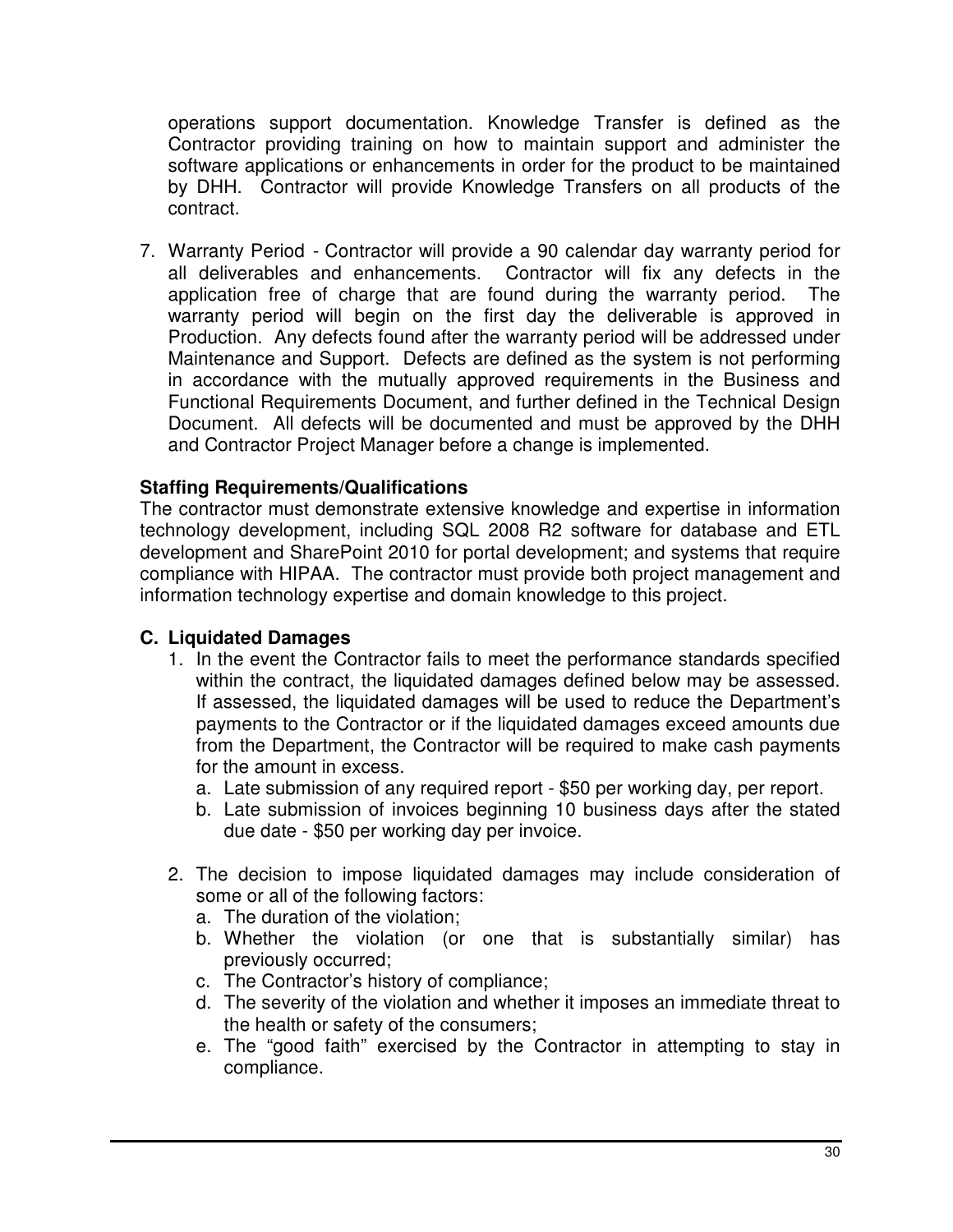operations support documentation. Knowledge Transfer is defined as the Contractor providing training on how to maintain support and administer the software applications or enhancements in order for the product to be maintained by DHH. Contractor will provide Knowledge Transfers on all products of the contract.

7. Warranty Period - Contractor will provide a 90 calendar day warranty period for all deliverables and enhancements. Contractor will fix any defects in the application free of charge that are found during the warranty period. The warranty period will begin on the first day the deliverable is approved in Production. Any defects found after the warranty period will be addressed under Maintenance and Support. Defects are defined as the system is not performing in accordance with the mutually approved requirements in the Business and Functional Requirements Document, and further defined in the Technical Design Document. All defects will be documented and must be approved by the DHH and Contractor Project Manager before a change is implemented.

**Staffing Requirements/Qualifications**

The contractor must demonstrate extensive knowledge and expertise in information technology development, including SQL 2008 R2 software for database and ETL development and SharePoint 2010 for portal development; and systems that require compliance with HIPAA. The contractor must provide both project management and information technology expertise and domain knowledge to this project.

**C. Liquidated Damages**

1. In the event the Contractor fails to meet the performance standards specified within the contract, the liquidated damages defined below may be assessed. If assessed, the liquidated damages will be used to reduce the Department's payments to the Contractor or if the liquidated damages exceed amounts due from the Department, the Contractor will be required to make cash payments for the amount in excess.
   a. Late submission of any required report - $50 per working day, per report.
   b. Late submission of invoices beginning 10 business days after the stated due date - $50 per working day per invoice.

2. The decision to impose liquidated damages may include consideration of some or all of the following factors:
   a. The duration of the violation;
   b. Whether the violation (or one that is substantially similar) has previously occurred;
   c. The Contractor's history of compliance;
   d. The severity of the violation and whether it imposes an immediate threat to the health or safety of the consumers;
   e. The "good faith" exercised by the Contractor in attempting to stay in compliance.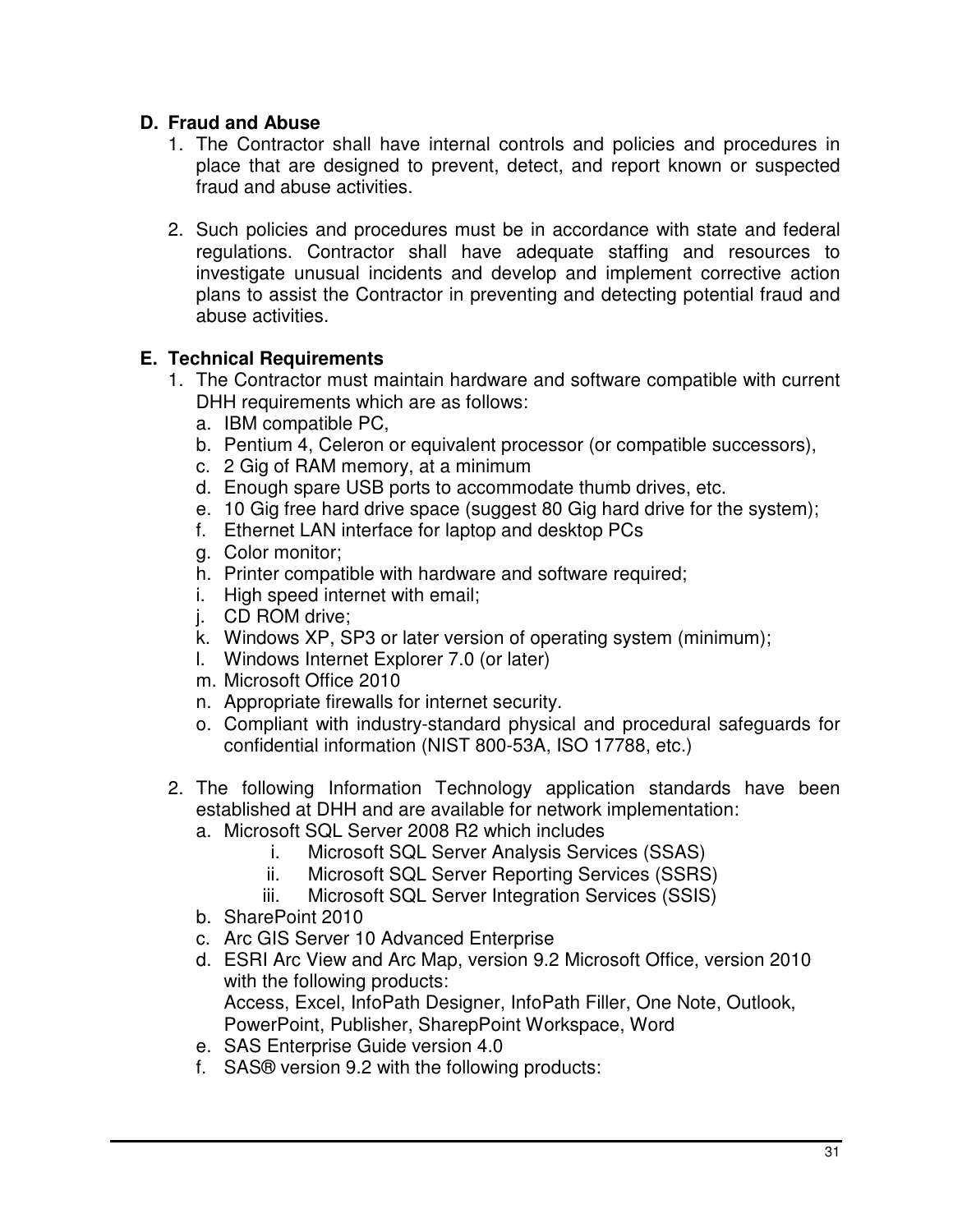**D. Fraud and Abuse**

1. The Contractor shall have internal controls and policies and procedures in place that are designed to prevent, detect, and report known or suspected fraud and abuse activities.

2. Such policies and procedures must be in accordance with state and federal regulations. Contractor shall have adequate staffing and resources to investigate unusual incidents and develop and implement corrective action plans to assist the Contractor in preventing and detecting potential fraud and abuse activities.

**E. Technical Requirements**

1. The Contractor must maintain hardware and software compatible with current DHH requirements which are as follows:
   a. IBM compatible PC,
   b. Pentium 4, Celeron or equivalent processor (or compatible successors),
   c. 2 Gig of RAM memory, at a minimum
   d. Enough spare USB ports to accommodate thumb drives, etc.
   e. 10 Gig free hard drive space (suggest 80 Gig hard drive for the system);
   f. Ethernet LAN interface for laptop and desktop PCs
   g. Color monitor;
   h. Printer compatible with hardware and software required;
   i. High speed internet with email;
   j. CD ROM drive;
   k. Windows XP, SP3 or later version of operating system (minimum);
   l. Windows Internet Explorer 7.0 (or later)
   m. Microsoft Office 2010
   n. Appropriate firewalls for internet security.
   o. Compliant with industry-standard physical and procedural safeguards for confidential information (NIST 800-53A, ISO 17788, etc.)

2. The following Information Technology application standards have been established at DHH and are available for network implementation:
   a. Microsoft SQL Server 2008 R2 which includes
      i. Microsoft SQL Server Analysis Services (SSAS)
      ii. Microsoft SQL Server Reporting Services (SSRS)
      iii. Microsoft SQL Server Integration Services (SSIS)
   b. SharePoint 2010
   c. Arc GIS Server 10 Advanced Enterprise
   d. ESRI Arc View and Arc Map, version 9.2 Microsoft Office, version 2010 with the following products:
      Access, Excel, InfoPath Designer, InfoPath Filler, One Note, Outlook, PowerPoint, Publisher, SharepPoint Workspace, Word
   e. SAS Enterprise Guide version 4.0
   f. SAS® version 9.2 with the following products: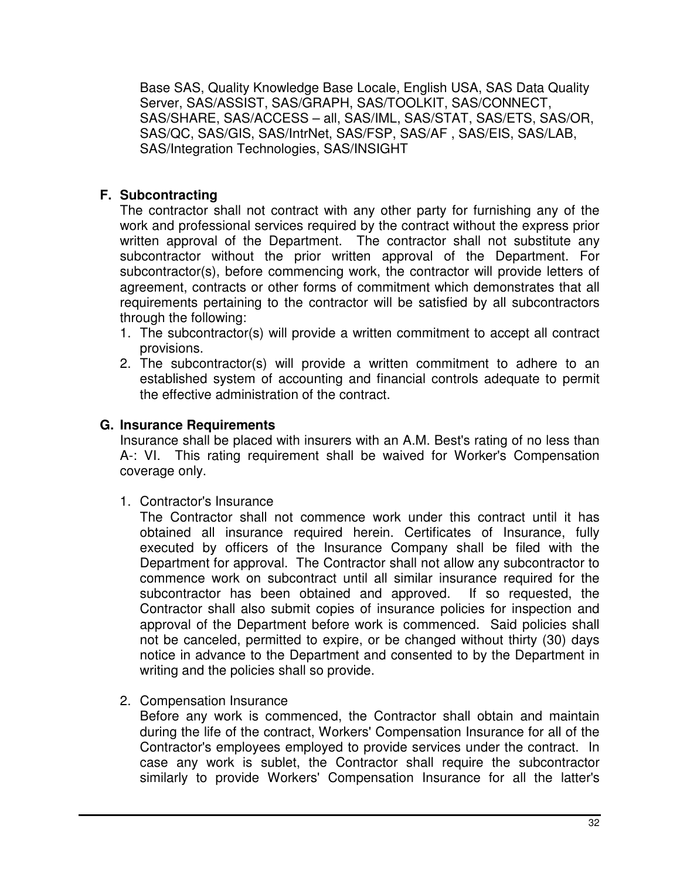Base SAS, Quality Knowledge Base Locale, English USA, SAS Data Quality Server, SAS/ASSIST, SAS/GRAPH, SAS/TOOLKIT, SAS/CONNECT, SAS/SHARE, SAS/ACCESS – all, SAS/IML, SAS/STAT, SAS/ETS, SAS/OR, SAS/QC, SAS/GIS, SAS/IntrNet, SAS/FSP, SAS/AF , SAS/EIS, SAS/LAB, SAS/Integration Technologies, SAS/INSIGHT

### F. Subcontracting

The contractor shall not contract with any other party for furnishing any of the work and professional services required by the contract without the express prior written approval of the Department. The contractor shall not substitute any subcontractor without the prior written approval of the Department. For subcontractor(s), before commencing work, the contractor will provide letters of agreement, contracts or other forms of commitment which demonstrates that all requirements pertaining to the contractor will be satisfied by all subcontractors through the following:

1. The subcontractor(s) will provide a written commitment to accept all contract provisions.
2. The subcontractor(s) will provide a written commitment to adhere to an established system of accounting and financial controls adequate to permit the effective administration of the contract.

### G. Insurance Requirements

Insurance shall be placed with insurers with an A.M. Best's rating of no less than A-: VI. This rating requirement shall be waived for Worker's Compensation coverage only.

1. Contractor's Insurance

   The Contractor shall not commence work under this contract until it has obtained all insurance required herein. Certificates of Insurance, fully executed by officers of the Insurance Company shall be filed with the Department for approval. The Contractor shall not allow any subcontractor to commence work on subcontract until all similar insurance required for the subcontractor has been obtained and approved. If so requested, the Contractor shall also submit copies of insurance policies for inspection and approval of the Department before work is commenced. Said policies shall not be canceled, permitted to expire, or be changed without thirty (30) days notice in advance to the Department and consented to by the Department in writing and the policies shall so provide.

2. Compensation Insurance

   Before any work is commenced, the Contractor shall obtain and maintain during the life of the contract, Workers' Compensation Insurance for all of the Contractor's employees employed to provide services under the contract. In case any work is sublet, the Contractor shall require the subcontractor similarly to provide Workers' Compensation Insurance for all the latter's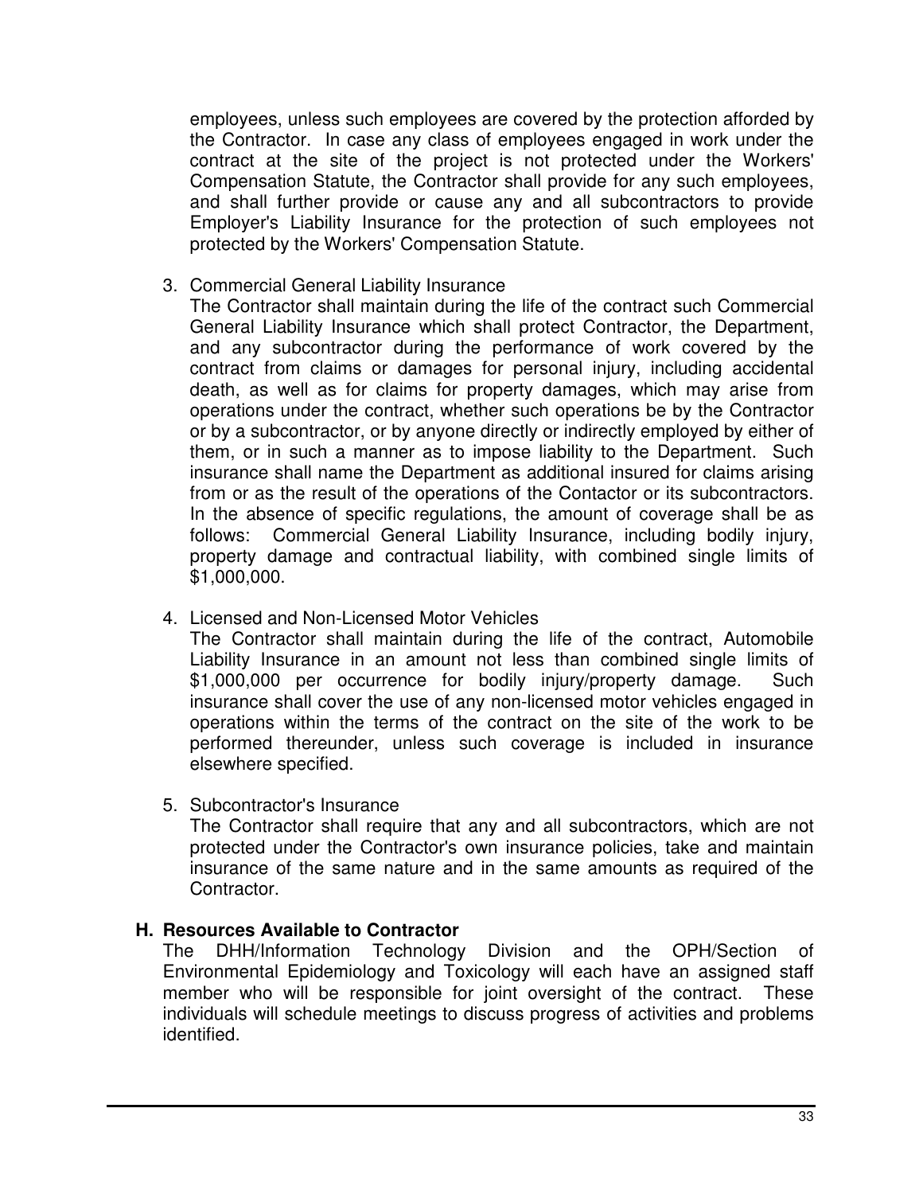employees, unless such employees are covered by the protection afforded by the Contractor. In case any class of employees engaged in work under the contract at the site of the project is not protected under the Workers' Compensation Statute, the Contractor shall provide for any such employees, and shall further provide or cause any and all subcontractors to provide Employer's Liability Insurance for the protection of such employees not protected by the Workers' Compensation Statute.

3. Commercial General Liability Insurance
   The Contractor shall maintain during the life of the contract such Commercial General Liability Insurance which shall protect Contractor, the Department, and any subcontractor during the performance of work covered by the contract from claims or damages for personal injury, including accidental death, as well as for claims for property damages, which may arise from operations under the contract, whether such operations be by the Contractor or by a subcontractor, or by anyone directly or indirectly employed by either of them, or in such a manner as to impose liability to the Department. Such insurance shall name the Department as additional insured for claims arising from or as the result of the operations of the Contactor or its subcontractors. In the absence of specific regulations, the amount of coverage shall be as follows: Commercial General Liability Insurance, including bodily injury, property damage and contractual liability, with combined single limits of $1,000,000.

4. Licensed and Non-Licensed Motor Vehicles
   The Contractor shall maintain during the life of the contract, Automobile Liability Insurance in an amount not less than combined single limits of $1,000,000 per occurrence for bodily injury/property damage. Such insurance shall cover the use of any non-licensed motor vehicles engaged in operations within the terms of the contract on the site of the work to be performed thereunder, unless such coverage is included in insurance elsewhere specified.

5. Subcontractor's Insurance
   The Contractor shall require that any and all subcontractors, which are not protected under the Contractor's own insurance policies, take and maintain insurance of the same nature and in the same amounts as required of the Contractor.

## H. Resources Available to Contractor

The DHH/Information Technology Division and the OPH/Section of Environmental Epidemiology and Toxicology will each have an assigned staff member who will be responsible for joint oversight of the contract. These individuals will schedule meetings to discuss progress of activities and problems identified.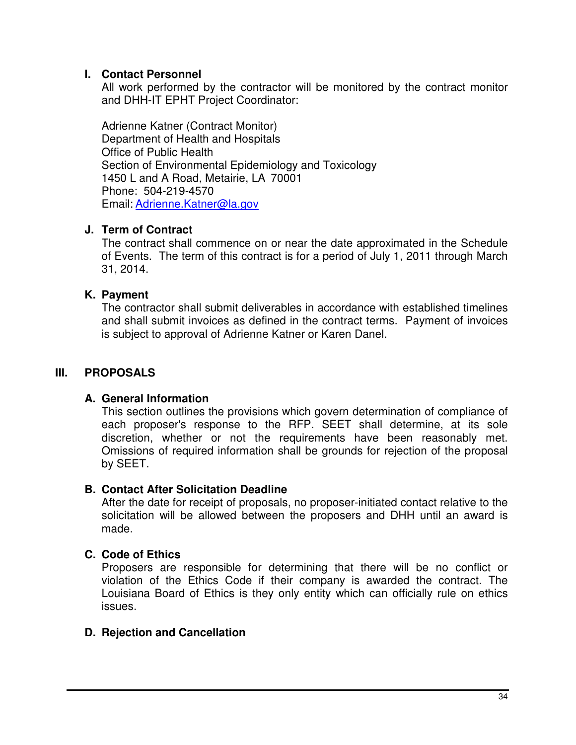### I. Contact Personnel

All work performed by the contractor will be monitored by the contract monitor and DHH-IT EPHT Project Coordinator:

Adrienne Katner (Contract Monitor)
Department of Health and Hospitals
Office of Public Health
Section of Environmental Epidemiology and Toxicology
1450 L and A Road, Metairie, LA 70001
Phone: 504-219-4570
Email: Adrienne.Katner@la.gov

### J. Term of Contract

The contract shall commence on or near the date approximated in the Schedule of Events. The term of this contract is for a period of July 1, 2011 through March 31, 2014.

### K. Payment

The contractor shall submit deliverables in accordance with established timelines and shall submit invoices as defined in the contract terms. Payment of invoices is subject to approval of Adrienne Katner or Karen Danel.

## III. PROPOSALS

### A. General Information

This section outlines the provisions which govern determination of compliance of each proposer's response to the RFP. SEET shall determine, at its sole discretion, whether or not the requirements have been reasonably met. Omissions of required information shall be grounds for rejection of the proposal by SEET.

### B. Contact After Solicitation Deadline

After the date for receipt of proposals, no proposer-initiated contact relative to the solicitation will be allowed between the proposers and DHH until an award is made.

### C. Code of Ethics

Proposers are responsible for determining that there will be no conflict or violation of the Ethics Code if their company is awarded the contract. The Louisiana Board of Ethics is they only entity which can officially rule on ethics issues.

### D. Rejection and Cancellation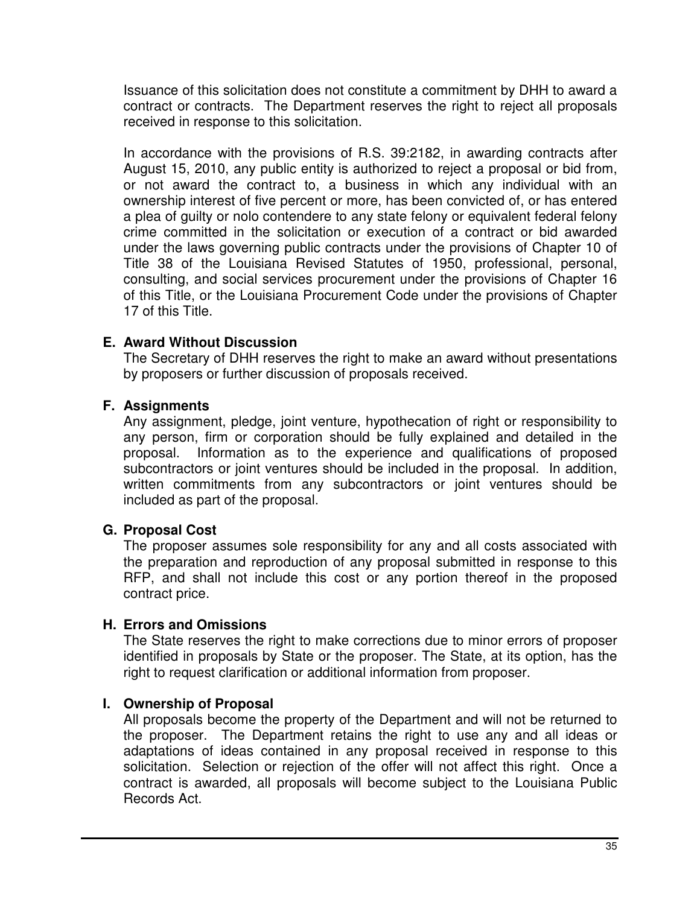Issuance of this solicitation does not constitute a commitment by DHH to award a contract or contracts. The Department reserves the right to reject all proposals received in response to this solicitation.

In accordance with the provisions of R.S. 39:2182, in awarding contracts after August 15, 2010, any public entity is authorized to reject a proposal or bid from, or not award the contract to, a business in which any individual with an ownership interest of five percent or more, has been convicted of, or has entered a plea of guilty or nolo contendere to any state felony or equivalent federal felony crime committed in the solicitation or execution of a contract or bid awarded under the laws governing public contracts under the provisions of Chapter 10 of Title 38 of the Louisiana Revised Statutes of 1950, professional, personal, consulting, and social services procurement under the provisions of Chapter 16 of this Title, or the Louisiana Procurement Code under the provisions of Chapter 17 of this Title.

**E. Award Without Discussion**

The Secretary of DHH reserves the right to make an award without presentations by proposers or further discussion of proposals received.

**F. Assignments**

Any assignment, pledge, joint venture, hypothecation of right or responsibility to any person, firm or corporation should be fully explained and detailed in the proposal. Information as to the experience and qualifications of proposed subcontractors or joint ventures should be included in the proposal. In addition, written commitments from any subcontractors or joint ventures should be included as part of the proposal.

**G. Proposal Cost**

The proposer assumes sole responsibility for any and all costs associated with the preparation and reproduction of any proposal submitted in response to this RFP, and shall not include this cost or any portion thereof in the proposed contract price.

**H. Errors and Omissions**

The State reserves the right to make corrections due to minor errors of proposer identified in proposals by State or the proposer. The State, at its option, has the right to request clarification or additional information from proposer.

**I. Ownership of Proposal**

All proposals become the property of the Department and will not be returned to the proposer. The Department retains the right to use any and all ideas or adaptations of ideas contained in any proposal received in response to this solicitation. Selection or rejection of the offer will not affect this right. Once a contract is awarded, all proposals will become subject to the Louisiana Public Records Act.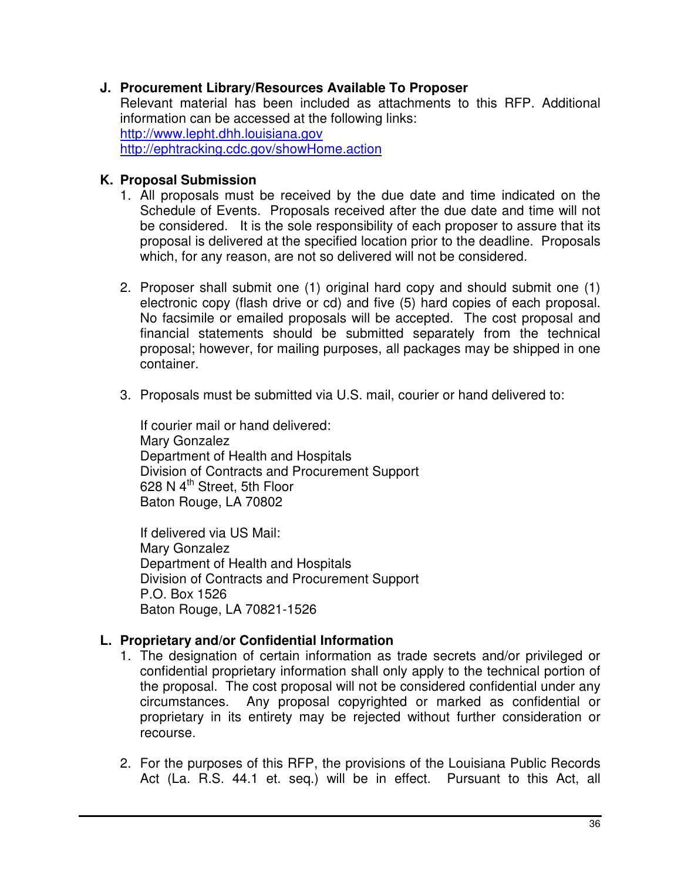## J. Procurement Library/Resources Available To Proposer

Relevant material has been included as attachments to this RFP. Additional information can be accessed at the following links:
http://www.lepht.dhh.louisiana.gov
http://ephtracking.cdc.gov/showHome.action

## K. Proposal Submission

1. All proposals must be received by the due date and time indicated on the Schedule of Events. Proposals received after the due date and time will not be considered. It is the sole responsibility of each proposer to assure that its proposal is delivered at the specified location prior to the deadline. Proposals which, for any reason, are not so delivered will not be considered.

2. Proposer shall submit one (1) original hard copy and should submit one (1) electronic copy (flash drive or cd) and five (5) hard copies of each proposal. No facsimile or emailed proposals will be accepted. The cost proposal and financial statements should be submitted separately from the technical proposal; however, for mailing purposes, all packages may be shipped in one container.

3. Proposals must be submitted via U.S. mail, courier or hand delivered to:

   If courier mail or hand delivered:
   Mary Gonzalez
   Department of Health and Hospitals
   Division of Contracts and Procurement Support
   628 N 4th Street, 5th Floor
   Baton Rouge, LA 70802

   If delivered via US Mail:
   Mary Gonzalez
   Department of Health and Hospitals
   Division of Contracts and Procurement Support
   P.O. Box 1526
   Baton Rouge, LA 70821-1526

## L. Proprietary and/or Confidential Information

1. The designation of certain information as trade secrets and/or privileged or confidential proprietary information shall only apply to the technical portion of the proposal. The cost proposal will not be considered confidential under any circumstances. Any proposal copyrighted or marked as confidential or proprietary in its entirety may be rejected without further consideration or recourse.

2. For the purposes of this RFP, the provisions of the Louisiana Public Records Act (La. R.S. 44.1 et. seq.) will be in effect. Pursuant to this Act, all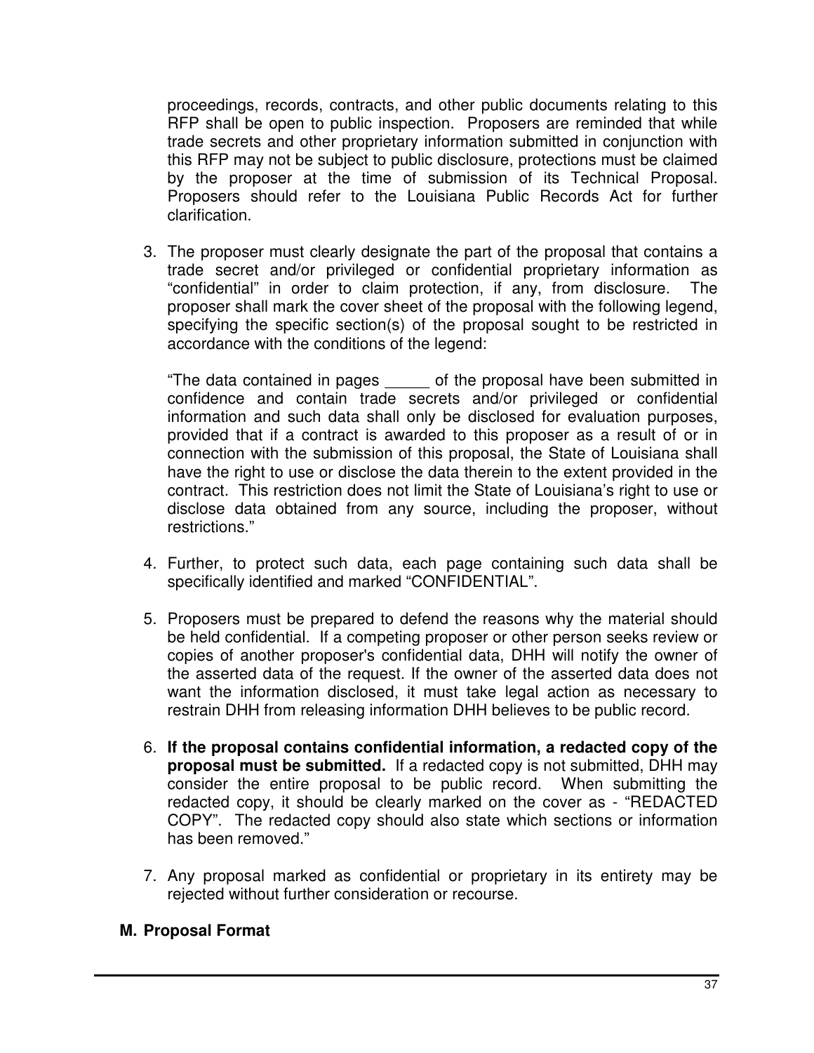proceedings, records, contracts, and other public documents relating to this RFP shall be open to public inspection. Proposers are reminded that while trade secrets and other proprietary information submitted in conjunction with this RFP may not be subject to public disclosure, protections must be claimed by the proposer at the time of submission of its Technical Proposal. Proposers should refer to the Louisiana Public Records Act for further clarification.

3. The proposer must clearly designate the part of the proposal that contains a trade secret and/or privileged or confidential proprietary information as "confidential" in order to claim protection, if any, from disclosure. The proposer shall mark the cover sheet of the proposal with the following legend, specifying the specific section(s) of the proposal sought to be restricted in accordance with the conditions of the legend:

   "The data contained in pages _____ of the proposal have been submitted in confidence and contain trade secrets and/or privileged or confidential information and such data shall only be disclosed for evaluation purposes, provided that if a contract is awarded to this proposer as a result of or in connection with the submission of this proposal, the State of Louisiana shall have the right to use or disclose the data therein to the extent provided in the contract. This restriction does not limit the State of Louisiana's right to use or disclose data obtained from any source, including the proposer, without restrictions."

4. Further, to protect such data, each page containing such data shall be specifically identified and marked "CONFIDENTIAL".

5. Proposers must be prepared to defend the reasons why the material should be held confidential. If a competing proposer or other person seeks review or copies of another proposer's confidential data, DHH will notify the owner of the asserted data of the request. If the owner of the asserted data does not want the information disclosed, it must take legal action as necessary to restrain DHH from releasing information DHH believes to be public record.

6. **If the proposal contains confidential information, a redacted copy of the proposal must be submitted.** If a redacted copy is not submitted, DHH may consider the entire proposal to be public record. When submitting the redacted copy, it should be clearly marked on the cover as - "REDACTED COPY". The redacted copy should also state which sections or information has been removed."

7. Any proposal marked as confidential or proprietary in its entirety may be rejected without further consideration or recourse.

## M. Proposal Format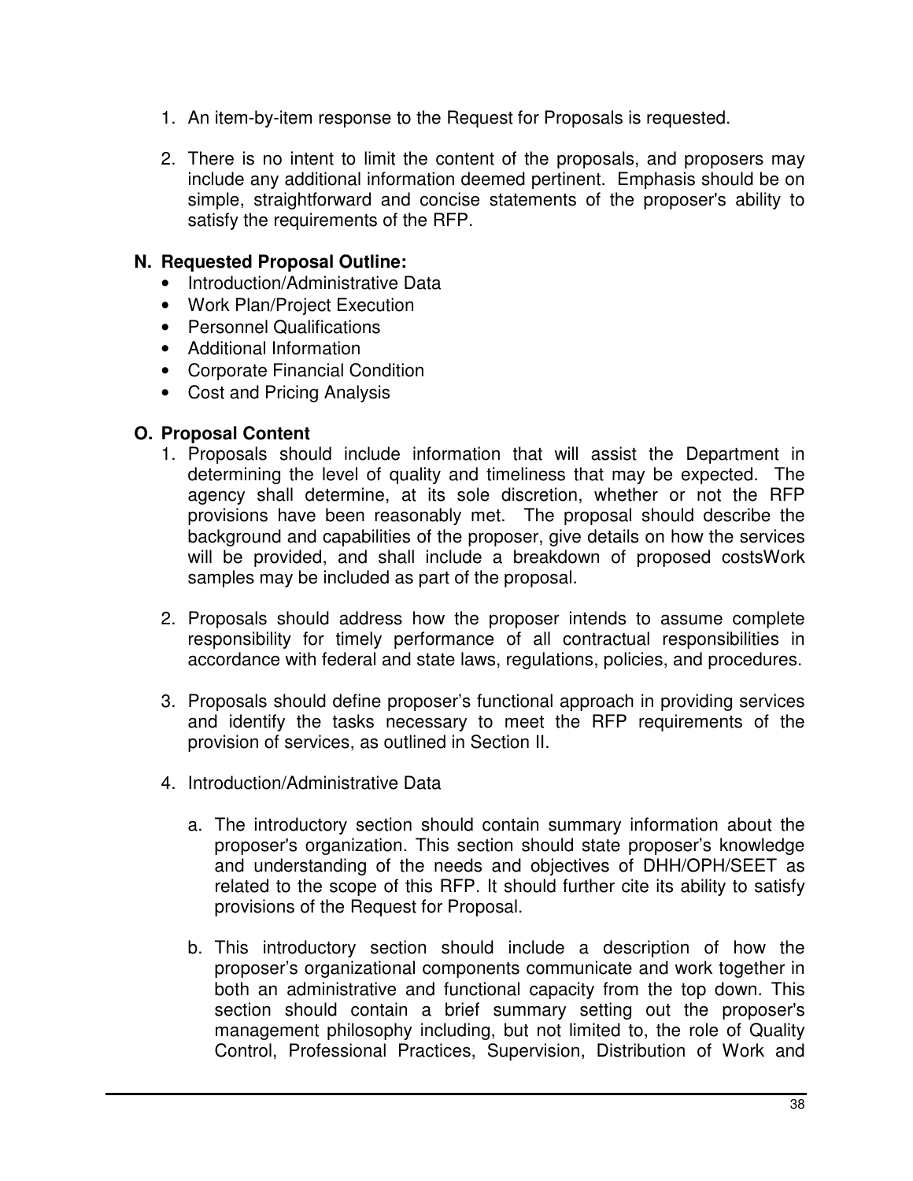1. An item-by-item response to the Request for Proposals is requested.

2. There is no intent to limit the content of the proposals, and proposers may include any additional information deemed pertinent. Emphasis should be on simple, straightforward and concise statements of the proposer's ability to satisfy the requirements of the RFP.

**N. Requested Proposal Outline:**

- Introduction/Administrative Data
- Work Plan/Project Execution
- Personnel Qualifications
- Additional Information
- Corporate Financial Condition
- Cost and Pricing Analysis

**O. Proposal Content**

1. Proposals should include information that will assist the Department in determining the level of quality and timeliness that may be expected. The agency shall determine, at its sole discretion, whether or not the RFP provisions have been reasonably met. The proposal should describe the background and capabilities of the proposer, give details on how the services will be provided, and shall include a breakdown of proposed costsWork samples may be included as part of the proposal.

2. Proposals should address how the proposer intends to assume complete responsibility for timely performance of all contractual responsibilities in accordance with federal and state laws, regulations, policies, and procedures.

3. Proposals should define proposer's functional approach in providing services and identify the tasks necessary to meet the RFP requirements of the provision of services, as outlined in Section II.

4. Introduction/Administrative Data

   a. The introductory section should contain summary information about the proposer's organization. This section should state proposer's knowledge and understanding of the needs and objectives of DHH/OPH/SEET as related to the scope of this RFP. It should further cite its ability to satisfy provisions of the Request for Proposal.

   b. This introductory section should include a description of how the proposer's organizational components communicate and work together in both an administrative and functional capacity from the top down. This section should contain a brief summary setting out the proposer's management philosophy including, but not limited to, the role of Quality Control, Professional Practices, Supervision, Distribution of Work and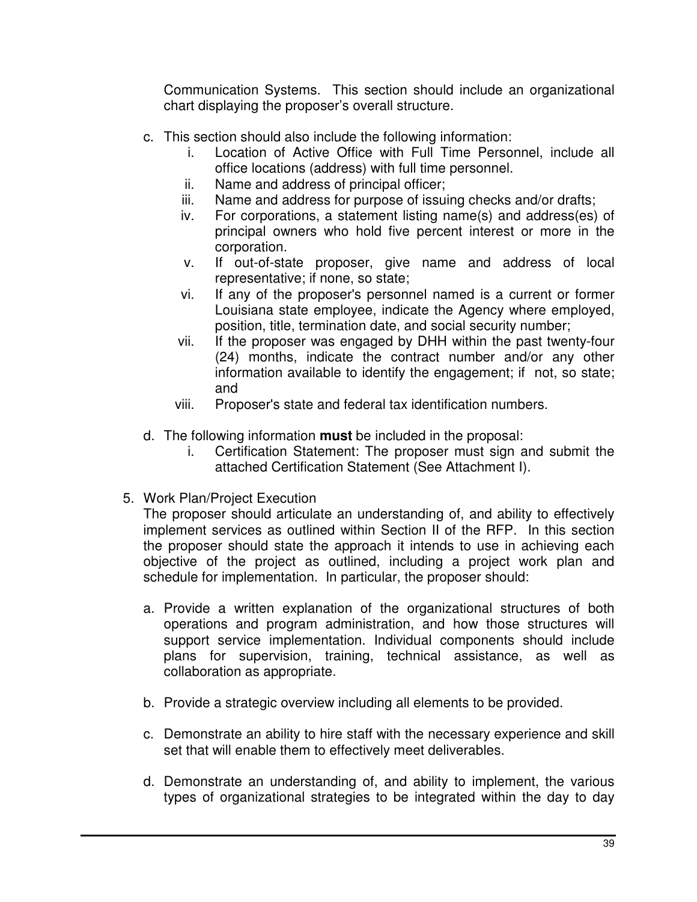Communication Systems. This section should include an organizational chart displaying the proposer's overall structure.

c. This section should also include the following information:
    i. Location of Active Office with Full Time Personnel, include all office locations (address) with full time personnel.
    ii. Name and address of principal officer;
    iii. Name and address for purpose of issuing checks and/or drafts;
    iv. For corporations, a statement listing name(s) and address(es) of principal owners who hold five percent interest or more in the corporation.
    v. If out-of-state proposer, give name and address of local representative; if none, so state;
    vi. If any of the proposer's personnel named is a current or former Louisiana state employee, indicate the Agency where employed, position, title, termination date, and social security number;
    vii. If the proposer was engaged by DHH within the past twenty-four (24) months, indicate the contract number and/or any other information available to identify the engagement; if not, so state; and
    viii. Proposer's state and federal tax identification numbers.

d. The following information **must** be included in the proposal:
    i. Certification Statement: The proposer must sign and submit the attached Certification Statement (See Attachment I).

5. Work Plan/Project Execution

The proposer should articulate an understanding of, and ability to effectively implement services as outlined within Section II of the RFP. In this section the proposer should state the approach it intends to use in achieving each objective of the project as outlined, including a project work plan and schedule for implementation. In particular, the proposer should:

a. Provide a written explanation of the organizational structures of both operations and program administration, and how those structures will support service implementation. Individual components should include plans for supervision, training, technical assistance, as well as collaboration as appropriate.

b. Provide a strategic overview including all elements to be provided.

c. Demonstrate an ability to hire staff with the necessary experience and skill set that will enable them to effectively meet deliverables.

d. Demonstrate an understanding of, and ability to implement, the various types of organizational strategies to be integrated within the day to day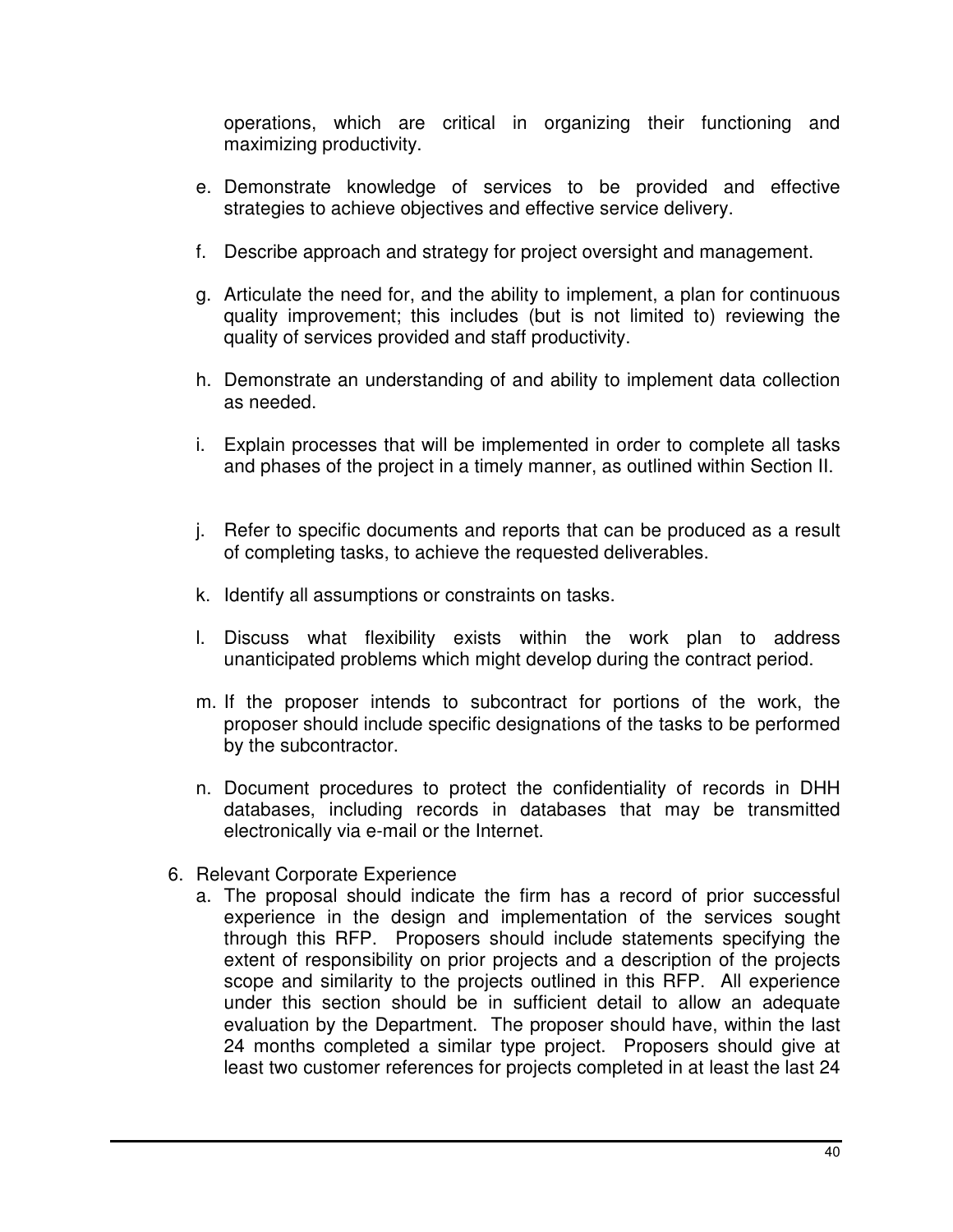operations, which are critical in organizing their functioning and maximizing productivity.

e. Demonstrate knowledge of services to be provided and effective strategies to achieve objectives and effective service delivery.

f. Describe approach and strategy for project oversight and management.

g. Articulate the need for, and the ability to implement, a plan for continuous quality improvement; this includes (but is not limited to) reviewing the quality of services provided and staff productivity.

h. Demonstrate an understanding of and ability to implement data collection as needed.

i. Explain processes that will be implemented in order to complete all tasks and phases of the project in a timely manner, as outlined within Section II.

j. Refer to specific documents and reports that can be produced as a result of completing tasks, to achieve the requested deliverables.

k. Identify all assumptions or constraints on tasks.

l. Discuss what flexibility exists within the work plan to address unanticipated problems which might develop during the contract period.

m. If the proposer intends to subcontract for portions of the work, the proposer should include specific designations of the tasks to be performed by the subcontractor.

n. Document procedures to protect the confidentiality of records in DHH databases, including records in databases that may be transmitted electronically via e-mail or the Internet.

6. Relevant Corporate Experience
   a. The proposal should indicate the firm has a record of prior successful experience in the design and implementation of the services sought through this RFP. Proposers should include statements specifying the extent of responsibility on prior projects and a description of the projects scope and similarity to the projects outlined in this RFP. All experience under this section should be in sufficient detail to allow an adequate evaluation by the Department. The proposer should have, within the last 24 months completed a similar type project. Proposers should give at least two customer references for projects completed in at least the last 24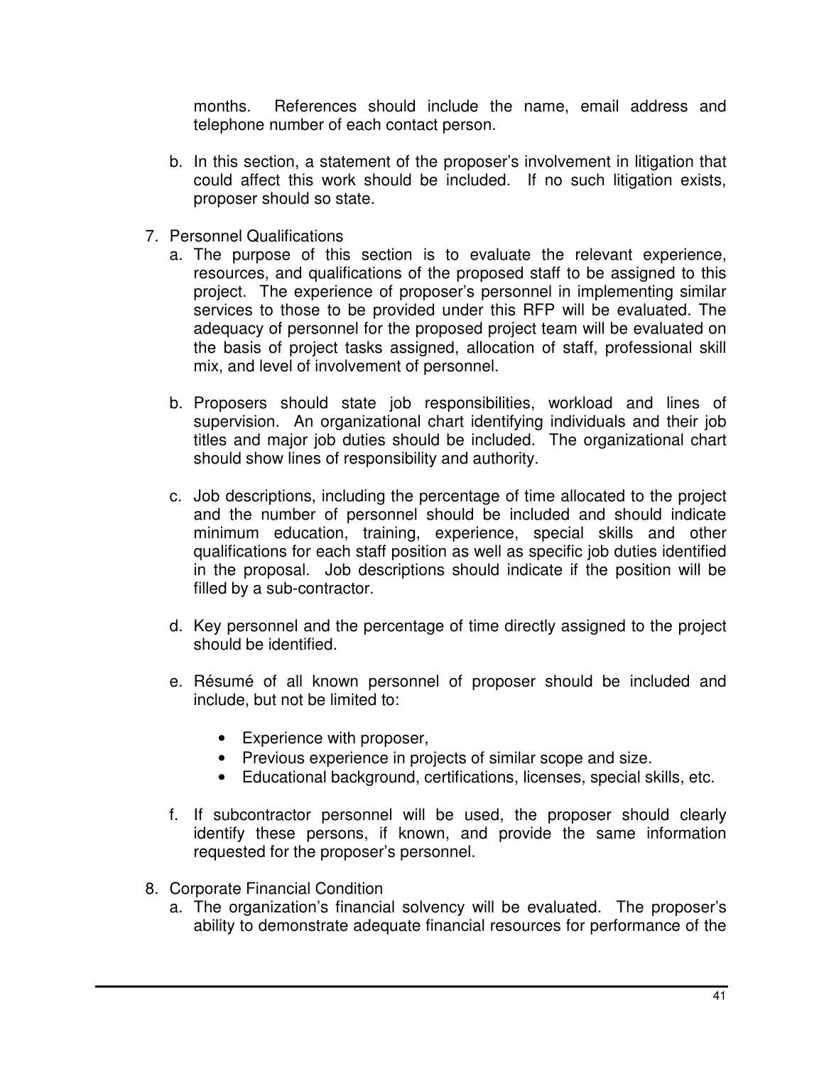months. References should include the name, email address and telephone number of each contact person.

b. In this section, a statement of the proposer's involvement in litigation that could affect this work should be included. If no such litigation exists, proposer should so state.

7. Personnel Qualifications
   a. The purpose of this section is to evaluate the relevant experience, resources, and qualifications of the proposed staff to be assigned to this project. The experience of proposer's personnel in implementing similar services to those to be provided under this RFP will be evaluated. The adequacy of personnel for the proposed project team will be evaluated on the basis of project tasks assigned, allocation of staff, professional skill mix, and level of involvement of personnel.

   b. Proposers should state job responsibilities, workload and lines of supervision. An organizational chart identifying individuals and their job titles and major job duties should be included. The organizational chart should show lines of responsibility and authority.

   c. Job descriptions, including the percentage of time allocated to the project and the number of personnel should be included and should indicate minimum education, training, experience, special skills and other qualifications for each staff position as well as specific job duties identified in the proposal. Job descriptions should indicate if the position will be filled by a sub-contractor.

   d. Key personnel and the percentage of time directly assigned to the project should be identified.

   e. Résumé of all known personnel of proposer should be included and include, but not be limited to:

      - Experience with proposer,
      - Previous experience in projects of similar scope and size.
      - Educational background, certifications, licenses, special skills, etc.

   f. If subcontractor personnel will be used, the proposer should clearly identify these persons, if known, and provide the same information requested for the proposer's personnel.

8. Corporate Financial Condition
   a. The organization's financial solvency will be evaluated. The proposer's ability to demonstrate adequate financial resources for performance of the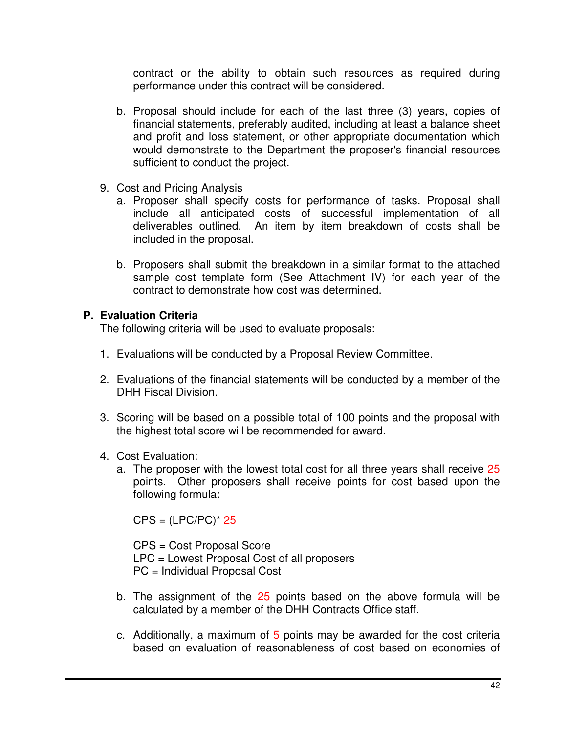contract or the ability to obtain such resources as required during performance under this contract will be considered.

b. Proposal should include for each of the last three (3) years, copies of financial statements, preferably audited, including at least a balance sheet and profit and loss statement, or other appropriate documentation which would demonstrate to the Department the proposer's financial resources sufficient to conduct the project.

9. Cost and Pricing Analysis
   a. Proposer shall specify costs for performance of tasks. Proposal shall include all anticipated costs of successful implementation of all deliverables outlined. An item by item breakdown of costs shall be included in the proposal.

   b. Proposers shall submit the breakdown in a similar format to the attached sample cost template form (See Attachment IV) for each year of the contract to demonstrate how cost was determined.

## P. Evaluation Criteria

The following criteria will be used to evaluate proposals:

1. Evaluations will be conducted by a Proposal Review Committee.

2. Evaluations of the financial statements will be conducted by a member of the DHH Fiscal Division.

3. Scoring will be based on a possible total of 100 points and the proposal with the highest total score will be recommended for award.

4. Cost Evaluation:
   a. The proposer with the lowest total cost for all three years shall receive 25 points. Other proposers shall receive points for cost based upon the following formula:

      CPS = (LPC/PC)* 25

      CPS = Cost Proposal Score
      LPC = Lowest Proposal Cost of all proposers
      PC = Individual Proposal Cost

   b. The assignment of the 25 points based on the above formula will be calculated by a member of the DHH Contracts Office staff.

   c. Additionally, a maximum of 5 points may be awarded for the cost criteria based on evaluation of reasonableness of cost based on economies of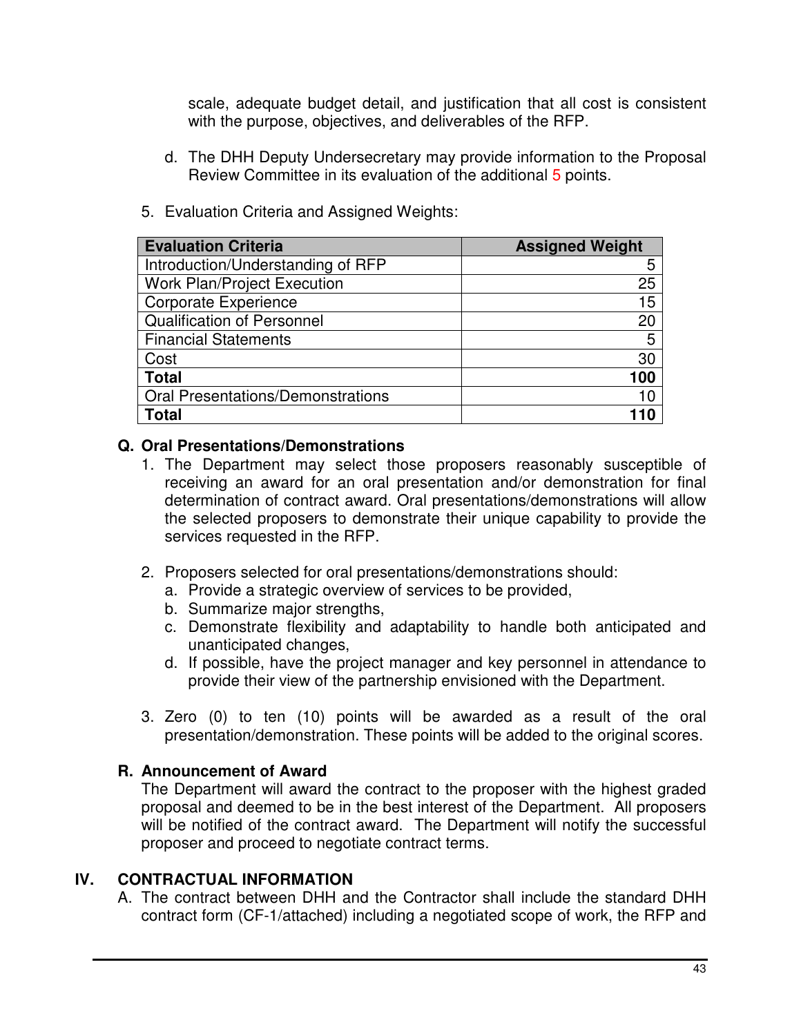scale, adequate budget detail, and justification that all cost is consistent with the purpose, objectives, and deliverables of the RFP.

d. The DHH Deputy Undersecretary may provide information to the Proposal Review Committee in its evaluation of the additional 5 points.

5. Evaluation Criteria and Assigned Weights:

| Evaluation Criteria | Assigned Weight |
|---|---|
| Introduction/Understanding of RFP | 5 |
| Work Plan/Project Execution | 25 |
| Corporate Experience | 15 |
| Qualification of Personnel | 20 |
| Financial Statements | 5 |
| Cost | 30 |
| **Total** | **100** |
| Oral Presentations/Demonstrations | 10 |
| **Total** | **110** |

### Q. Oral Presentations/Demonstrations

1. The Department may select those proposers reasonably susceptible of receiving an award for an oral presentation and/or demonstration for final determination of contract award. Oral presentations/demonstrations will allow the selected proposers to demonstrate their unique capability to provide the services requested in the RFP.

2. Proposers selected for oral presentations/demonstrations should:
   a. Provide a strategic overview of services to be provided,
   b. Summarize major strengths,
   c. Demonstrate flexibility and adaptability to handle both anticipated and unanticipated changes,
   d. If possible, have the project manager and key personnel in attendance to provide their view of the partnership envisioned with the Department.

3. Zero (0) to ten (10) points will be awarded as a result of the oral presentation/demonstration. These points will be added to the original scores.

### R. Announcement of Award

The Department will award the contract to the proposer with the highest graded proposal and deemed to be in the best interest of the Department. All proposers will be notified of the contract award. The Department will notify the successful proposer and proceed to negotiate contract terms.

## IV. CONTRACTUAL INFORMATION

A. The contract between DHH and the Contractor shall include the standard DHH contract form (CF-1/attached) including a negotiated scope of work, the RFP and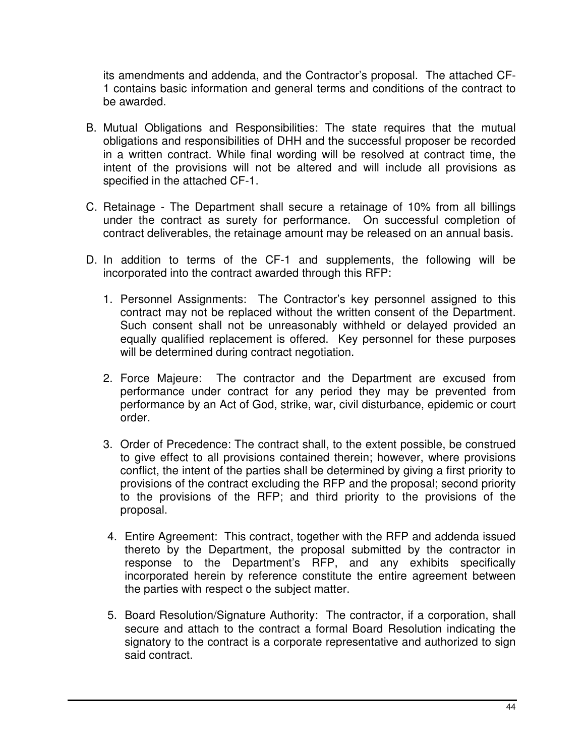its amendments and addenda, and the Contractor's proposal. The attached CF-1 contains basic information and general terms and conditions of the contract to be awarded.

B. Mutual Obligations and Responsibilities: The state requires that the mutual obligations and responsibilities of DHH and the successful proposer be recorded in a written contract. While final wording will be resolved at contract time, the intent of the provisions will not be altered and will include all provisions as specified in the attached CF-1.

C. Retainage - The Department shall secure a retainage of 10% from all billings under the contract as surety for performance. On successful completion of contract deliverables, the retainage amount may be released on an annual basis.

D. In addition to terms of the CF-1 and supplements, the following will be incorporated into the contract awarded through this RFP:

   1. Personnel Assignments: The Contractor's key personnel assigned to this contract may not be replaced without the written consent of the Department. Such consent shall not be unreasonably withheld or delayed provided an equally qualified replacement is offered. Key personnel for these purposes will be determined during contract negotiation.

   2. Force Majeure: The contractor and the Department are excused from performance under contract for any period they may be prevented from performance by an Act of God, strike, war, civil disturbance, epidemic or court order.

   3. Order of Precedence: The contract shall, to the extent possible, be construed to give effect to all provisions contained therein; however, where provisions conflict, the intent of the parties shall be determined by giving a first priority to provisions of the contract excluding the RFP and the proposal; second priority to the provisions of the RFP; and third priority to the provisions of the proposal.

   4. Entire Agreement: This contract, together with the RFP and addenda issued thereto by the Department, the proposal submitted by the contractor in response to the Department's RFP, and any exhibits specifically incorporated herein by reference constitute the entire agreement between the parties with respect o the subject matter.

   5. Board Resolution/Signature Authority: The contractor, if a corporation, shall secure and attach to the contract a formal Board Resolution indicating the signatory to the contract is a corporate representative and authorized to sign said contract.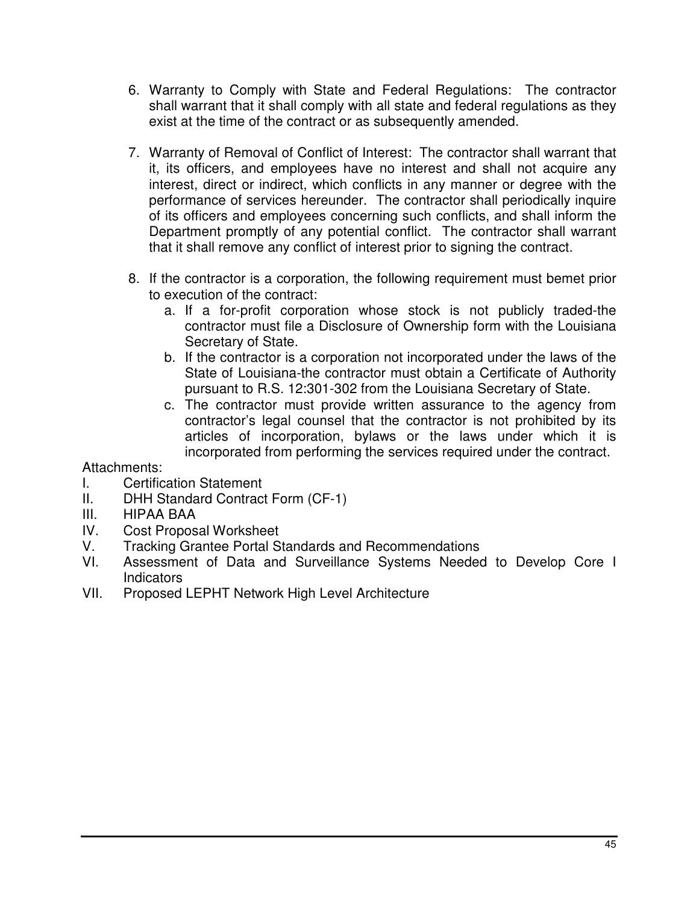6. Warranty to Comply with State and Federal Regulations: The contractor shall warrant that it shall comply with all state and federal regulations as they exist at the time of the contract or as subsequently amended.

7. Warranty of Removal of Conflict of Interest: The contractor shall warrant that it, its officers, and employees have no interest and shall not acquire any interest, direct or indirect, which conflicts in any manner or degree with the performance of services hereunder. The contractor shall periodically inquire of its officers and employees concerning such conflicts, and shall inform the Department promptly of any potential conflict. The contractor shall warrant that it shall remove any conflict of interest prior to signing the contract.

8. If the contractor is a corporation, the following requirement must bemet prior to execution of the contract:
   a. If a for-profit corporation whose stock is not publicly traded-the contractor must file a Disclosure of Ownership form with the Louisiana Secretary of State.
   b. If the contractor is a corporation not incorporated under the laws of the State of Louisiana-the contractor must obtain a Certificate of Authority pursuant to R.S. 12:301-302 from the Louisiana Secretary of State.
   c. The contractor must provide written assurance to the agency from contractor's legal counsel that the contractor is not prohibited by its articles of incorporation, bylaws or the laws under which it is incorporated from performing the services required under the contract.

Attachments:

I. Certification Statement
II. DHH Standard Contract Form (CF-1)
III. HIPAA BAA
IV. Cost Proposal Worksheet
V. Tracking Grantee Portal Standards and Recommendations
VI. Assessment of Data and Surveillance Systems Needed to Develop Core I Indicators
VII. Proposed LEPHT Network High Level Architecture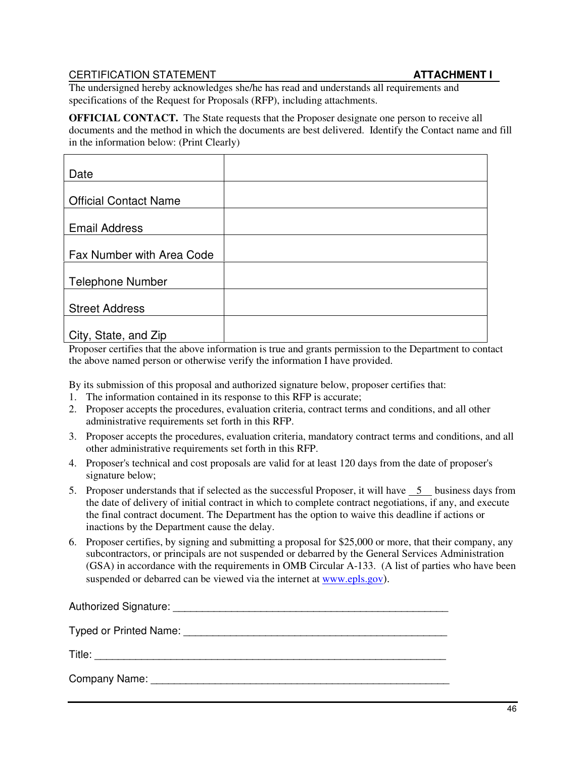CERTIFICATION STATEMENT **ATTACHMENT I**

The undersigned hereby acknowledges she/he has read and understands all requirements and specifications of the Request for Proposals (RFP), including attachments.

**OFFICIAL CONTACT.** The State requests that the Proposer designate one person to receive all documents and the method in which the documents are best delivered. Identify the Contact name and fill in the information below: (Print Clearly)

| | |
|---|---|
| Date | |
| Official Contact Name | |
| Email Address | |
| Fax Number with Area Code | |
| Telephone Number | |
| Street Address | |
| City, State, and Zip | |

Proposer certifies that the above information is true and grants permission to the Department to contact the above named person or otherwise verify the information I have provided.

By its submission of this proposal and authorized signature below, proposer certifies that:

1. The information contained in its response to this RFP is accurate;
2. Proposer accepts the procedures, evaluation criteria, contract terms and conditions, and all other administrative requirements set forth in this RFP.
3. Proposer accepts the procedures, evaluation criteria, mandatory contract terms and conditions, and all other administrative requirements set forth in this RFP.
4. Proposer's technical and cost proposals are valid for at least 120 days from the date of proposer's signature below;
5. Proposer understands that if selected as the successful Proposer, it will have \_\_5\_\_ business days from the date of delivery of initial contract in which to complete contract negotiations, if any, and execute the final contract document. The Department has the option to waive this deadline if actions or inactions by the Department cause the delay.
6. Proposer certifies, by signing and submitting a proposal for $25,000 or more, that their company, any subcontractors, or principals are not suspended or debarred by the General Services Administration (GSA) in accordance with the requirements in OMB Circular A-133. (A list of parties who have been suspended or debarred can be viewed via the internet at www.epls.gov).

Authorized Signature: \_\_\_\_\_\_\_\_\_\_\_\_\_\_\_\_\_\_\_\_\_\_\_\_\_\_\_\_\_\_\_\_\_\_\_\_\_\_\_\_\_\_\_\_\_\_\_\_

Typed or Printed Name: \_\_\_\_\_\_\_\_\_\_\_\_\_\_\_\_\_\_\_\_\_\_\_\_\_\_\_\_\_\_\_\_\_\_\_\_\_\_\_\_\_\_\_\_\_\_

Title: \_\_\_\_\_\_\_\_\_\_\_\_\_\_\_\_\_\_\_\_\_\_\_\_\_\_\_\_\_\_\_\_\_\_\_\_\_\_\_\_\_\_\_\_\_\_\_\_\_\_\_\_\_\_\_\_\_\_\_\_\_\_

Company Name: \_\_\_\_\_\_\_\_\_\_\_\_\_\_\_\_\_\_\_\_\_\_\_\_\_\_\_\_\_\_\_\_\_\_\_\_\_\_\_\_\_\_\_\_\_\_\_\_\_\_\_\_\_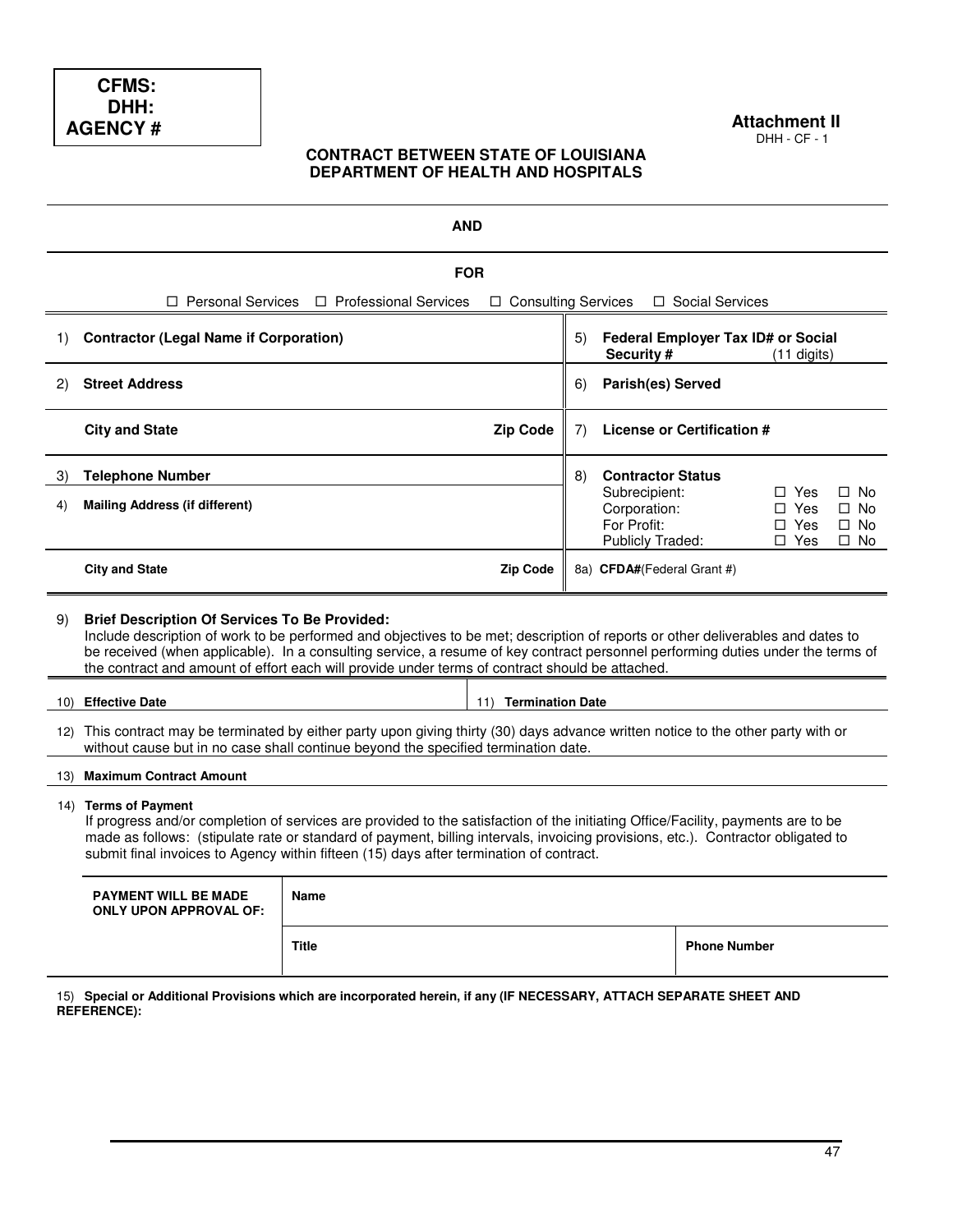**CFMS:**
**DHH:**
**AGENCY #**

**Attachment II**
DHH - CF - 1

**CONTRACT BETWEEN STATE OF LOUISIANA**
**DEPARTMENT OF HEALTH AND HOSPITALS**

**AND**

**FOR**

☐ Personal Services ☐ Professional Services ☐ Consulting Services ☐ Social Services

| | | |
|---|---|---|
| 1) **Contractor (Legal Name if Corporation)** | | 5) **Federal Employer Tax ID# or Social Security #** (11 digits) |
| 2) **Street Address** | | 6) **Parish(es) Served** |
| **City and State** | **Zip Code** | 7) **License or Certification #** |
| 3) **Telephone Number** | | 8) **Contractor Status** |
| 4) **Mailing Address (if different)** | | Subrecipient: ☐ Yes ☐ No<br>Corporation: ☐ Yes ☐ No<br>For Profit: ☐ Yes ☐ No<br>Publicly Traded: ☐ Yes ☐ No |
| **City and State** | **Zip Code** | 8a) **CFDA#**(Federal Grant #) |

9) **Brief Description Of Services To Be Provided:**
Include description of work to be performed and objectives to be met; description of reports or other deliverables and dates to be received (when applicable). In a consulting service, a resume of key contract personnel performing duties under the terms of the contract and amount of effort each will provide under terms of contract should be attached.

| | |
|---|---|
| 10) **Effective Date** | 11) **Termination Date** |

12) This contract may be terminated by either party upon giving thirty (30) days advance written notice to the other party with or without cause but in no case shall continue beyond the specified termination date.

13) **Maximum Contract Amount**

14) **Terms of Payment**
If progress and/or completion of services are provided to the satisfaction of the initiating Office/Facility, payments are to be made as follows: (stipulate rate or standard of payment, billing intervals, invoicing provisions, etc.). Contractor obligated to submit final invoices to Agency within fifteen (15) days after termination of contract.

| | | |
|---|---|---|
| **PAYMENT WILL BE MADE ONLY UPON APPROVAL OF:** | **Name** | |
| | **Title** | **Phone Number** |

15) **Special or Additional Provisions which are incorporated herein, if any (IF NECESSARY, ATTACH SEPARATE SHEET AND REFERENCE):**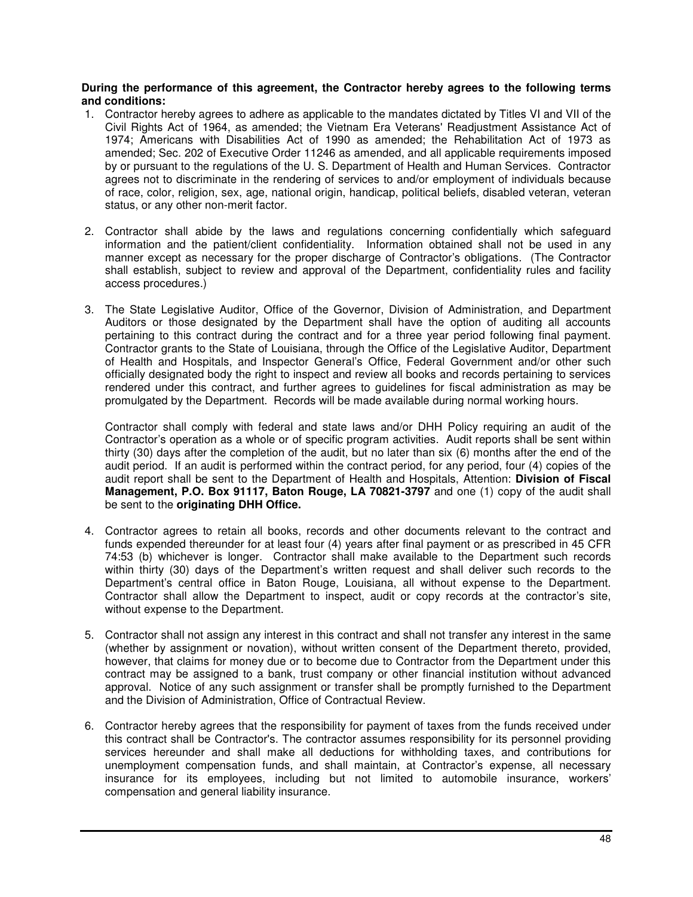**During the performance of this agreement, the Contractor hereby agrees to the following terms and conditions:**

1. Contractor hereby agrees to adhere as applicable to the mandates dictated by Titles VI and VII of the Civil Rights Act of 1964, as amended; the Vietnam Era Veterans' Readjustment Assistance Act of 1974; Americans with Disabilities Act of 1990 as amended; the Rehabilitation Act of 1973 as amended; Sec. 202 of Executive Order 11246 as amended, and all applicable requirements imposed by or pursuant to the regulations of the U. S. Department of Health and Human Services. Contractor agrees not to discriminate in the rendering of services to and/or employment of individuals because of race, color, religion, sex, age, national origin, handicap, political beliefs, disabled veteran, veteran status, or any other non-merit factor.

2. Contractor shall abide by the laws and regulations concerning confidentially which safeguard information and the patient/client confidentiality. Information obtained shall not be used in any manner except as necessary for the proper discharge of Contractor's obligations. (The Contractor shall establish, subject to review and approval of the Department, confidentiality rules and facility access procedures.)

3. The State Legislative Auditor, Office of the Governor, Division of Administration, and Department Auditors or those designated by the Department shall have the option of auditing all accounts pertaining to this contract during the contract and for a three year period following final payment. Contractor grants to the State of Louisiana, through the Office of the Legislative Auditor, Department of Health and Hospitals, and Inspector General's Office, Federal Government and/or other such officially designated body the right to inspect and review all books and records pertaining to services rendered under this contract, and further agrees to guidelines for fiscal administration as may be promulgated by the Department. Records will be made available during normal working hours.

   Contractor shall comply with federal and state laws and/or DHH Policy requiring an audit of the Contractor's operation as a whole or of specific program activities. Audit reports shall be sent within thirty (30) days after the completion of the audit, but no later than six (6) months after the end of the audit period. If an audit is performed within the contract period, for any period, four (4) copies of the audit report shall be sent to the Department of Health and Hospitals, Attention: **Division of Fiscal Management, P.O. Box 91117, Baton Rouge, LA 70821-3797** and one (1) copy of the audit shall be sent to the **originating DHH Office.**

4. Contractor agrees to retain all books, records and other documents relevant to the contract and funds expended thereunder for at least four (4) years after final payment or as prescribed in 45 CFR 74:53 (b) whichever is longer. Contractor shall make available to the Department such records within thirty (30) days of the Department's written request and shall deliver such records to the Department's central office in Baton Rouge, Louisiana, all without expense to the Department. Contractor shall allow the Department to inspect, audit or copy records at the contractor's site, without expense to the Department.

5. Contractor shall not assign any interest in this contract and shall not transfer any interest in the same (whether by assignment or novation), without written consent of the Department thereto, provided, however, that claims for money due or to become due to Contractor from the Department under this contract may be assigned to a bank, trust company or other financial institution without advanced approval. Notice of any such assignment or transfer shall be promptly furnished to the Department and the Division of Administration, Office of Contractual Review.

6. Contractor hereby agrees that the responsibility for payment of taxes from the funds received under this contract shall be Contractor's. The contractor assumes responsibility for its personnel providing services hereunder and shall make all deductions for withholding taxes, and contributions for unemployment compensation funds, and shall maintain, at Contractor's expense, all necessary insurance for its employees, including but not limited to automobile insurance, workers' compensation and general liability insurance.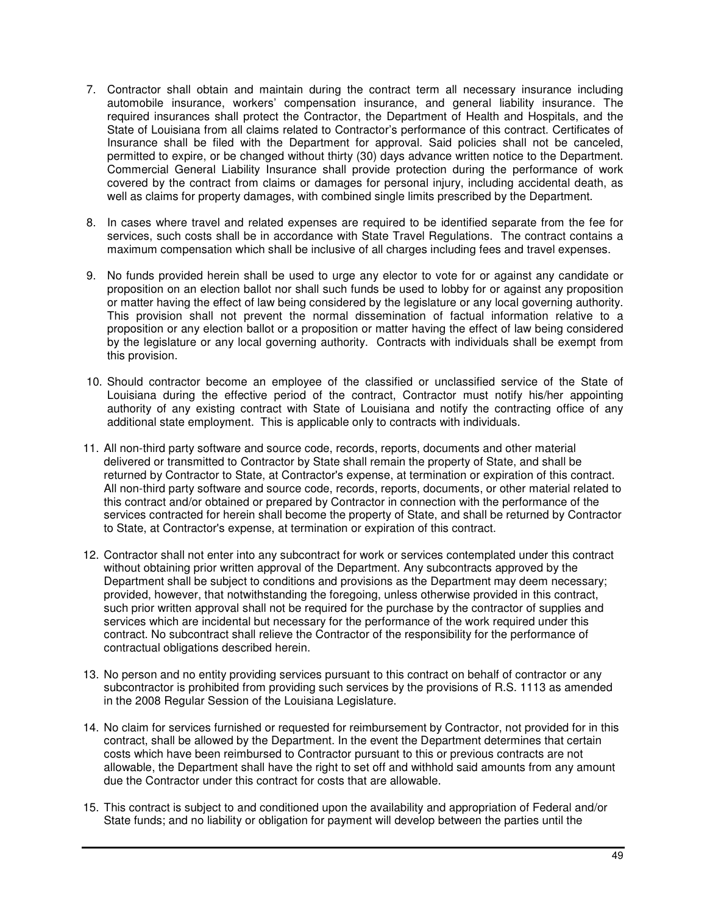7. Contractor shall obtain and maintain during the contract term all necessary insurance including automobile insurance, workers' compensation insurance, and general liability insurance. The required insurances shall protect the Contractor, the Department of Health and Hospitals, and the State of Louisiana from all claims related to Contractor's performance of this contract. Certificates of Insurance shall be filed with the Department for approval. Said policies shall not be canceled, permitted to expire, or be changed without thirty (30) days advance written notice to the Department. Commercial General Liability Insurance shall provide protection during the performance of work covered by the contract from claims or damages for personal injury, including accidental death, as well as claims for property damages, with combined single limits prescribed by the Department.

8. In cases where travel and related expenses are required to be identified separate from the fee for services, such costs shall be in accordance with State Travel Regulations. The contract contains a maximum compensation which shall be inclusive of all charges including fees and travel expenses.

9. No funds provided herein shall be used to urge any elector to vote for or against any candidate or proposition on an election ballot nor shall such funds be used to lobby for or against any proposition or matter having the effect of law being considered by the legislature or any local governing authority. This provision shall not prevent the normal dissemination of factual information relative to a proposition or any election ballot or a proposition or matter having the effect of law being considered by the legislature or any local governing authority. Contracts with individuals shall be exempt from this provision.

10. Should contractor become an employee of the classified or unclassified service of the State of Louisiana during the effective period of the contract, Contractor must notify his/her appointing authority of any existing contract with State of Louisiana and notify the contracting office of any additional state employment. This is applicable only to contracts with individuals.

11. All non-third party software and source code, records, reports, documents and other material delivered or transmitted to Contractor by State shall remain the property of State, and shall be returned by Contractor to State, at Contractor's expense, at termination or expiration of this contract. All non-third party software and source code, records, reports, documents, or other material related to this contract and/or obtained or prepared by Contractor in connection with the performance of the services contracted for herein shall become the property of State, and shall be returned by Contractor to State, at Contractor's expense, at termination or expiration of this contract.

12. Contractor shall not enter into any subcontract for work or services contemplated under this contract without obtaining prior written approval of the Department. Any subcontracts approved by the Department shall be subject to conditions and provisions as the Department may deem necessary; provided, however, that notwithstanding the foregoing, unless otherwise provided in this contract, such prior written approval shall not be required for the purchase by the contractor of supplies and services which are incidental but necessary for the performance of the work required under this contract. No subcontract shall relieve the Contractor of the responsibility for the performance of contractual obligations described herein.

13. No person and no entity providing services pursuant to this contract on behalf of contractor or any subcontractor is prohibited from providing such services by the provisions of R.S. 1113 as amended in the 2008 Regular Session of the Louisiana Legislature.

14. No claim for services furnished or requested for reimbursement by Contractor, not provided for in this contract, shall be allowed by the Department. In the event the Department determines that certain costs which have been reimbursed to Contractor pursuant to this or previous contracts are not allowable, the Department shall have the right to set off and withhold said amounts from any amount due the Contractor under this contract for costs that are allowable.

15. This contract is subject to and conditioned upon the availability and appropriation of Federal and/or State funds; and no liability or obligation for payment will develop between the parties until the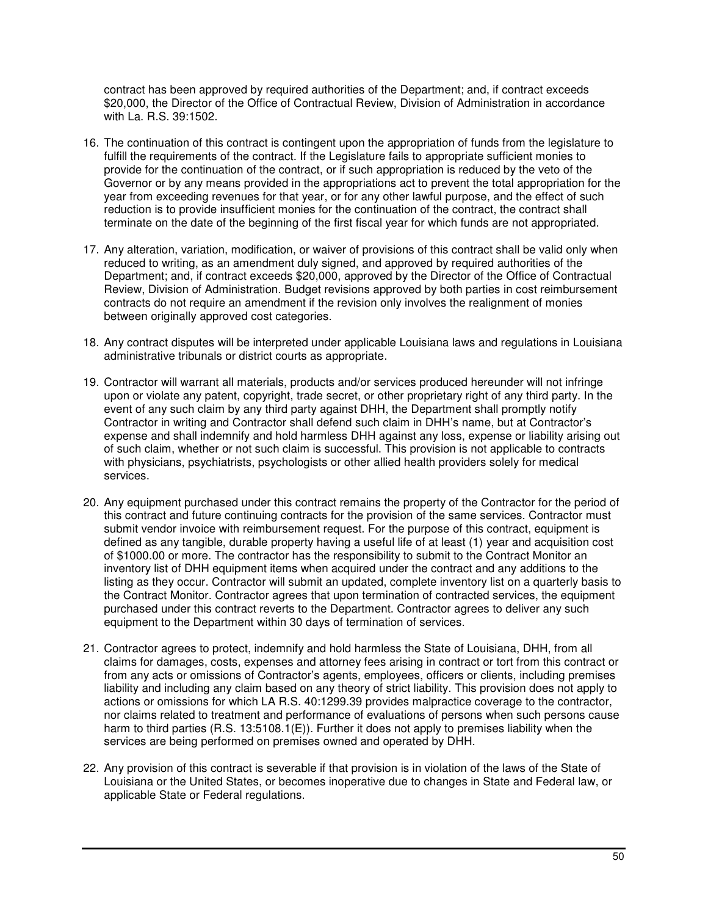contract has been approved by required authorities of the Department; and, if contract exceeds $20,000, the Director of the Office of Contractual Review, Division of Administration in accordance with La. R.S. 39:1502.

16. The continuation of this contract is contingent upon the appropriation of funds from the legislature to fulfill the requirements of the contract. If the Legislature fails to appropriate sufficient monies to provide for the continuation of the contract, or if such appropriation is reduced by the veto of the Governor or by any means provided in the appropriations act to prevent the total appropriation for the year from exceeding revenues for that year, or for any other lawful purpose, and the effect of such reduction is to provide insufficient monies for the continuation of the contract, the contract shall terminate on the date of the beginning of the first fiscal year for which funds are not appropriated.

17. Any alteration, variation, modification, or waiver of provisions of this contract shall be valid only when reduced to writing, as an amendment duly signed, and approved by required authorities of the Department; and, if contract exceeds $20,000, approved by the Director of the Office of Contractual Review, Division of Administration. Budget revisions approved by both parties in cost reimbursement contracts do not require an amendment if the revision only involves the realignment of monies between originally approved cost categories.

18. Any contract disputes will be interpreted under applicable Louisiana laws and regulations in Louisiana administrative tribunals or district courts as appropriate.

19. Contractor will warrant all materials, products and/or services produced hereunder will not infringe upon or violate any patent, copyright, trade secret, or other proprietary right of any third party. In the event of any such claim by any third party against DHH, the Department shall promptly notify Contractor in writing and Contractor shall defend such claim in DHH's name, but at Contractor's expense and shall indemnify and hold harmless DHH against any loss, expense or liability arising out of such claim, whether or not such claim is successful. This provision is not applicable to contracts with physicians, psychiatrists, psychologists or other allied health providers solely for medical services.

20. Any equipment purchased under this contract remains the property of the Contractor for the period of this contract and future continuing contracts for the provision of the same services. Contractor must submit vendor invoice with reimbursement request. For the purpose of this contract, equipment is defined as any tangible, durable property having a useful life of at least (1) year and acquisition cost of $1000.00 or more. The contractor has the responsibility to submit to the Contract Monitor an inventory list of DHH equipment items when acquired under the contract and any additions to the listing as they occur. Contractor will submit an updated, complete inventory list on a quarterly basis to the Contract Monitor. Contractor agrees that upon termination of contracted services, the equipment purchased under this contract reverts to the Department. Contractor agrees to deliver any such equipment to the Department within 30 days of termination of services.

21. Contractor agrees to protect, indemnify and hold harmless the State of Louisiana, DHH, from all claims for damages, costs, expenses and attorney fees arising in contract or tort from this contract or from any acts or omissions of Contractor's agents, employees, officers or clients, including premises liability and including any claim based on any theory of strict liability. This provision does not apply to actions or omissions for which LA R.S. 40:1299.39 provides malpractice coverage to the contractor, nor claims related to treatment and performance of evaluations of persons when such persons cause harm to third parties (R.S. 13:5108.1(E)). Further it does not apply to premises liability when the services are being performed on premises owned and operated by DHH.

22. Any provision of this contract is severable if that provision is in violation of the laws of the State of Louisiana or the United States, or becomes inoperative due to changes in State and Federal law, or applicable State or Federal regulations.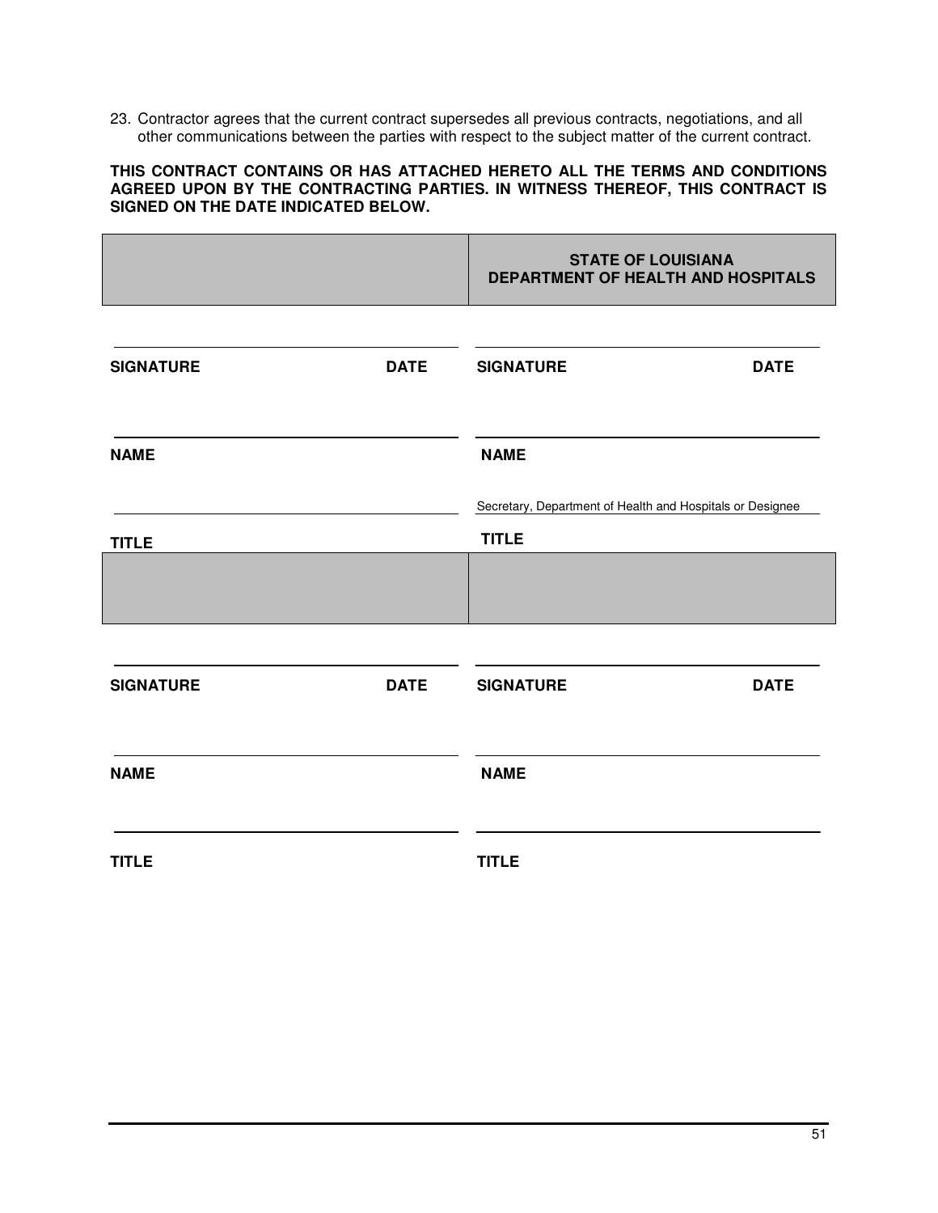23. Contractor agrees that the current contract supersedes all previous contracts, negotiations, and all other communications between the parties with respect to the subject matter of the current contract.

**THIS CONTRACT CONTAINS OR HAS ATTACHED HERETO ALL THE TERMS AND CONDITIONS AGREED UPON BY THE CONTRACTING PARTIES. IN WITNESS THEREOF, THIS CONTRACT IS SIGNED ON THE DATE INDICATED BELOW.**

| | **STATE OF LOUISIANA DEPARTMENT OF HEALTH AND HOSPITALS** |
|---|---|
| **SIGNATURE** **DATE** | **SIGNATURE** **DATE** |
| **NAME** | **NAME** |
| **TITLE** | Secretary, Department of Health and Hospitals or Designee<br>**TITLE** |
| | |
| **SIGNATURE** **DATE** | **SIGNATURE** **DATE** |
| **NAME** | **NAME** |
| **TITLE** | **TITLE** |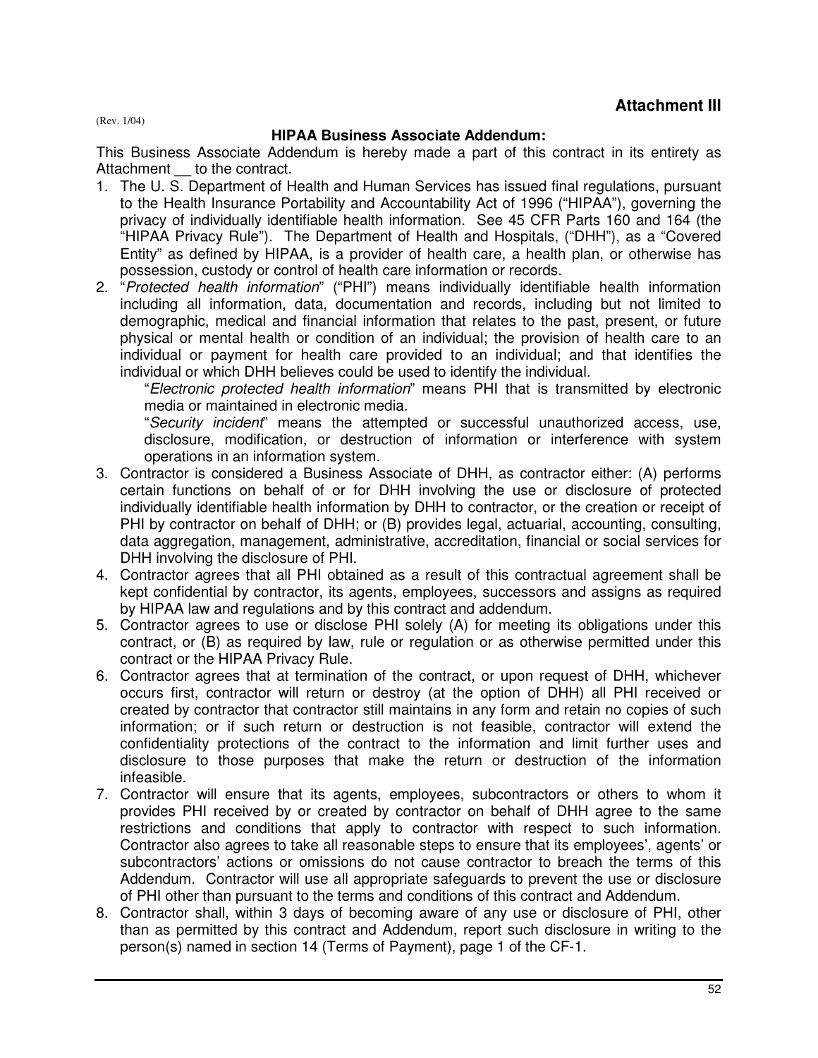# Attachment III

(Rev. 1/04)

## HIPAA Business Associate Addendum:

This Business Associate Addendum is hereby made a part of this contract in its entirety as Attachment __ to the contract.

1. The U. S. Department of Health and Human Services has issued final regulations, pursuant to the Health Insurance Portability and Accountability Act of 1996 ("HIPAA"), governing the privacy of individually identifiable health information. See 45 CFR Parts 160 and 164 (the "HIPAA Privacy Rule"). The Department of Health and Hospitals, ("DHH"), as a "Covered Entity" as defined by HIPAA, is a provider of health care, a health plan, or otherwise has possession, custody or control of health care information or records.
2. "*Protected health information*" ("PHI") means individually identifiable health information including all information, data, documentation and records, including but not limited to demographic, medical and financial information that relates to the past, present, or future physical or mental health or condition of an individual; the provision of health care to an individual or payment for health care provided to an individual; and that identifies the individual or which DHH believes could be used to identify the individual.

   "*Electronic protected health information*" means PHI that is transmitted by electronic media or maintained in electronic media.

   "*Security incident*" means the attempted or successful unauthorized access, use, disclosure, modification, or destruction of information or interference with system operations in an information system.
3. Contractor is considered a Business Associate of DHH, as contractor either: (A) performs certain functions on behalf of or for DHH involving the use or disclosure of protected individually identifiable health information by DHH to contractor, or the creation or receipt of PHI by contractor on behalf of DHH; or (B) provides legal, actuarial, accounting, consulting, data aggregation, management, administrative, accreditation, financial or social services for DHH involving the disclosure of PHI.
4. Contractor agrees that all PHI obtained as a result of this contractual agreement shall be kept confidential by contractor, its agents, employees, successors and assigns as required by HIPAA law and regulations and by this contract and addendum.
5. Contractor agrees to use or disclose PHI solely (A) for meeting its obligations under this contract, or (B) as required by law, rule or regulation or as otherwise permitted under this contract or the HIPAA Privacy Rule.
6. Contractor agrees that at termination of the contract, or upon request of DHH, whichever occurs first, contractor will return or destroy (at the option of DHH) all PHI received or created by contractor that contractor still maintains in any form and retain no copies of such information; or if such return or destruction is not feasible, contractor will extend the confidentiality protections of the contract to the information and limit further uses and disclosure to those purposes that make the return or destruction of the information infeasible.
7. Contractor will ensure that its agents, employees, subcontractors or others to whom it provides PHI received by or created by contractor on behalf of DHH agree to the same restrictions and conditions that apply to contractor with respect to such information. Contractor also agrees to take all reasonable steps to ensure that its employees', agents' or subcontractors' actions or omissions do not cause contractor to breach the terms of this Addendum. Contractor will use all appropriate safeguards to prevent the use or disclosure of PHI other than pursuant to the terms and conditions of this contract and Addendum.
8. Contractor shall, within 3 days of becoming aware of any use or disclosure of PHI, other than as permitted by this contract and Addendum, report such disclosure in writing to the person(s) named in section 14 (Terms of Payment), page 1 of the CF-1.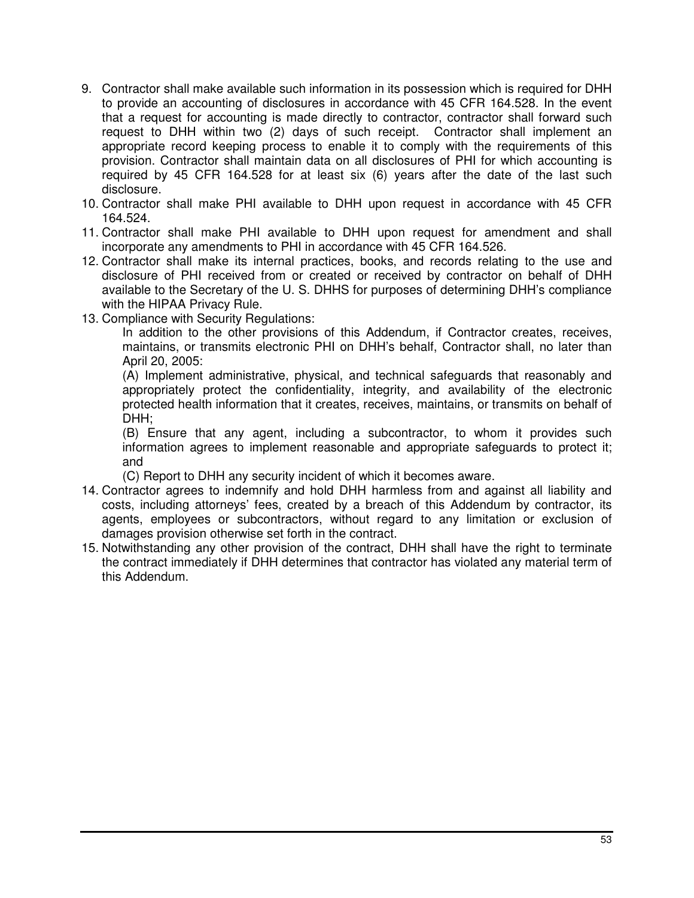9. Contractor shall make available such information in its possession which is required for DHH to provide an accounting of disclosures in accordance with 45 CFR 164.528. In the event that a request for accounting is made directly to contractor, contractor shall forward such request to DHH within two (2) days of such receipt. Contractor shall implement an appropriate record keeping process to enable it to comply with the requirements of this provision. Contractor shall maintain data on all disclosures of PHI for which accounting is required by 45 CFR 164.528 for at least six (6) years after the date of the last such disclosure.
10. Contractor shall make PHI available to DHH upon request in accordance with 45 CFR 164.524.
11. Contractor shall make PHI available to DHH upon request for amendment and shall incorporate any amendments to PHI in accordance with 45 CFR 164.526.
12. Contractor shall make its internal practices, books, and records relating to the use and disclosure of PHI received from or created or received by contractor on behalf of DHH available to the Secretary of the U. S. DHHS for purposes of determining DHH's compliance with the HIPAA Privacy Rule.
13. Compliance with Security Regulations:

    In addition to the other provisions of this Addendum, if Contractor creates, receives, maintains, or transmits electronic PHI on DHH's behalf, Contractor shall, no later than April 20, 2005:

    (A) Implement administrative, physical, and technical safeguards that reasonably and appropriately protect the confidentiality, integrity, and availability of the electronic protected health information that it creates, receives, maintains, or transmits on behalf of DHH;

    (B) Ensure that any agent, including a subcontractor, to whom it provides such information agrees to implement reasonable and appropriate safeguards to protect it; and

    (C) Report to DHH any security incident of which it becomes aware.
14. Contractor agrees to indemnify and hold DHH harmless from and against all liability and costs, including attorneys' fees, created by a breach of this Addendum by contractor, its agents, employees or subcontractors, without regard to any limitation or exclusion of damages provision otherwise set forth in the contract.
15. Notwithstanding any other provision of the contract, DHH shall have the right to terminate the contract immediately if DHH determines that contractor has violated any material term of this Addendum.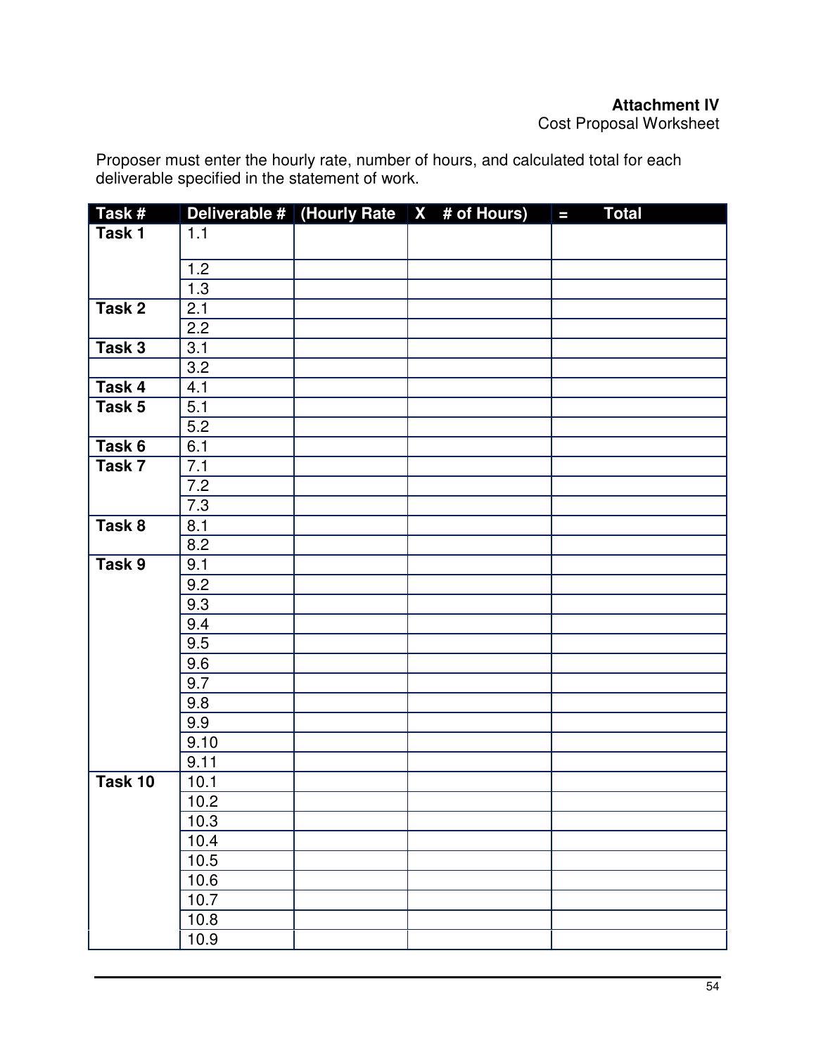**Attachment IV**
Cost Proposal Worksheet

Proposer must enter the hourly rate, number of hours, and calculated total for each deliverable specified in the statement of work.

| Task # | Deliverable # | (Hourly Rate | X # of Hours) | = Total |
|---|---|---|---|---|
| Task 1 | 1.1 | | | |
| | 1.2 | | | |
| | 1.3 | | | |
| Task 2 | 2.1 | | | |
| | 2.2 | | | |
| Task 3 | 3.1 | | | |
| | 3.2 | | | |
| Task 4 | 4.1 | | | |
| Task 5 | 5.1 | | | |
| | 5.2 | | | |
| Task 6 | 6.1 | | | |
| Task 7 | 7.1 | | | |
| | 7.2 | | | |
| | 7.3 | | | |
| Task 8 | 8.1 | | | |
| | 8.2 | | | |
| Task 9 | 9.1 | | | |
| | 9.2 | | | |
| | 9.3 | | | |
| | 9.4 | | | |
| | 9.5 | | | |
| | 9.6 | | | |
| | 9.7 | | | |
| | 9.8 | | | |
| | 9.9 | | | |
| | 9.10 | | | |
| | 9.11 | | | |
| Task 10 | 10.1 | | | |
| | 10.2 | | | |
| | 10.3 | | | |
| | 10.4 | | | |
| | 10.5 | | | |
| | 10.6 | | | |
| | 10.7 | | | |
| | 10.8 | | | |
| | 10.9 | | | |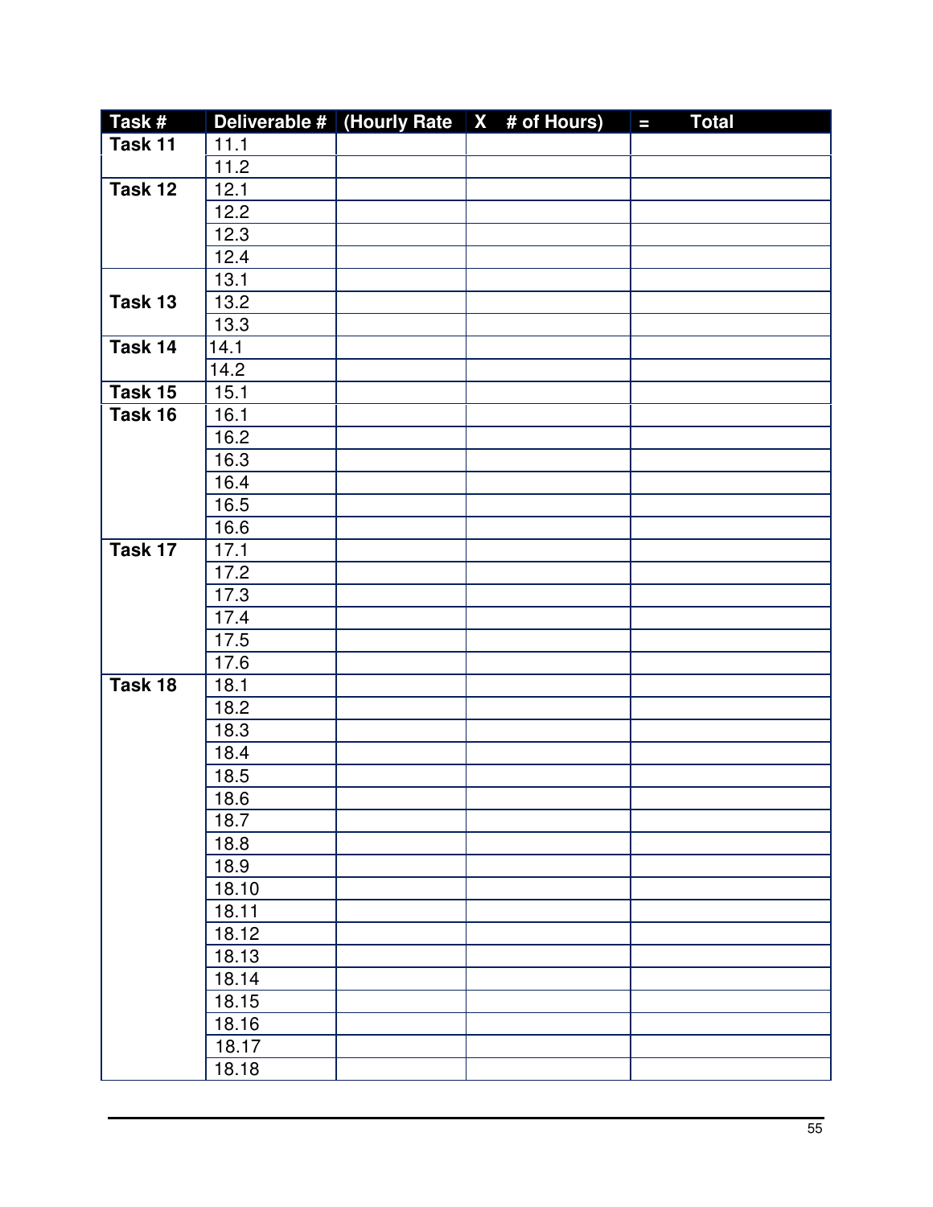| Task # | Deliverable # | (Hourly Rate | X # of Hours) | = Total |
|---|---|---|---|---|
| Task 11 | 11.1 | | | |
| | 11.2 | | | |
| Task 12 | 12.1 | | | |
| | 12.2 | | | |
| | 12.3 | | | |
| | 12.4 | | | |
| Task 13 | 13.1 | | | |
| | 13.2 | | | |
| | 13.3 | | | |
| Task 14 | 14.1 | | | |
| | 14.2 | | | |
| Task 15 | 15.1 | | | |
| Task 16 | 16.1 | | | |
| | 16.2 | | | |
| | 16.3 | | | |
| | 16.4 | | | |
| | 16.5 | | | |
| | 16.6 | | | |
| Task 17 | 17.1 | | | |
| | 17.2 | | | |
| | 17.3 | | | |
| | 17.4 | | | |
| | 17.5 | | | |
| | 17.6 | | | |
| Task 18 | 18.1 | | | |
| | 18.2 | | | |
| | 18.3 | | | |
| | 18.4 | | | |
| | 18.5 | | | |
| | 18.6 | | | |
| | 18.7 | | | |
| | 18.8 | | | |
| | 18.9 | | | |
| | 18.10 | | | |
| | 18.11 | | | |
| | 18.12 | | | |
| | 18.13 | | | |
| | 18.14 | | | |
| | 18.15 | | | |
| | 18.16 | | | |
| | 18.17 | | | |
| | 18.18 | | | |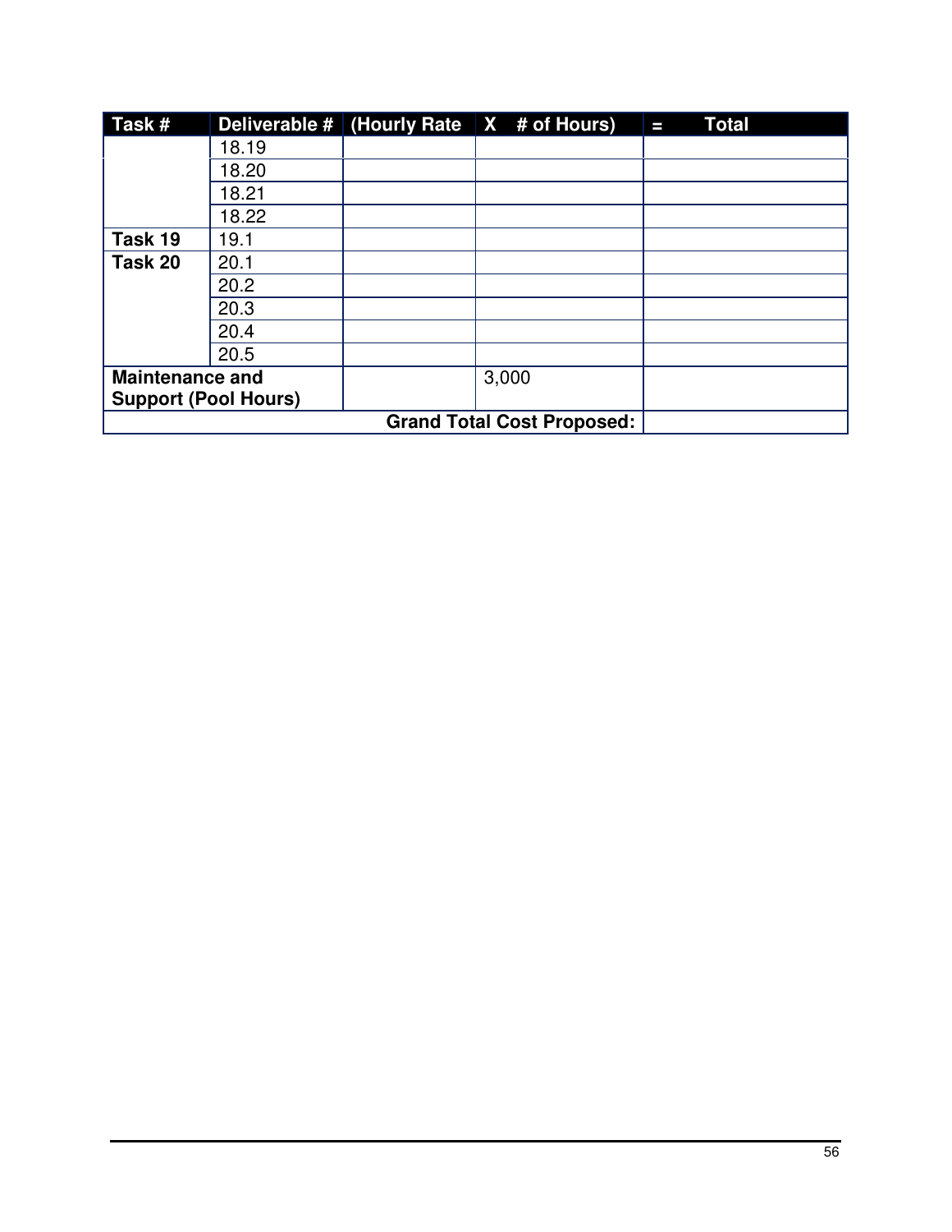| Task # | Deliverable # | (Hourly Rate | X # of Hours) | = Total |
| --- | --- | --- | --- | --- |
| | 18.19 | | | |
| | 18.20 | | | |
| | 18.21 | | | |
| | 18.22 | | | |
| **Task 19** | 19.1 | | | |
| **Task 20** | 20.1 | | | |
| | 20.2 | | | |
| | 20.3 | | | |
| | 20.4 | | | |
| | 20.5 | | | |
| **Maintenance and Support (Pool Hours)** | | | 3,000 | |
| | | | **Grand Total Cost Proposed:** | |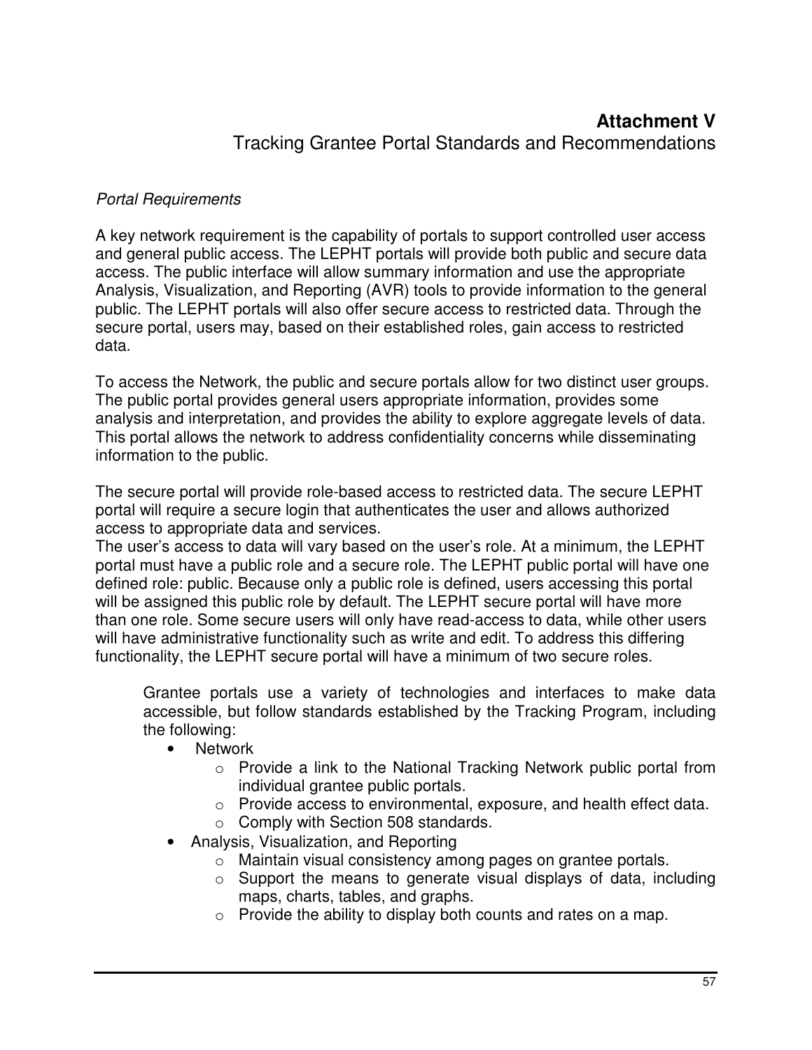# Attachment V
## Tracking Grantee Portal Standards and Recommendations

*Portal Requirements*

A key network requirement is the capability of portals to support controlled user access and general public access. The LEPHT portals will provide both public and secure data access. The public interface will allow summary information and use the appropriate Analysis, Visualization, and Reporting (AVR) tools to provide information to the general public. The LEPHT portals will also offer secure access to restricted data. Through the secure portal, users may, based on their established roles, gain access to restricted data.

To access the Network, the public and secure portals allow for two distinct user groups. The public portal provides general users appropriate information, provides some analysis and interpretation, and provides the ability to explore aggregate levels of data. This portal allows the network to address confidentiality concerns while disseminating information to the public.

The secure portal will provide role-based access to restricted data. The secure LEPHT portal will require a secure login that authenticates the user and allows authorized access to appropriate data and services.
The user's access to data will vary based on the user's role. At a minimum, the LEPHT portal must have a public role and a secure role. The LEPHT public portal will have one defined role: public. Because only a public role is defined, users accessing this portal will be assigned this public role by default. The LEPHT secure portal will have more than one role. Some secure users will only have read-access to data, while other users will have administrative functionality such as write and edit. To address this differing functionality, the LEPHT secure portal will have a minimum of two secure roles.

Grantee portals use a variety of technologies and interfaces to make data accessible, but follow standards established by the Tracking Program, including the following:

- Network
  - Provide a link to the National Tracking Network public portal from individual grantee public portals.
  - Provide access to environmental, exposure, and health effect data.
  - Comply with Section 508 standards.
- Analysis, Visualization, and Reporting
  - Maintain visual consistency among pages on grantee portals.
  - Support the means to generate visual displays of data, including maps, charts, tables, and graphs.
  - Provide the ability to display both counts and rates on a map.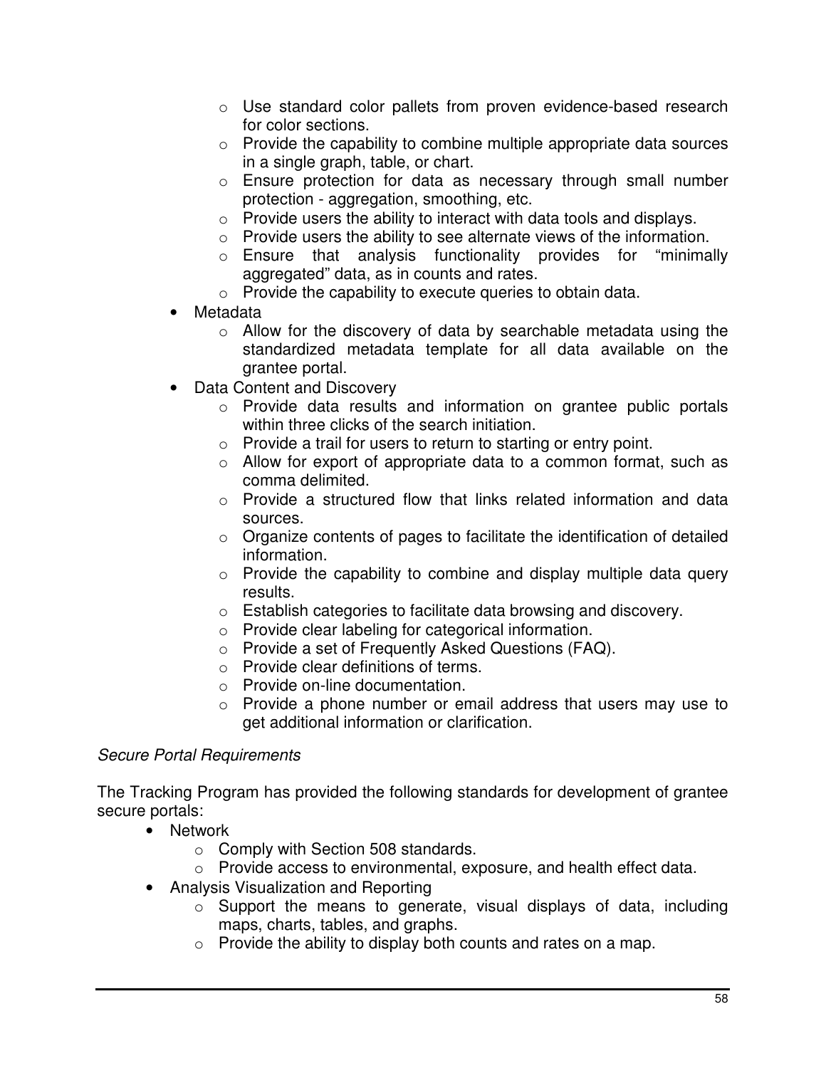- Use standard color pallets from proven evidence-based research for color sections.
  - Provide the capability to combine multiple appropriate data sources in a single graph, table, or chart.
  - Ensure protection for data as necessary through small number protection - aggregation, smoothing, etc.
  - Provide users the ability to interact with data tools and displays.
  - Provide users the ability to see alternate views of the information.
  - Ensure that analysis functionality provides for "minimally aggregated" data, as in counts and rates.
  - Provide the capability to execute queries to obtain data.
- Metadata
  - Allow for the discovery of data by searchable metadata using the standardized metadata template for all data available on the grantee portal.
- Data Content and Discovery
  - Provide data results and information on grantee public portals within three clicks of the search initiation.
  - Provide a trail for users to return to starting or entry point.
  - Allow for export of appropriate data to a common format, such as comma delimited.
  - Provide a structured flow that links related information and data sources.
  - Organize contents of pages to facilitate the identification of detailed information.
  - Provide the capability to combine and display multiple data query results.
  - Establish categories to facilitate data browsing and discovery.
  - Provide clear labeling for categorical information.
  - Provide a set of Frequently Asked Questions (FAQ).
  - Provide clear definitions of terms.
  - Provide on-line documentation.
  - Provide a phone number or email address that users may use to get additional information or clarification.

*Secure Portal Requirements*

The Tracking Program has provided the following standards for development of grantee secure portals:

- Network
  - Comply with Section 508 standards.
  - Provide access to environmental, exposure, and health effect data.
- Analysis Visualization and Reporting
  - Support the means to generate, visual displays of data, including maps, charts, tables, and graphs.
  - Provide the ability to display both counts and rates on a map.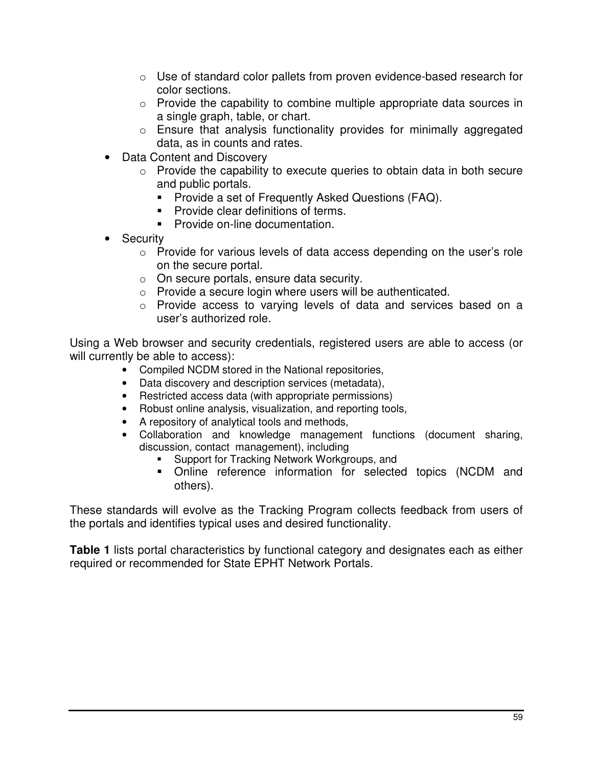- Use of standard color pallets from proven evidence-based research for color sections.
    - Provide the capability to combine multiple appropriate data sources in a single graph, table, or chart.
    - Ensure that analysis functionality provides for minimally aggregated data, as in counts and rates.
- Data Content and Discovery
    - Provide the capability to execute queries to obtain data in both secure and public portals.
        - Provide a set of Frequently Asked Questions (FAQ).
        - Provide clear definitions of terms.
        - Provide on-line documentation.
- Security
    - Provide for various levels of data access depending on the user's role on the secure portal.
    - On secure portals, ensure data security.
    - Provide a secure login where users will be authenticated.
    - Provide access to varying levels of data and services based on a user's authorized role.

Using a Web browser and security credentials, registered users are able to access (or will currently be able to access):

- Compiled NCDM stored in the National repositories,
- Data discovery and description services (metadata),
- Restricted access data (with appropriate permissions)
- Robust online analysis, visualization, and reporting tools,
- A repository of analytical tools and methods,
- Collaboration and knowledge management functions (document sharing, discussion, contact management), including
    - Support for Tracking Network Workgroups, and
    - Online reference information for selected topics (NCDM and others).

These standards will evolve as the Tracking Program collects feedback from users of the portals and identifies typical uses and desired functionality.

**Table 1** lists portal characteristics by functional category and designates each as either required or recommended for State EPHT Network Portals.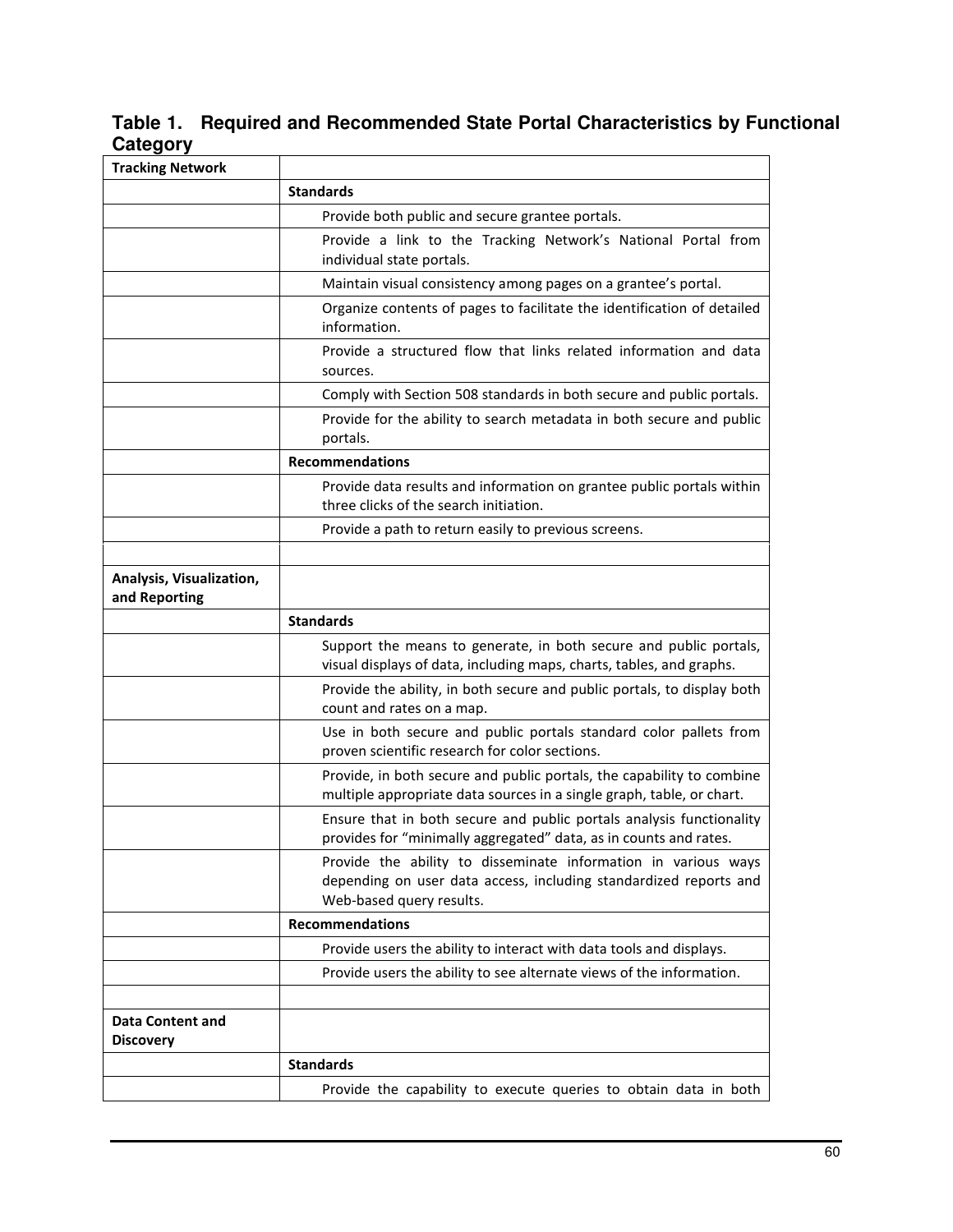**Table 1. Required and Recommended State Portal Characteristics by Functional Category**

| **Tracking Network** | |
|---|---|
| | **Standards** |
| | Provide both public and secure grantee portals. |
| | Provide a link to the Tracking Network's National Portal from individual state portals. |
| | Maintain visual consistency among pages on a grantee's portal. |
| | Organize contents of pages to facilitate the identification of detailed information. |
| | Provide a structured flow that links related information and data sources. |
| | Comply with Section 508 standards in both secure and public portals. |
| | Provide for the ability to search metadata in both secure and public portals. |
| | **Recommendations** |
| | Provide data results and information on grantee public portals within three clicks of the search initiation. |
| | Provide a path to return easily to previous screens. |
| | |
| **Analysis, Visualization, and Reporting** | |
| | **Standards** |
| | Support the means to generate, in both secure and public portals, visual displays of data, including maps, charts, tables, and graphs. |
| | Provide the ability, in both secure and public portals, to display both count and rates on a map. |
| | Use in both secure and public portals standard color pallets from proven scientific research for color sections. |
| | Provide, in both secure and public portals, the capability to combine multiple appropriate data sources in a single graph, table, or chart. |
| | Ensure that in both secure and public portals analysis functionality provides for "minimally aggregated" data, as in counts and rates. |
| | Provide the ability to disseminate information in various ways depending on user data access, including standardized reports and Web-based query results. |
| | **Recommendations** |
| | Provide users the ability to interact with data tools and displays. |
| | Provide users the ability to see alternate views of the information. |
| | |
| **Data Content and Discovery** | |
| | **Standards** |
| | Provide the capability to execute queries to obtain data in both |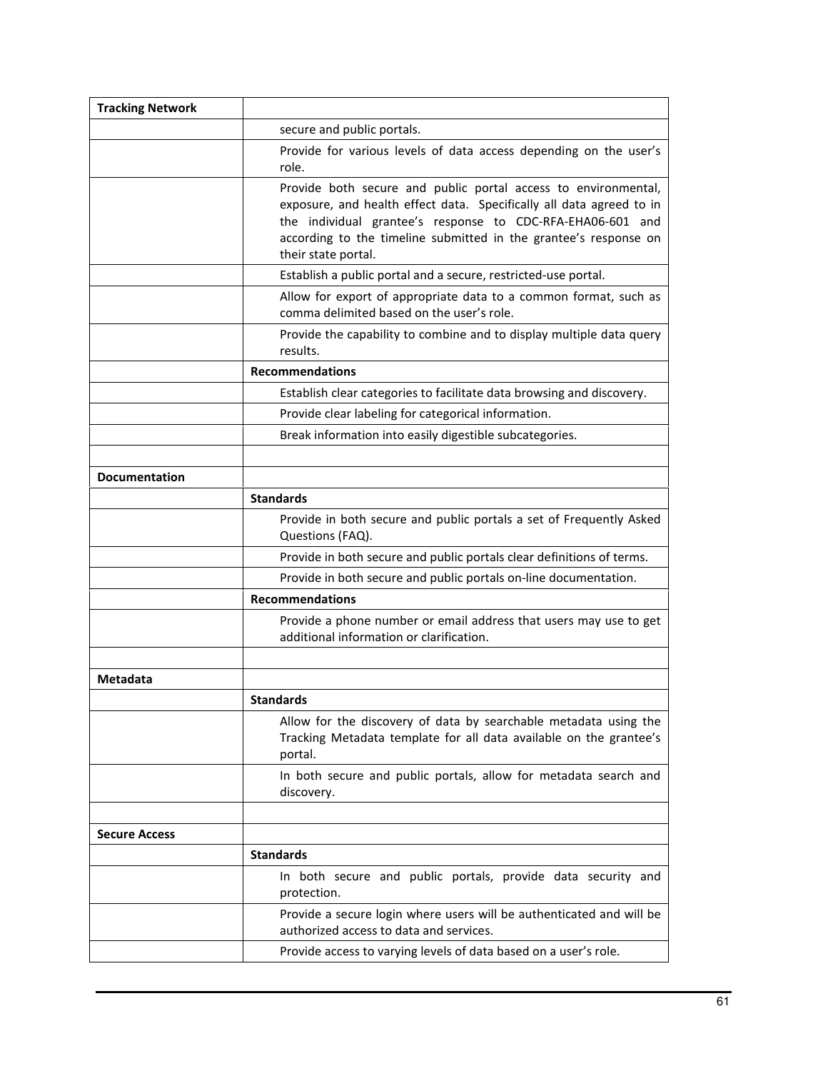| Tracking Network | |
|---|---|
| | secure and public portals. |
| | Provide for various levels of data access depending on the user's role. |
| | Provide both secure and public portal access to environmental, exposure, and health effect data. Specifically all data agreed to in the individual grantee's response to CDC-RFA-EHA06-601 and according to the timeline submitted in the grantee's response on their state portal. |
| | Establish a public portal and a secure, restricted-use portal. |
| | Allow for export of appropriate data to a common format, such as comma delimited based on the user's role. |
| | Provide the capability to combine and to display multiple data query results. |
| | **Recommendations** |
| | Establish clear categories to facilitate data browsing and discovery. |
| | Provide clear labeling for categorical information. |
| | Break information into easily digestible subcategories. |
| | |
| **Documentation** | |
| | **Standards** |
| | Provide in both secure and public portals a set of Frequently Asked Questions (FAQ). |
| | Provide in both secure and public portals clear definitions of terms. |
| | Provide in both secure and public portals on-line documentation. |
| | **Recommendations** |
| | Provide a phone number or email address that users may use to get additional information or clarification. |
| | |
| **Metadata** | |
| | **Standards** |
| | Allow for the discovery of data by searchable metadata using the Tracking Metadata template for all data available on the grantee's portal. |
| | In both secure and public portals, allow for metadata search and discovery. |
| | |
| **Secure Access** | |
| | **Standards** |
| | In both secure and public portals, provide data security and protection. |
| | Provide a secure login where users will be authenticated and will be authorized access to data and services. |
| | Provide access to varying levels of data based on a user's role. |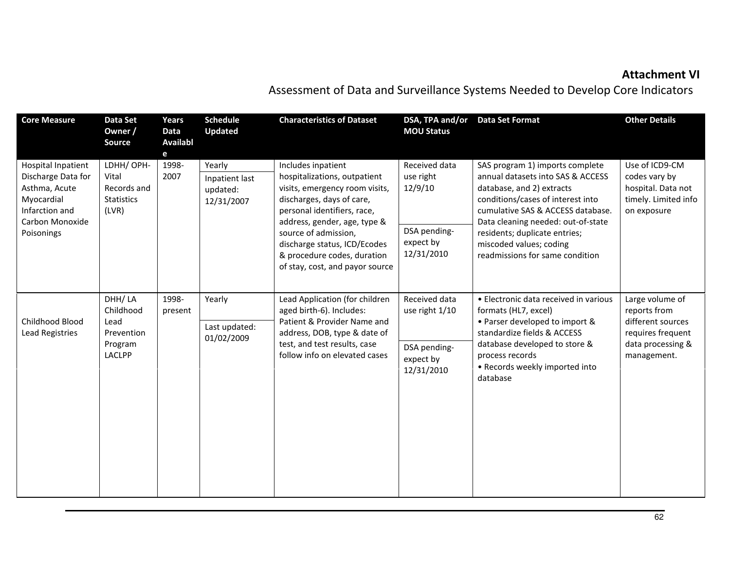# Attachment VI

## Assessment of Data and Surveillance Systems Needed to Develop Core Indicators

| Core Measure | Data Set Owner / Source | Years Data Available | Schedule Updated | Characteristics of Dataset | DSA, TPA and/or MOU Status | Data Set Format | Other Details |
|---|---|---|---|---|---|---|---|
| Hospital Inpatient Discharge Data for Asthma, Acute Myocardial Infarction and Carbon Monoxide Poisonings | LDHH/ OPH-Vital Records and Statistics (LVR) | 1998-2007 | Yearly<br>Inpatient last updated: 12/31/2007 | Includes inpatient hospitalizations, outpatient visits, emergency room visits, discharges, days of care, personal identifiers, race, address, gender, age, type & source of admission, discharge status, ICD/Ecodes & procedure codes, duration of stay, cost, and payor source | Received data use right 12/9/10<br>DSA pending-expect by 12/31/2010 | SAS program 1) imports complete annual datasets into SAS & ACCESS database, and 2) extracts conditions/cases of interest into cumulative SAS & ACCESS database. Data cleaning needed: out-of-state residents; duplicate entries; miscoded values; coding readmissions for same condition | Use of ICD9-CM codes vary by hospital. Data not timely. Limited info on exposure |
| Childhood Blood Lead Registries | DHH/ LA Childhood Lead Prevention Program LACLPP | 1998-present | Yearly<br>Last updated: 01/02/2009 | Lead Application (for children aged birth-6). Includes: Patient & Provider Name and address, DOB, type & date of test, and test results, case follow info on elevated cases | Received data use right 1/10<br>DSA pending-expect by 12/31/2010 | • Electronic data received in various formats (HL7, excel)<br>• Parser developed to import & standardize fields & ACCESS database developed to store & process records<br>• Records weekly imported into database | Large volume of reports from different sources requires frequent data processing & management. |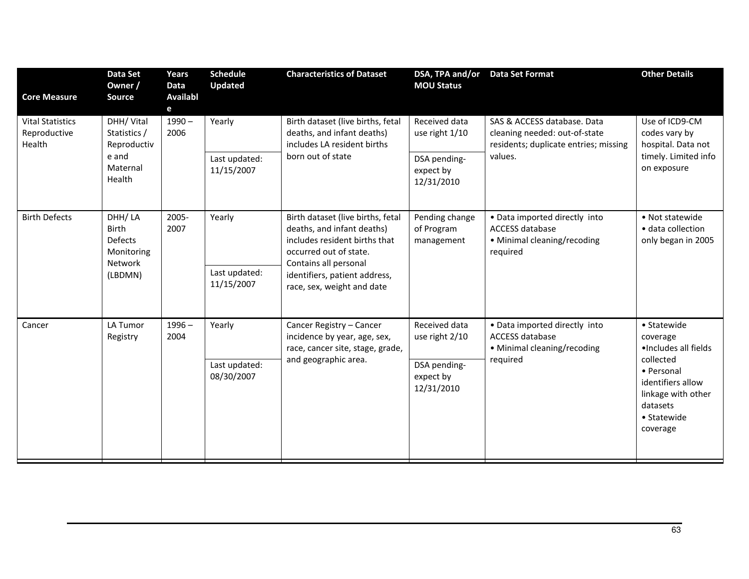| Core Measure | Data Set Owner / Source | Years Data Available | Schedule Updated | Characteristics of Dataset | DSA, TPA and/or MOU Status | Data Set Format | Other Details |
|---|---|---|---|---|---|---|---|
| Vital Statistics Reproductive Health | DHH/ Vital Statistics / Reproductive and Maternal Health | 1990 – 2006 | Yearly<br><br>Last updated: 11/15/2007 | Birth dataset (live births, fetal deaths, and infant deaths) includes LA resident births born out of state | Received data use right 1/10<br><br>DSA pending- expect by 12/31/2010 | SAS & ACCESS database. Data cleaning needed: out-of-state residents; duplicate entries; missing values. | Use of ICD9-CM codes vary by hospital. Data not timely. Limited info on exposure |
| Birth Defects | DHH/ LA Birth Defects Monitoring Network (LBDMN) | 2005-2007 | Yearly<br><br>Last updated: 11/15/2007 | Birth dataset (live births, fetal deaths, and infant deaths) includes resident births that occurred out of state. Contains all personal identifiers, patient address, race, sex, weight and date | Pending change of Program management | • Data imported directly into ACCESS database<br>• Minimal cleaning/recoding required | • Not statewide<br>• data collection only began in 2005 |
| Cancer | LA Tumor Registry | 1996 – 2004 | Yearly<br><br>Last updated: 08/30/2007 | Cancer Registry – Cancer incidence by year, age, sex, race, cancer site, stage, grade, and geographic area. | Received data use right 2/10<br><br>DSA pending- expect by 12/31/2010 | • Data imported directly into ACCESS database<br>• Minimal cleaning/recoding required | • Statewide coverage<br>•Includes all fields collected<br>• Personal identifiers allow linkage with other datasets<br>• Statewide coverage |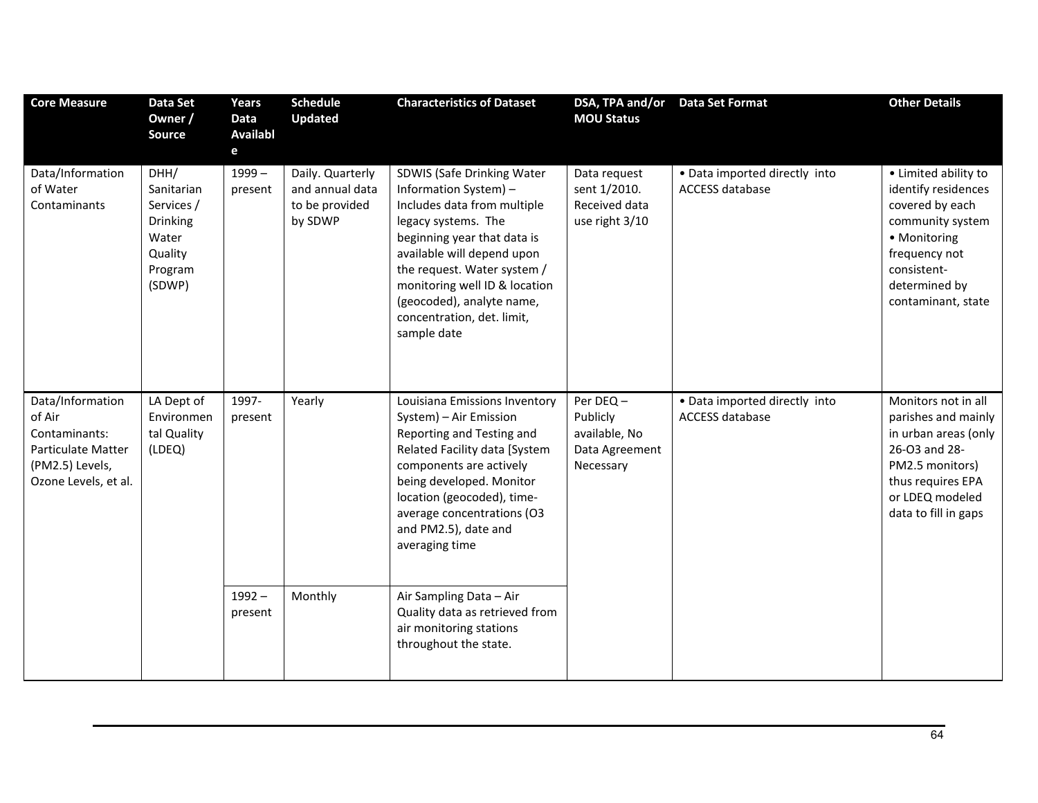| Core Measure | Data Set Owner / Source | Years Data Available | Schedule Updated | Characteristics of Dataset | DSA, TPA and/or MOU Status | Data Set Format | Other Details |
|---|---|---|---|---|---|---|---|
| Data/Information of Water Contaminants | DHH/ Sanitarian Services / Drinking Water Quality Program (SDWP) | 1999 – present | Daily. Quarterly and annual data to be provided by SDWP | SDWIS (Safe Drinking Water Information System) – Includes data from multiple legacy systems. The beginning year that data is available will depend upon the request. Water system / monitoring well ID & location (geocoded), analyte name, concentration, det. limit, sample date | Data request sent 1/2010. Received data use right 3/10 | • Data imported directly into ACCESS database | • Limited ability to identify residences covered by each community system • Monitoring frequency not consistent- determined by contaminant, state |
| Data/Information of Air Contaminants: Particulate Matter (PM2.5) Levels, Ozone Levels, et al. | LA Dept of Environmental Quality (LDEQ) | 1997- present | Yearly | Louisiana Emissions Inventory System) – Air Emission Reporting and Testing and Related Facility data [System components are actively being developed. Monitor location (geocoded), time-average concentrations (O3 and PM2.5), date and averaging time | Per DEQ – Publicly available, No Data Agreement Necessary | • Data imported directly into ACCESS database | Monitors not in all parishes and mainly in urban areas (only 26-O3 and 28-PM2.5 monitors) thus requires EPA or LDEQ modeled data to fill in gaps |
| | | 1992 – present | Monthly | Air Sampling Data – Air Quality data as retrieved from air monitoring stations throughout the state. | | | |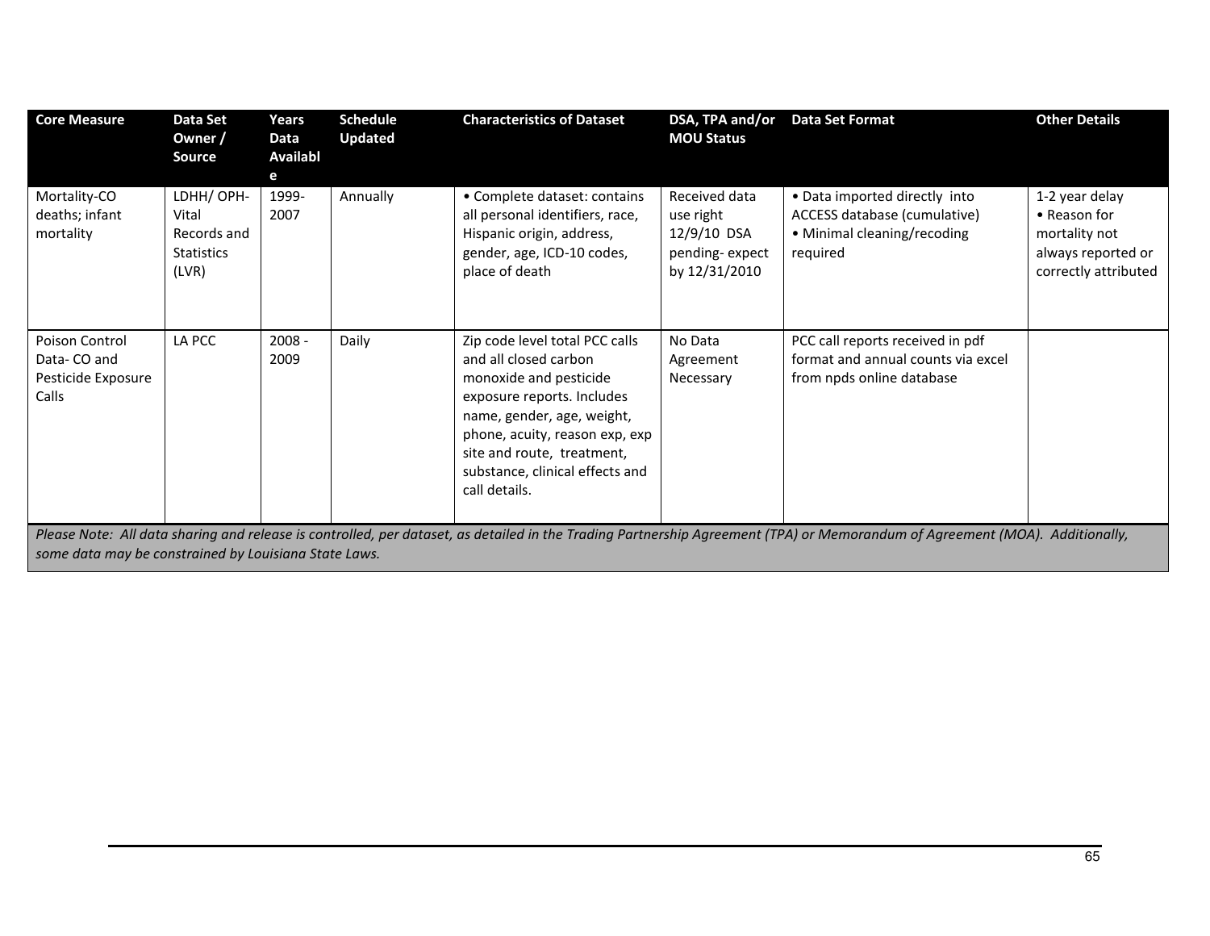| Core Measure | Data Set Owner / Source | Years Data Available | Schedule Updated | Characteristics of Dataset | DSA, TPA and/or MOU Status | Data Set Format | Other Details |
|---|---|---|---|---|---|---|---|
| Mortality-CO deaths; infant mortality | LDHH/ OPH-Vital Records and Statistics (LVR) | 1999-2007 | Annually | • Complete dataset: contains all personal identifiers, race, Hispanic origin, address, gender, age, ICD-10 codes, place of death | Received data use right 12/9/10 DSA pending- expect by 12/31/2010 | • Data imported directly into ACCESS database (cumulative)<br>• Minimal cleaning/recoding required | 1-2 year delay<br>• Reason for mortality not always reported or correctly attributed |
| Poison Control Data- CO and Pesticide Exposure Calls | LA PCC | 2008 - 2009 | Daily | Zip code level total PCC calls and all closed carbon monoxide and pesticide exposure reports. Includes name, gender, age, weight, phone, acuity, reason exp, exp site and route, treatment, substance, clinical effects and call details. | No Data Agreement Necessary | PCC call reports received in pdf format and annual counts via excel from npds online database | |

*Please Note: All data sharing and release is controlled, per dataset, as detailed in the Trading Partnership Agreement (TPA) or Memorandum of Agreement (MOA). Additionally, some data may be constrained by Louisiana State Laws.*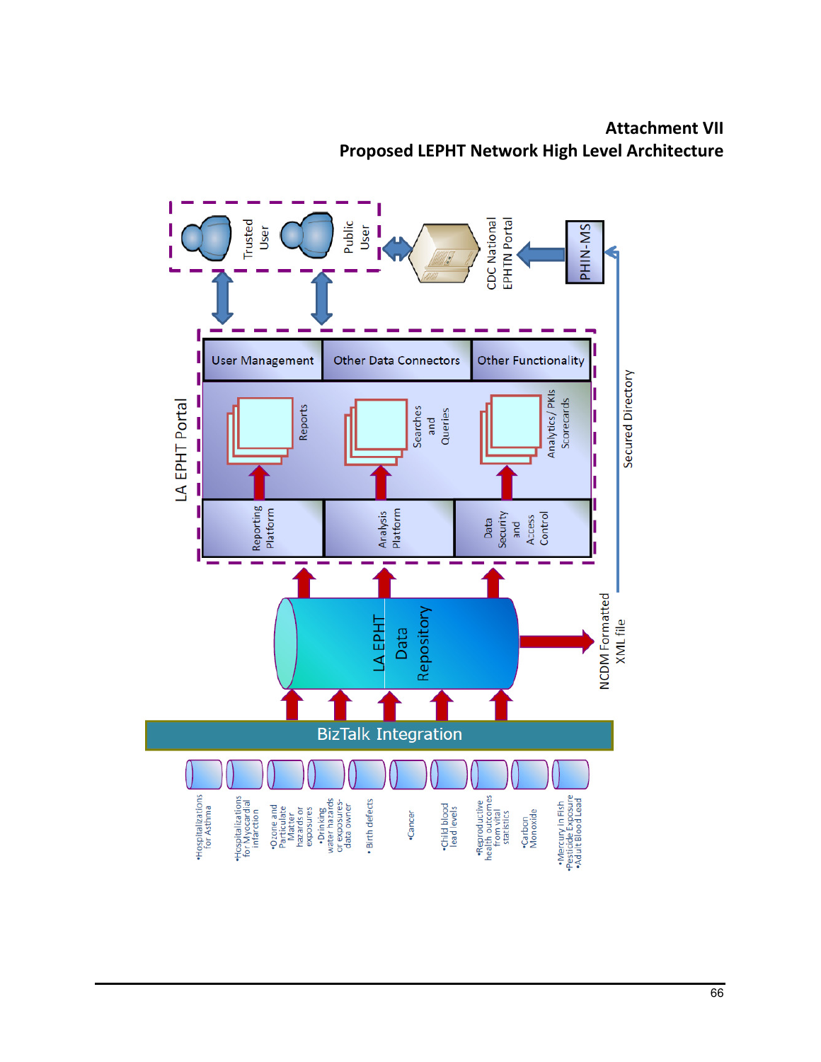# Attachment VII

## Proposed LEPHT Network High Level Architecture

Trusted User

Public User

CDC National EPHTN Portal

PHIN-MS

LA EPHT Portal

User Management | Other Data Connectors | Other Functionality

Reports

Searches and Queries

Analytics / PKIs Scorecards

Reporting Platform

Analysis Platform

Data Security and Access Control

Secured Directory

LA EPHT Data Repository

NCDM Formatted XML file

BizTalk Integration

- Hospitalizations for Asthma
- Hospitalizations for Myocardial infarction
- Ozone and Particulate Matter hazards or exposures
- Drinking water hazards or exposures- data owner
- Birth defects
- Cancer
- Child blood lead levels
- Reproductive health outcomes from vital statistics
- Carbon Monoxide
- Mercury in Fish
- Pesticide Exposure
- Adult Blood Lead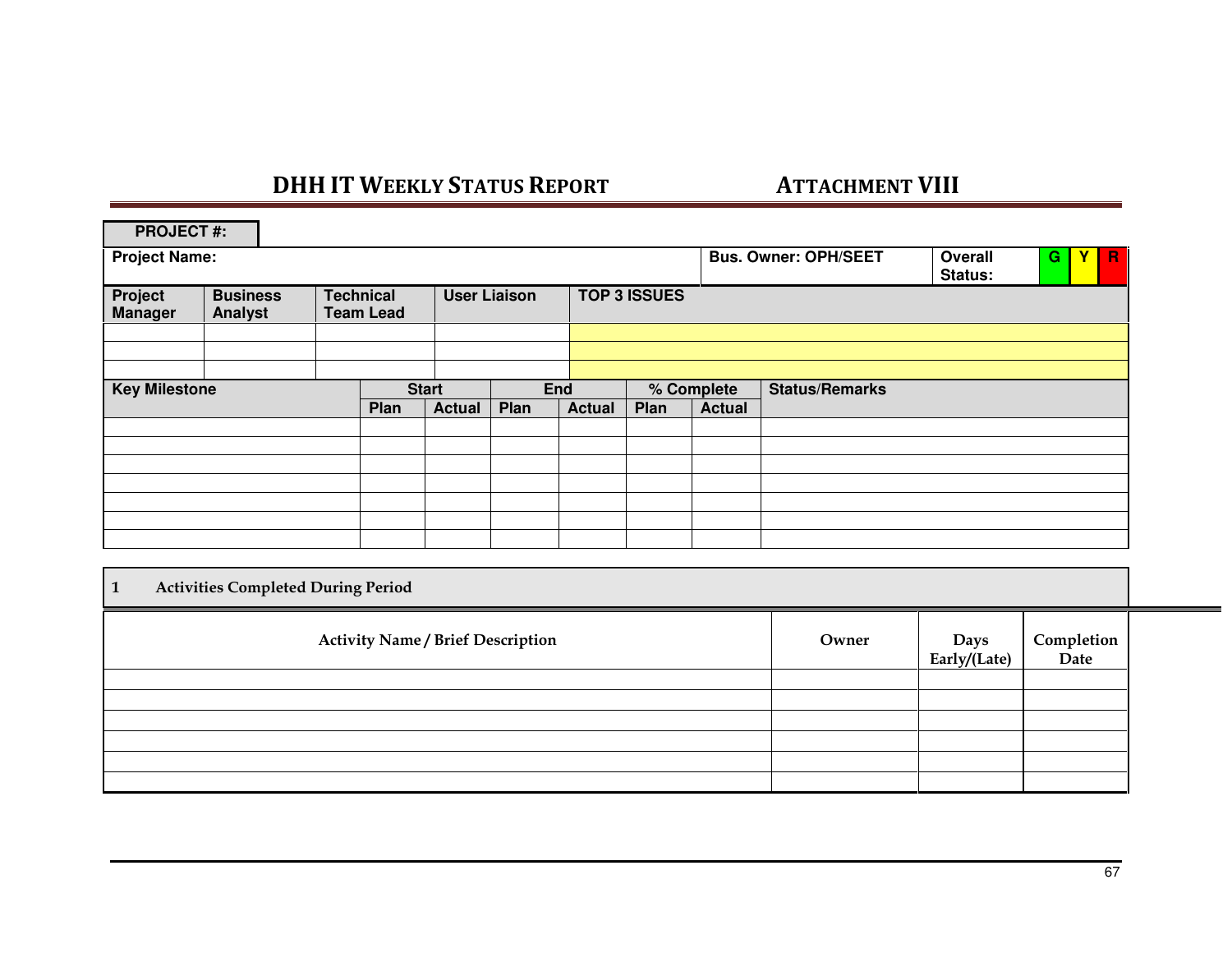# DHH IT WEEKLY STATUS REPORT

## ATTACHMENT VIII

| PROJECT #: | |
|---|---|

| Project Name: | | | | Bus. Owner: OPH/SEET | Overall Status: | G | Y | R |
|---|---|---|---|---|---|---|---|---|

| Project Manager | Business Analyst | Technical Team Lead | User Liaison | TOP 3 ISSUES |
|---|---|---|---|---|
| | | | | |
| | | | | |
| | | | | |

| Key Milestone | Start | | End | | % Complete | | Status/Remarks |
|---|---|---|---|---|---|---|---|
| | Plan | Actual | Plan | Actual | Plan | Actual | |
| | | | | | | | |
| | | | | | | | |
| | | | | | | | |
| | | | | | | | |
| | | | | | | | |
| | | | | | | | |
| | | | | | | | |

### 1 Activities Completed During Period

| Activity Name / Brief Description | Owner | Days Early/(Late) | Completion Date |
|---|---|---|---|
| | | | |
| | | | |
| | | | |
| | | | |
| | | | |
| | | | |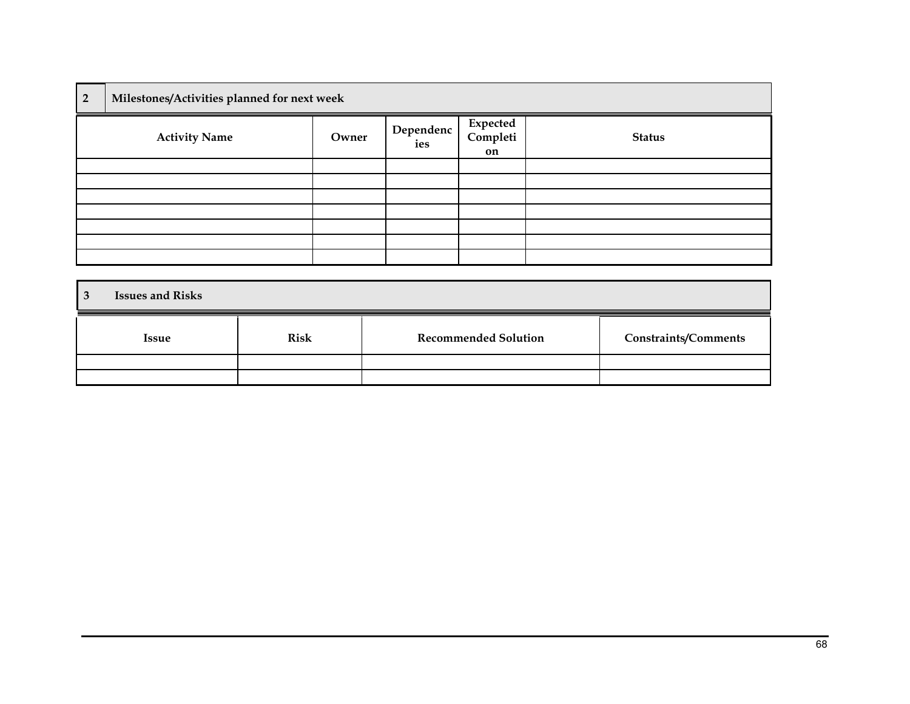## 2 Milestones/Activities planned for next week

| Activity Name | Owner | Dependencies | Expected Completion | Status |
| --- | --- | --- | --- | --- |
| | | | | |
| | | | | |
| | | | | |
| | | | | |
| | | | | |
| | | | | |
| | | | | |

## 3 Issues and Risks

| Issue | Risk | Recommended Solution | Constraints/Comments |
| --- | --- | --- | --- |
| | | | |
| | | | |